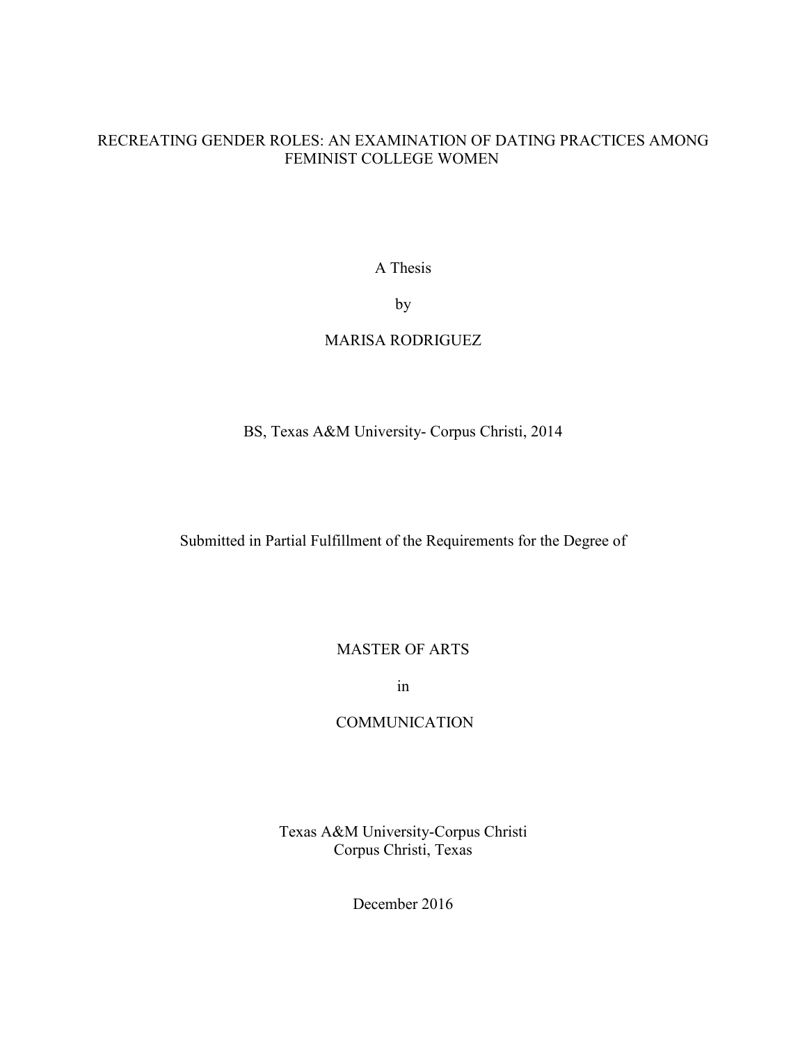# RECREATING GENDER ROLES: AN EXAMINATION OF DATING PRACTICES AMONG FEMINIST COLLEGE WOMEN

A Thesis

by

MARISA RODRIGUEZ

BS, Texas A&M University- Corpus Christi, 2014

Submitted in Partial Fulfillment of the Requirements for the Degree of

MASTER OF ARTS

in

COMMUNICATION

Texas A&M University-Corpus Christi
Corpus Christi, Texas

December 2016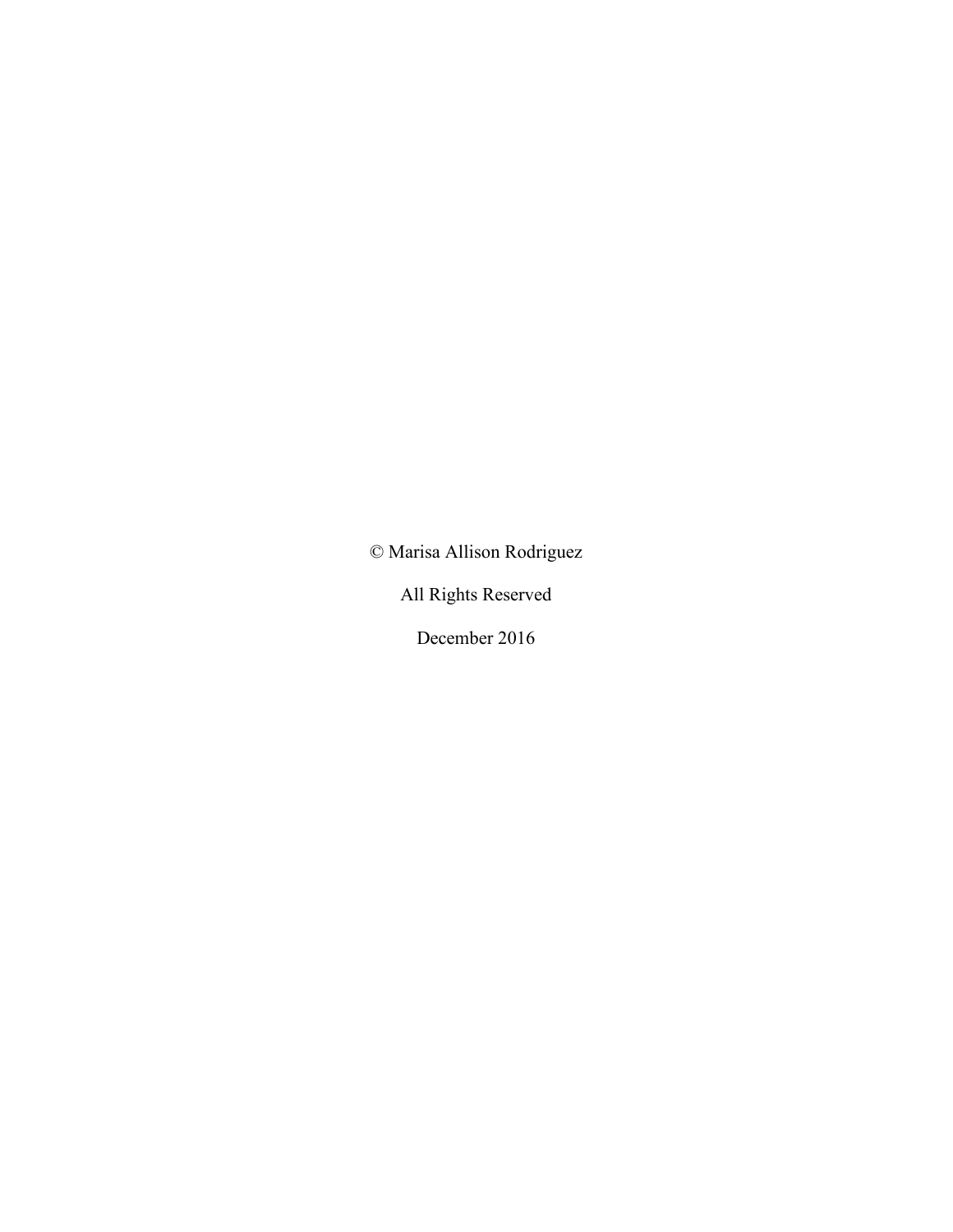© Marisa Allison Rodriguez

All Rights Reserved

December 2016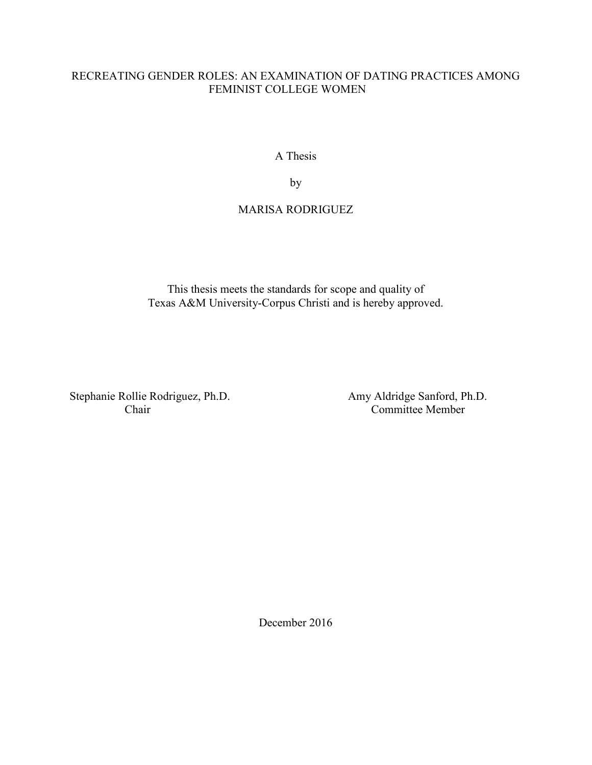RECREATING GENDER ROLES: AN EXAMINATION OF DATING PRACTICES AMONG FEMINIST COLLEGE WOMEN

A Thesis

by

MARISA RODRIGUEZ

This thesis meets the standards for scope and quality of
Texas A&M University-Corpus Christi and is hereby approved.

Stephanie Rollie Rodriguez, Ph.D.
Chair

Amy Aldridge Sanford, Ph.D.
Committee Member

December 2016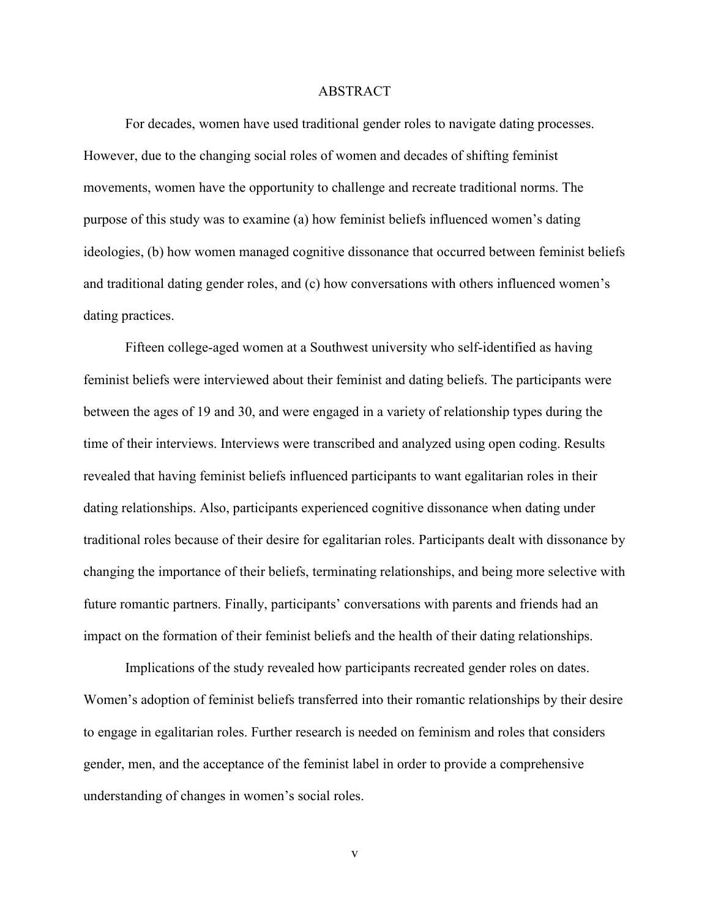# ABSTRACT

For decades, women have used traditional gender roles to navigate dating processes. However, due to the changing social roles of women and decades of shifting feminist movements, women have the opportunity to challenge and recreate traditional norms. The purpose of this study was to examine (a) how feminist beliefs influenced women's dating ideologies, (b) how women managed cognitive dissonance that occurred between feminist beliefs and traditional dating gender roles, and (c) how conversations with others influenced women's dating practices.

Fifteen college-aged women at a Southwest university who self-identified as having feminist beliefs were interviewed about their feminist and dating beliefs. The participants were between the ages of 19 and 30, and were engaged in a variety of relationship types during the time of their interviews. Interviews were transcribed and analyzed using open coding. Results revealed that having feminist beliefs influenced participants to want egalitarian roles in their dating relationships. Also, participants experienced cognitive dissonance when dating under traditional roles because of their desire for egalitarian roles. Participants dealt with dissonance by changing the importance of their beliefs, terminating relationships, and being more selective with future romantic partners. Finally, participants' conversations with parents and friends had an impact on the formation of their feminist beliefs and the health of their dating relationships.

Implications of the study revealed how participants recreated gender roles on dates. Women's adoption of feminist beliefs transferred into their romantic relationships by their desire to engage in egalitarian roles. Further research is needed on feminism and roles that considers gender, men, and the acceptance of the feminist label in order to provide a comprehensive understanding of changes in women's social roles.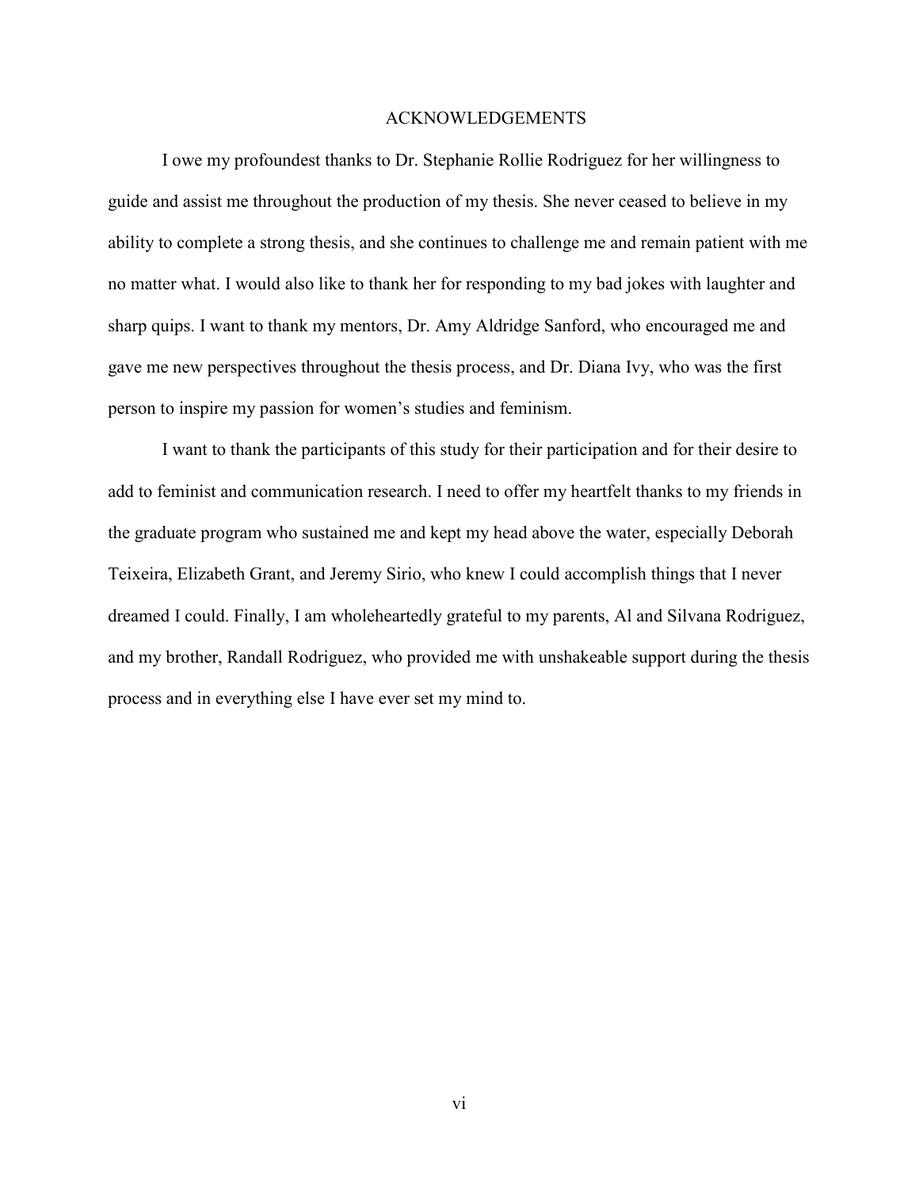# ACKNOWLEDGEMENTS

I owe my profoundest thanks to Dr. Stephanie Rollie Rodriguez for her willingness to guide and assist me throughout the production of my thesis. She never ceased to believe in my ability to complete a strong thesis, and she continues to challenge me and remain patient with me no matter what. I would also like to thank her for responding to my bad jokes with laughter and sharp quips. I want to thank my mentors, Dr. Amy Aldridge Sanford, who encouraged me and gave me new perspectives throughout the thesis process, and Dr. Diana Ivy, who was the first person to inspire my passion for women's studies and feminism.

I want to thank the participants of this study for their participation and for their desire to add to feminist and communication research. I need to offer my heartfelt thanks to my friends in the graduate program who sustained me and kept my head above the water, especially Deborah Teixeira, Elizabeth Grant, and Jeremy Sirio, who knew I could accomplish things that I never dreamed I could. Finally, I am wholeheartedly grateful to my parents, Al and Silvana Rodriguez, and my brother, Randall Rodriguez, who provided me with unshakeable support during the thesis process and in everything else I have ever set my mind to.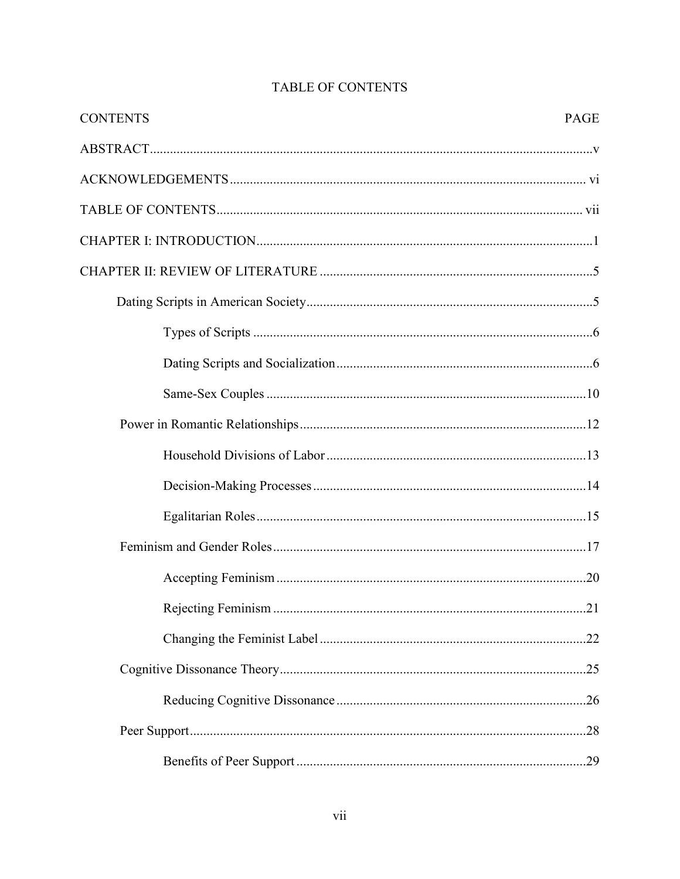# TABLE OF CONTENTS

| CONTENTS | PAGE |
| --- | --- |
| ABSTRACT | v |
| ACKNOWLEDGEMENTS | vi |
| TABLE OF CONTENTS | vii |
| CHAPTER I: INTRODUCTION | 1 |
| CHAPTER II: REVIEW OF LITERATURE | 5 |
| Dating Scripts in American Society | 5 |
| Types of Scripts | 6 |
| Dating Scripts and Socialization | 6 |
| Same-Sex Couples | 10 |
| Power in Romantic Relationships | 12 |
| Household Divisions of Labor | 13 |
| Decision-Making Processes | 14 |
| Egalitarian Roles | 15 |
| Feminism and Gender Roles | 17 |
| Accepting Feminism | 20 |
| Rejecting Feminism | 21 |
| Changing the Feminist Label | 22 |
| Cognitive Dissonance Theory | 25 |
| Reducing Cognitive Dissonance | 26 |
| Peer Support | 28 |
| Benefits of Peer Support | 29 |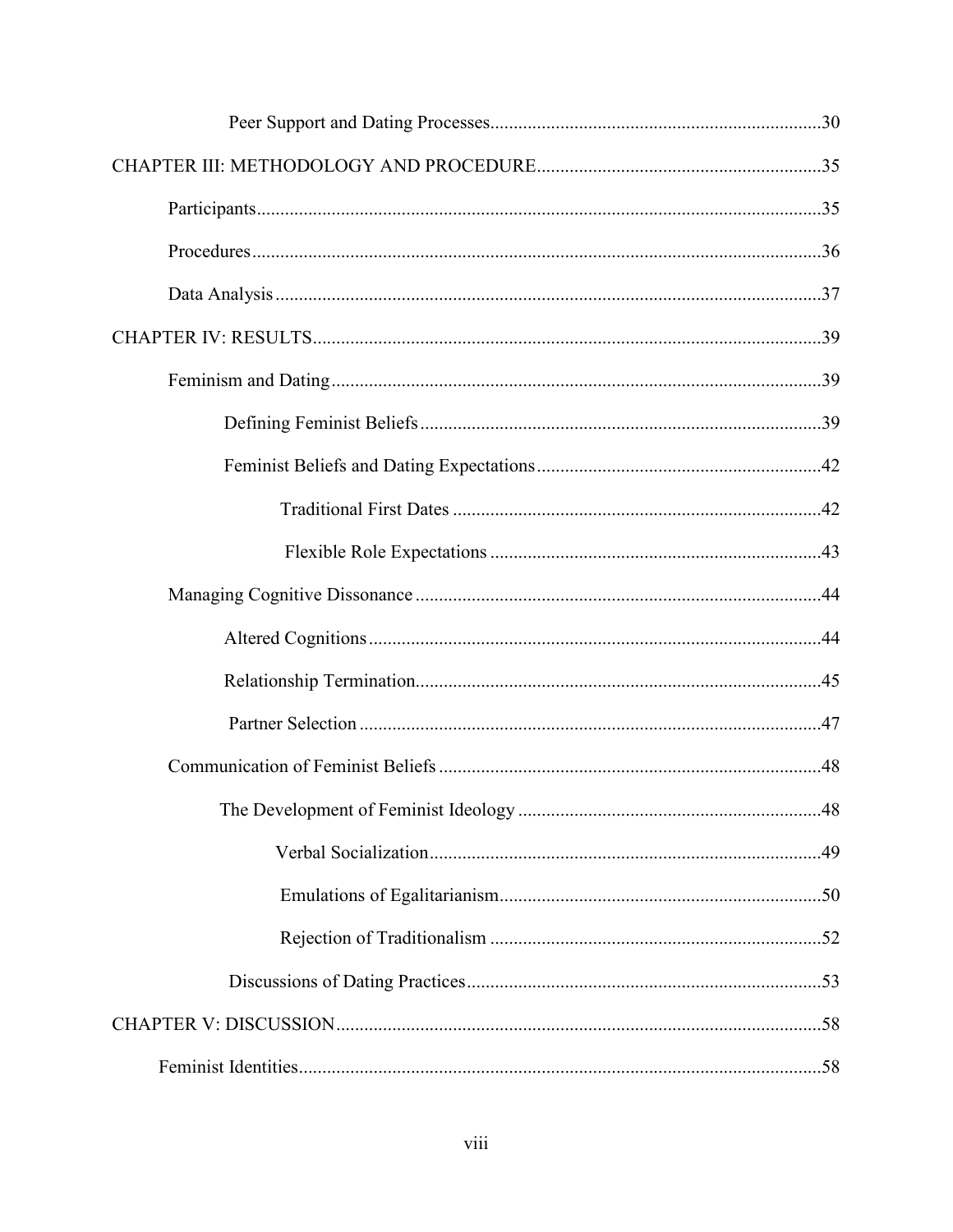Peer Support and Dating Processes......................................................................30

CHAPTER III: METHODOLOGY AND PROCEDURE............................................................35

Participants.......................................................................................................................35

Procedures.........................................................................................................................36

Data Analysis....................................................................................................................37

CHAPTER IV: RESULTS............................................................................................................39

Feminism and Dating........................................................................................................39

Defining Feminist Beliefs.....................................................................................39

Feminist Beliefs and Dating Expectations............................................................42

Traditional First Dates..............................................................................42

Flexible Role Expectations......................................................................43

Managing Cognitive Dissonance......................................................................................44

Altered Cognitions................................................................................................44

Relationship Termination......................................................................................45

Partner Selection..................................................................................................47

Communication of Feminist Beliefs.................................................................................48

The Development of Feminist Ideology................................................................48

Verbal Socialization..................................................................................49

Emulations of Egalitarianism....................................................................50

Rejection of Traditionalism......................................................................52

Discussions of Dating Practices...........................................................................53

CHAPTER V: DISCUSSION.......................................................................................................58

Feminist Identities..............................................................................................................58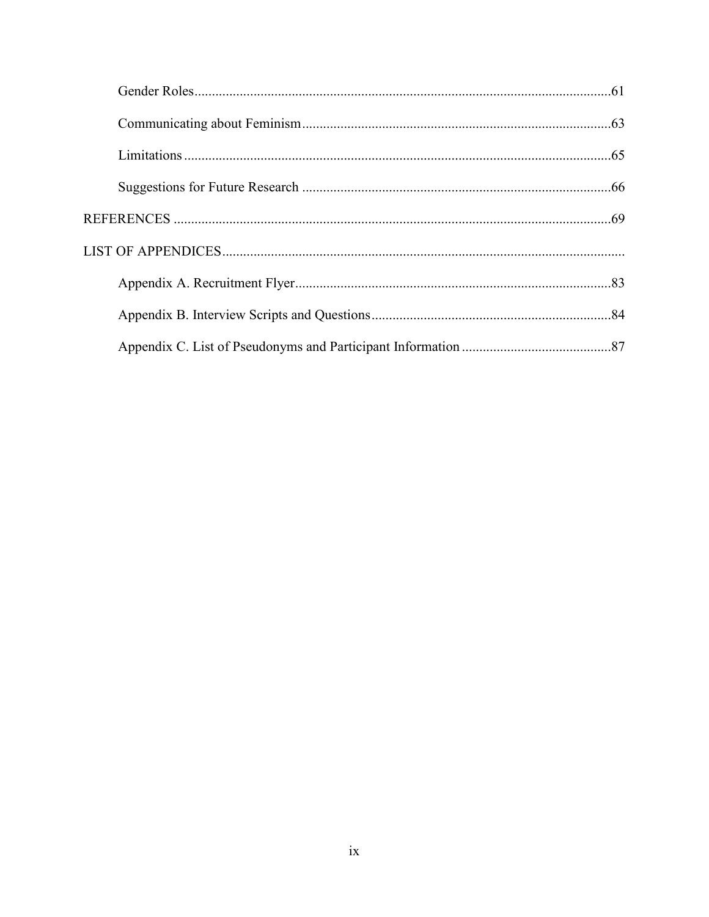Gender Roles .......................................................................................................................61

Communicating about Feminism ........................................................................................63

Limitations ..........................................................................................................................65

Suggestions for Future Research ........................................................................................66

REFERENCES .............................................................................................................................69

LIST OF APPENDICES ..................................................................................................................

Appendix A. Recruitment Flyer ..........................................................................................83

Appendix B. Interview Scripts and Questions ....................................................................84

Appendix C. List of Pseudonyms and Participant Information ..........................................87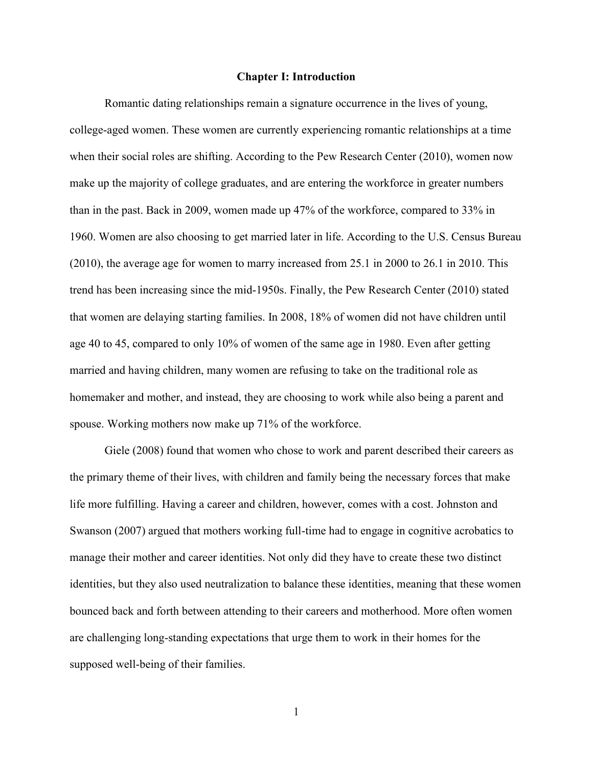# Chapter I: Introduction

Romantic dating relationships remain a signature occurrence in the lives of young, college-aged women. These women are currently experiencing romantic relationships at a time when their social roles are shifting. According to the Pew Research Center (2010), women now make up the majority of college graduates, and are entering the workforce in greater numbers than in the past. Back in 2009, women made up 47% of the workforce, compared to 33% in 1960. Women are also choosing to get married later in life. According to the U.S. Census Bureau (2010), the average age for women to marry increased from 25.1 in 2000 to 26.1 in 2010. This trend has been increasing since the mid-1950s. Finally, the Pew Research Center (2010) stated that women are delaying starting families. In 2008, 18% of women did not have children until age 40 to 45, compared to only 10% of women of the same age in 1980. Even after getting married and having children, many women are refusing to take on the traditional role as homemaker and mother, and instead, they are choosing to work while also being a parent and spouse. Working mothers now make up 71% of the workforce.

Giele (2008) found that women who chose to work and parent described their careers as the primary theme of their lives, with children and family being the necessary forces that make life more fulfilling. Having a career and children, however, comes with a cost. Johnston and Swanson (2007) argued that mothers working full-time had to engage in cognitive acrobatics to manage their mother and career identities. Not only did they have to create these two distinct identities, but they also used neutralization to balance these identities, meaning that these women bounced back and forth between attending to their careers and motherhood. More often women are challenging long-standing expectations that urge them to work in their homes for the supposed well-being of their families.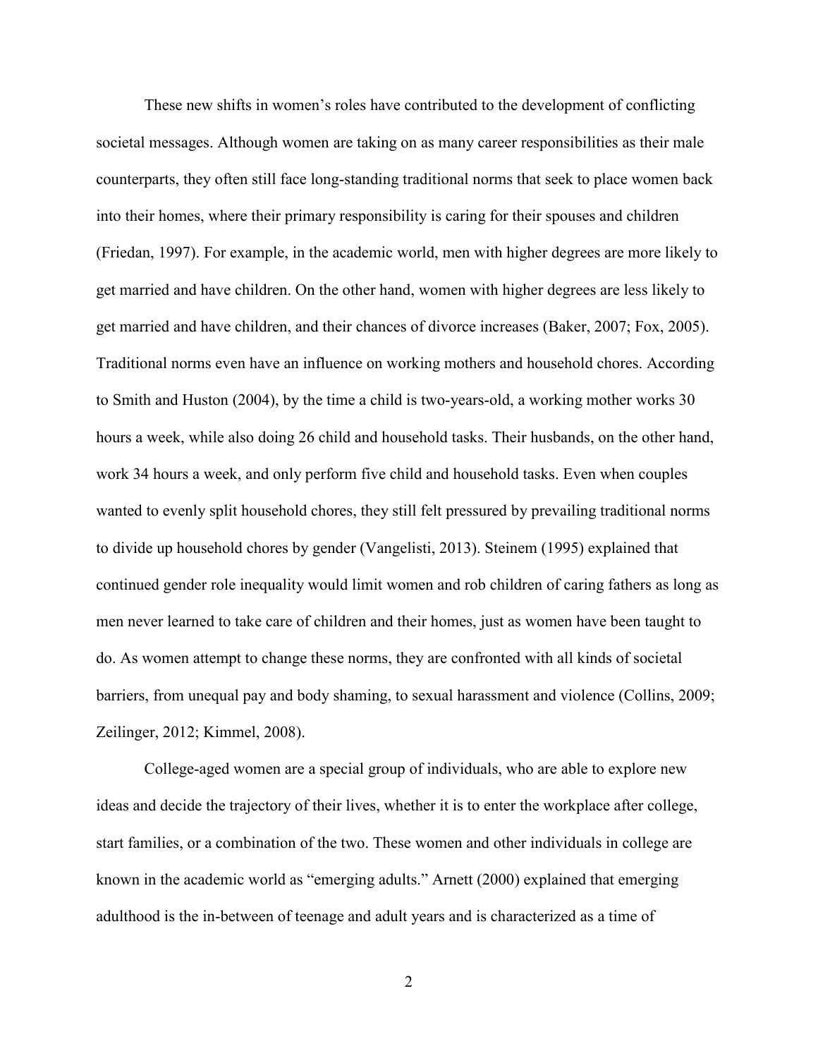These new shifts in women's roles have contributed to the development of conflicting societal messages. Although women are taking on as many career responsibilities as their male counterparts, they often still face long-standing traditional norms that seek to place women back into their homes, where their primary responsibility is caring for their spouses and children (Friedan, 1997). For example, in the academic world, men with higher degrees are more likely to get married and have children. On the other hand, women with higher degrees are less likely to get married and have children, and their chances of divorce increases (Baker, 2007; Fox, 2005). Traditional norms even have an influence on working mothers and household chores. According to Smith and Huston (2004), by the time a child is two-years-old, a working mother works 30 hours a week, while also doing 26 child and household tasks. Their husbands, on the other hand, work 34 hours a week, and only perform five child and household tasks. Even when couples wanted to evenly split household chores, they still felt pressured by prevailing traditional norms to divide up household chores by gender (Vangelisti, 2013). Steinem (1995) explained that continued gender role inequality would limit women and rob children of caring fathers as long as men never learned to take care of children and their homes, just as women have been taught to do. As women attempt to change these norms, they are confronted with all kinds of societal barriers, from unequal pay and body shaming, to sexual harassment and violence (Collins, 2009; Zeilinger, 2012; Kimmel, 2008).

College-aged women are a special group of individuals, who are able to explore new ideas and decide the trajectory of their lives, whether it is to enter the workplace after college, start families, or a combination of the two. These women and other individuals in college are known in the academic world as "emerging adults." Arnett (2000) explained that emerging adulthood is the in-between of teenage and adult years and is characterized as a time of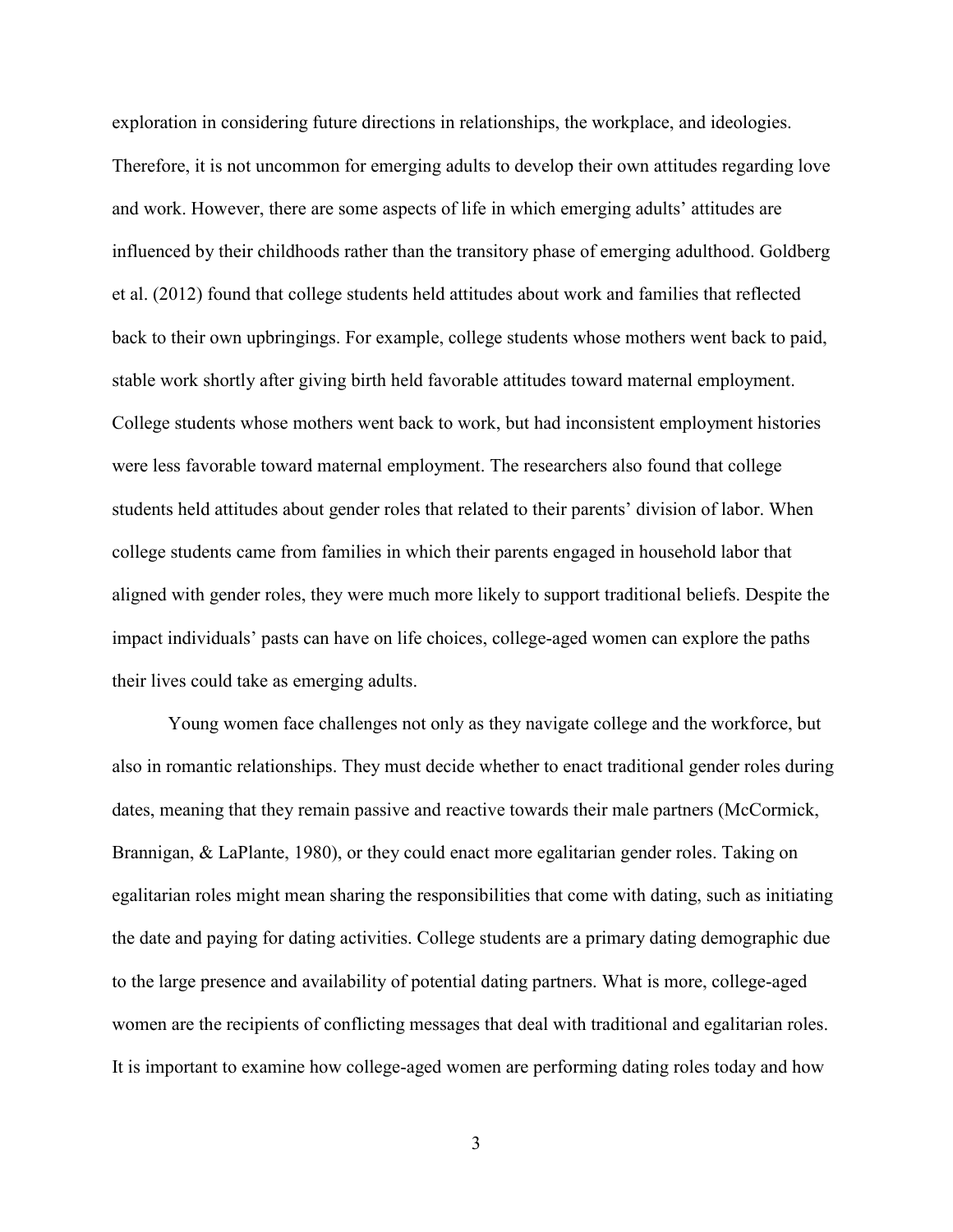exploration in considering future directions in relationships, the workplace, and ideologies. Therefore, it is not uncommon for emerging adults to develop their own attitudes regarding love and work. However, there are some aspects of life in which emerging adults' attitudes are influenced by their childhoods rather than the transitory phase of emerging adulthood. Goldberg et al. (2012) found that college students held attitudes about work and families that reflected back to their own upbringings. For example, college students whose mothers went back to paid, stable work shortly after giving birth held favorable attitudes toward maternal employment. College students whose mothers went back to work, but had inconsistent employment histories were less favorable toward maternal employment. The researchers also found that college students held attitudes about gender roles that related to their parents' division of labor. When college students came from families in which their parents engaged in household labor that aligned with gender roles, they were much more likely to support traditional beliefs. Despite the impact individuals' pasts can have on life choices, college-aged women can explore the paths their lives could take as emerging adults.

Young women face challenges not only as they navigate college and the workforce, but also in romantic relationships. They must decide whether to enact traditional gender roles during dates, meaning that they remain passive and reactive towards their male partners (McCormick, Brannigan, & LaPlante, 1980), or they could enact more egalitarian gender roles. Taking on egalitarian roles might mean sharing the responsibilities that come with dating, such as initiating the date and paying for dating activities. College students are a primary dating demographic due to the large presence and availability of potential dating partners. What is more, college-aged women are the recipients of conflicting messages that deal with traditional and egalitarian roles. It is important to examine how college-aged women are performing dating roles today and how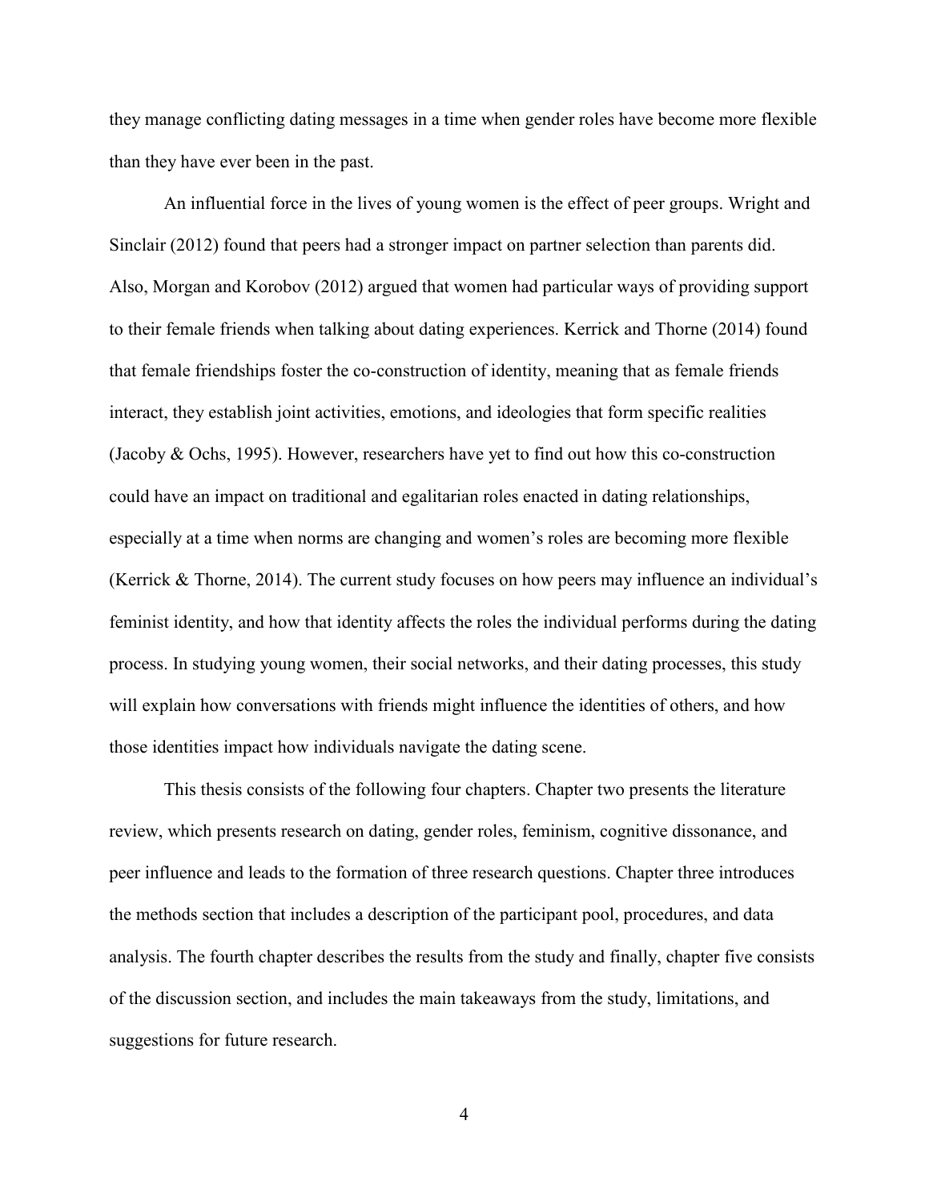they manage conflicting dating messages in a time when gender roles have become more flexible than they have ever been in the past.

An influential force in the lives of young women is the effect of peer groups. Wright and Sinclair (2012) found that peers had a stronger impact on partner selection than parents did. Also, Morgan and Korobov (2012) argued that women had particular ways of providing support to their female friends when talking about dating experiences. Kerrick and Thorne (2014) found that female friendships foster the co-construction of identity, meaning that as female friends interact, they establish joint activities, emotions, and ideologies that form specific realities (Jacoby & Ochs, 1995). However, researchers have yet to find out how this co-construction could have an impact on traditional and egalitarian roles enacted in dating relationships, especially at a time when norms are changing and women's roles are becoming more flexible (Kerrick & Thorne, 2014). The current study focuses on how peers may influence an individual's feminist identity, and how that identity affects the roles the individual performs during the dating process. In studying young women, their social networks, and their dating processes, this study will explain how conversations with friends might influence the identities of others, and how those identities impact how individuals navigate the dating scene.

This thesis consists of the following four chapters. Chapter two presents the literature review, which presents research on dating, gender roles, feminism, cognitive dissonance, and peer influence and leads to the formation of three research questions. Chapter three introduces the methods section that includes a description of the participant pool, procedures, and data analysis. The fourth chapter describes the results from the study and finally, chapter five consists of the discussion section, and includes the main takeaways from the study, limitations, and suggestions for future research.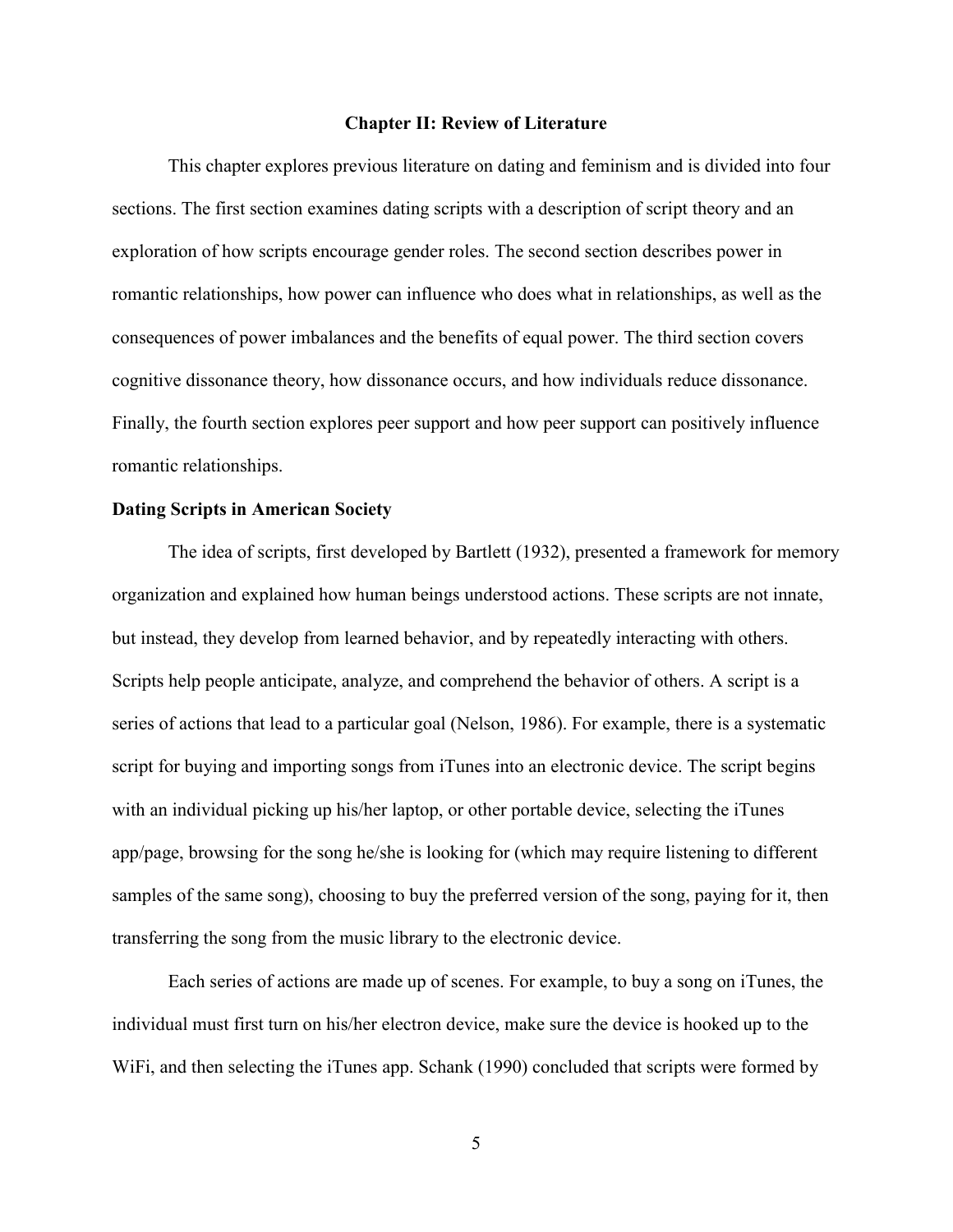## Chapter II: Review of Literature

This chapter explores previous literature on dating and feminism and is divided into four sections. The first section examines dating scripts with a description of script theory and an exploration of how scripts encourage gender roles. The second section describes power in romantic relationships, how power can influence who does what in relationships, as well as the consequences of power imbalances and the benefits of equal power. The third section covers cognitive dissonance theory, how dissonance occurs, and how individuals reduce dissonance. Finally, the fourth section explores peer support and how peer support can positively influence romantic relationships.

### Dating Scripts in American Society

The idea of scripts, first developed by Bartlett (1932), presented a framework for memory organization and explained how human beings understood actions. These scripts are not innate, but instead, they develop from learned behavior, and by repeatedly interacting with others. Scripts help people anticipate, analyze, and comprehend the behavior of others. A script is a series of actions that lead to a particular goal (Nelson, 1986). For example, there is a systematic script for buying and importing songs from iTunes into an electronic device. The script begins with an individual picking up his/her laptop, or other portable device, selecting the iTunes app/page, browsing for the song he/she is looking for (which may require listening to different samples of the same song), choosing to buy the preferred version of the song, paying for it, then transferring the song from the music library to the electronic device.

Each series of actions are made up of scenes. For example, to buy a song on iTunes, the individual must first turn on his/her electron device, make sure the device is hooked up to the WiFi, and then selecting the iTunes app. Schank (1990) concluded that scripts were formed by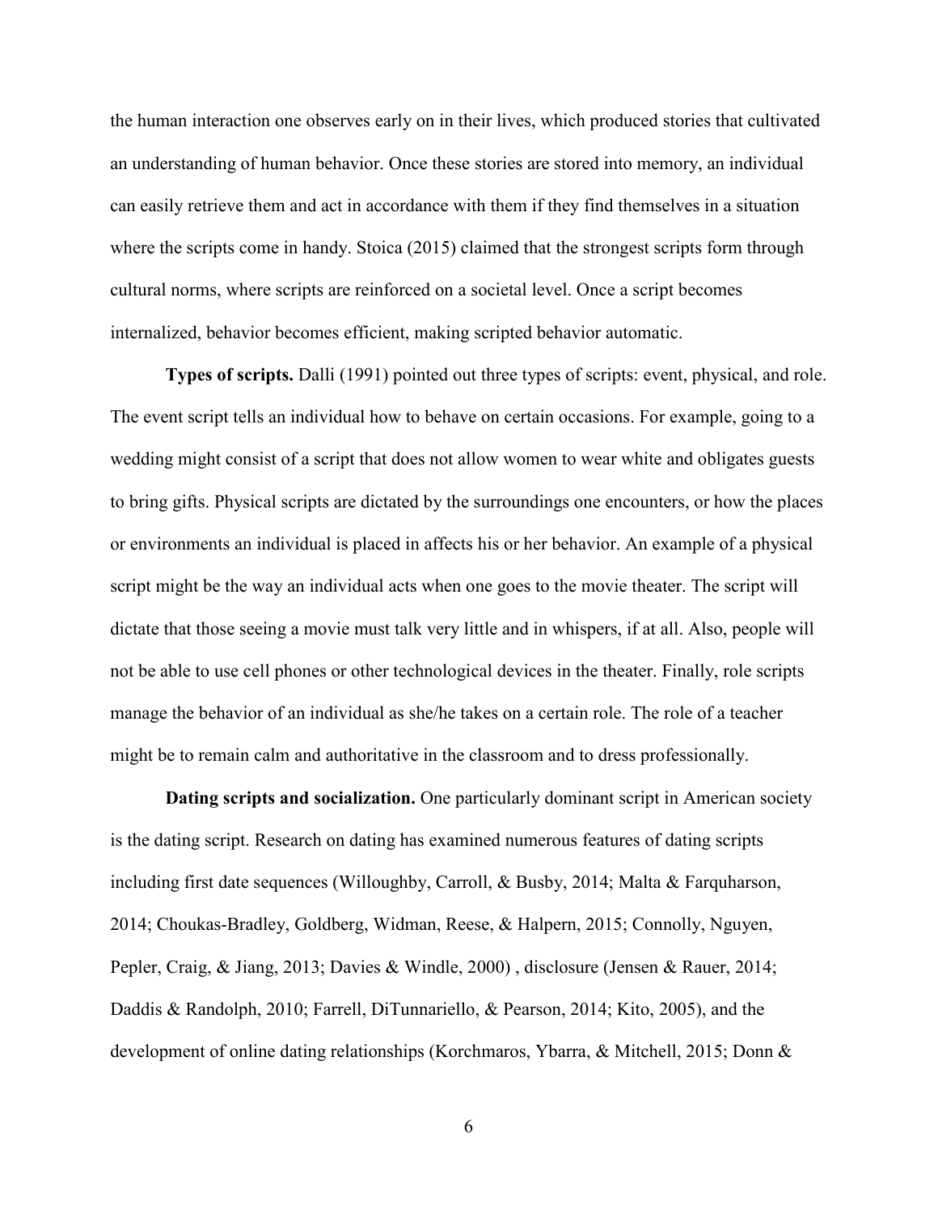the human interaction one observes early on in their lives, which produced stories that cultivated an understanding of human behavior. Once these stories are stored into memory, an individual can easily retrieve them and act in accordance with them if they find themselves in a situation where the scripts come in handy. Stoica (2015) claimed that the strongest scripts form through cultural norms, where scripts are reinforced on a societal level. Once a script becomes internalized, behavior becomes efficient, making scripted behavior automatic.

**Types of scripts.** Dalli (1991) pointed out three types of scripts: event, physical, and role. The event script tells an individual how to behave on certain occasions. For example, going to a wedding might consist of a script that does not allow women to wear white and obligates guests to bring gifts. Physical scripts are dictated by the surroundings one encounters, or how the places or environments an individual is placed in affects his or her behavior. An example of a physical script might be the way an individual acts when one goes to the movie theater. The script will dictate that those seeing a movie must talk very little and in whispers, if at all. Also, people will not be able to use cell phones or other technological devices in the theater. Finally, role scripts manage the behavior of an individual as she/he takes on a certain role. The role of a teacher might be to remain calm and authoritative in the classroom and to dress professionally.

**Dating scripts and socialization.** One particularly dominant script in American society is the dating script. Research on dating has examined numerous features of dating scripts including first date sequences (Willoughby, Carroll, & Busby, 2014; Malta & Farquharson, 2014; Choukas-Bradley, Goldberg, Widman, Reese, & Halpern, 2015; Connolly, Nguyen, Pepler, Craig, & Jiang, 2013; Davies & Windle, 2000) , disclosure (Jensen & Rauer, 2014; Daddis & Randolph, 2010; Farrell, DiTunnariello, & Pearson, 2014; Kito, 2005), and the development of online dating relationships (Korchmaros, Ybarra, & Mitchell, 2015; Donn &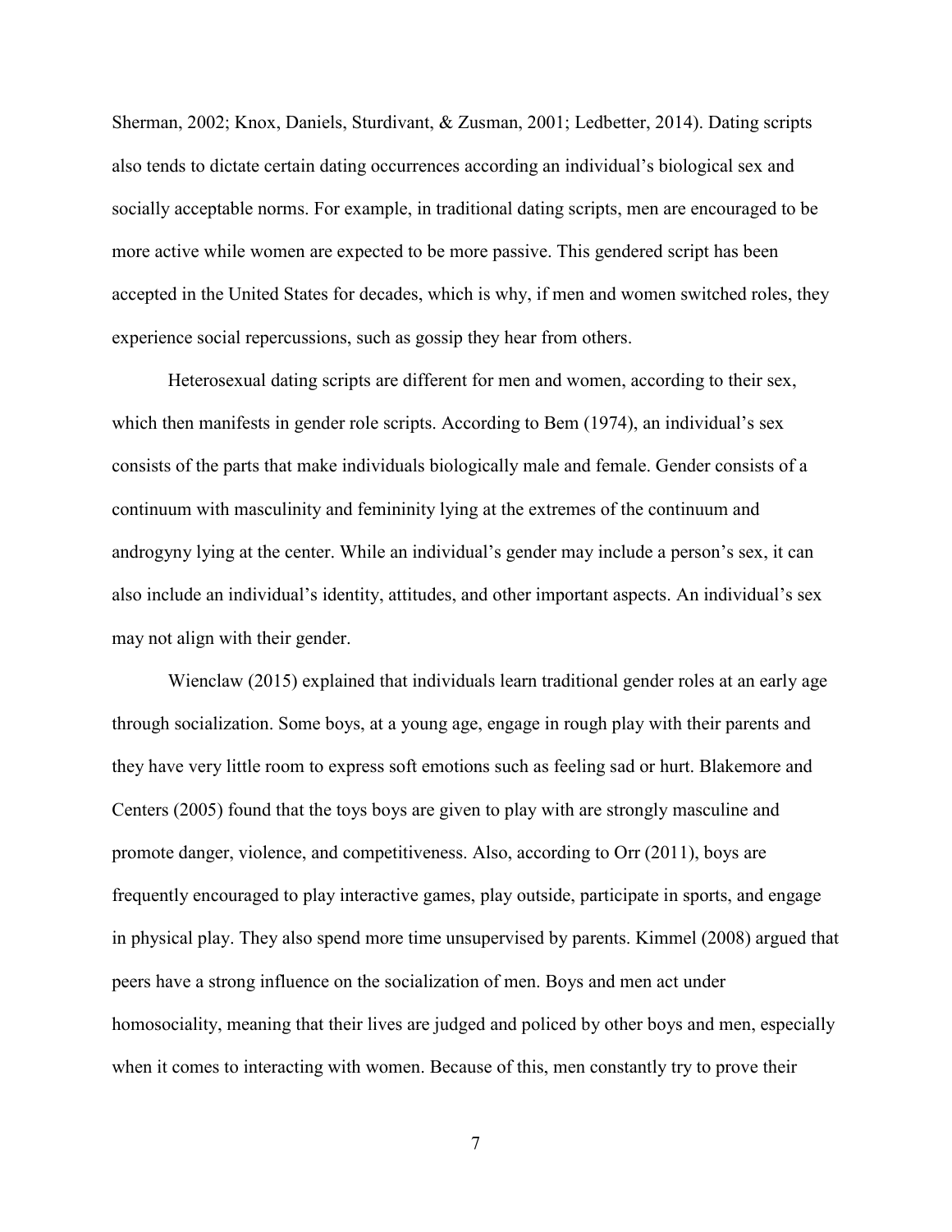Sherman, 2002; Knox, Daniels, Sturdivant, & Zusman, 2001; Ledbetter, 2014). Dating scripts also tends to dictate certain dating occurrences according an individual's biological sex and socially acceptable norms. For example, in traditional dating scripts, men are encouraged to be more active while women are expected to be more passive. This gendered script has been accepted in the United States for decades, which is why, if men and women switched roles, they experience social repercussions, such as gossip they hear from others.

Heterosexual dating scripts are different for men and women, according to their sex, which then manifests in gender role scripts. According to Bem (1974), an individual's sex consists of the parts that make individuals biologically male and female. Gender consists of a continuum with masculinity and femininity lying at the extremes of the continuum and androgyny lying at the center. While an individual's gender may include a person's sex, it can also include an individual's identity, attitudes, and other important aspects. An individual's sex may not align with their gender.

Wienclaw (2015) explained that individuals learn traditional gender roles at an early age through socialization. Some boys, at a young age, engage in rough play with their parents and they have very little room to express soft emotions such as feeling sad or hurt. Blakemore and Centers (2005) found that the toys boys are given to play with are strongly masculine and promote danger, violence, and competitiveness. Also, according to Orr (2011), boys are frequently encouraged to play interactive games, play outside, participate in sports, and engage in physical play. They also spend more time unsupervised by parents. Kimmel (2008) argued that peers have a strong influence on the socialization of men. Boys and men act under homosociality, meaning that their lives are judged and policed by other boys and men, especially when it comes to interacting with women. Because of this, men constantly try to prove their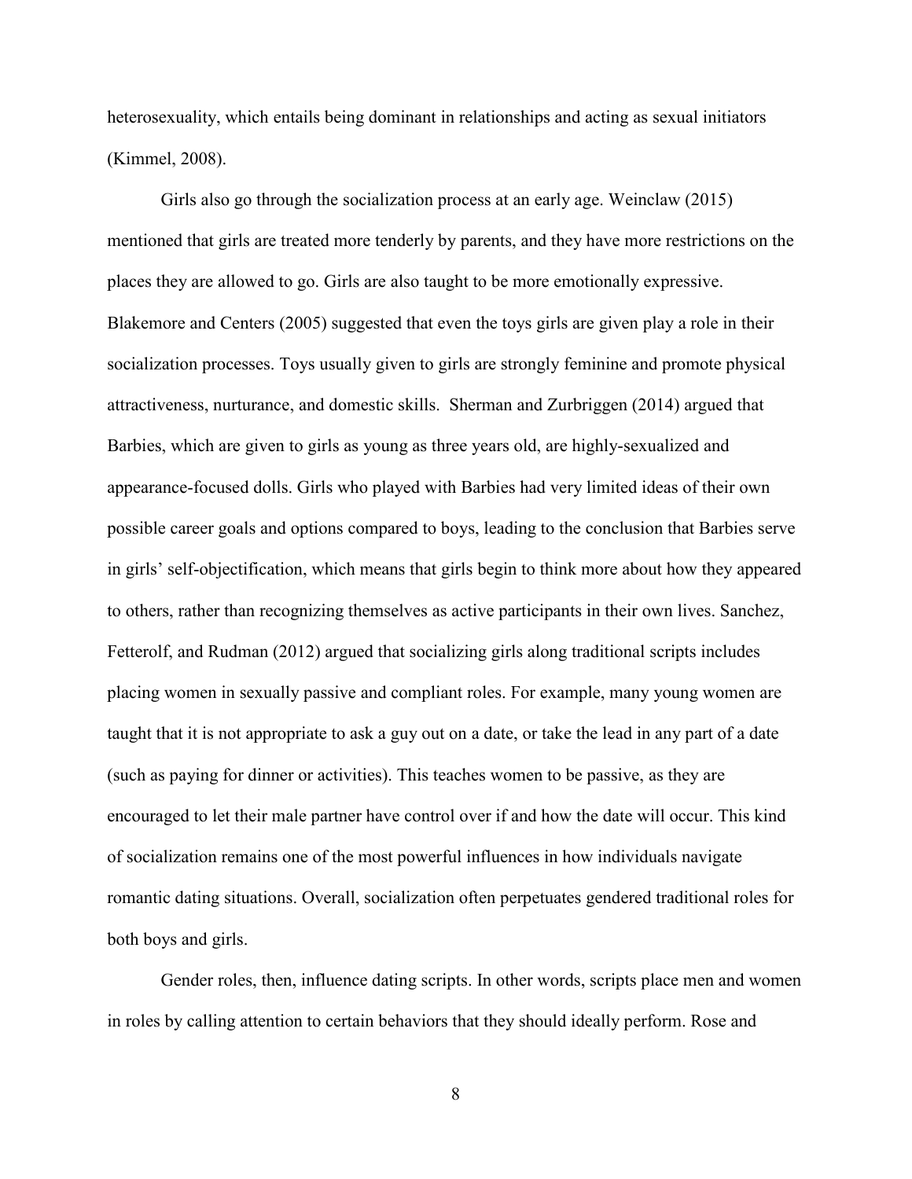heterosexuality, which entails being dominant in relationships and acting as sexual initiators (Kimmel, 2008).

Girls also go through the socialization process at an early age. Weinclaw (2015) mentioned that girls are treated more tenderly by parents, and they have more restrictions on the places they are allowed to go. Girls are also taught to be more emotionally expressive. Blakemore and Centers (2005) suggested that even the toys girls are given play a role in their socialization processes. Toys usually given to girls are strongly feminine and promote physical attractiveness, nurturance, and domestic skills. Sherman and Zurbriggen (2014) argued that Barbies, which are given to girls as young as three years old, are highly-sexualized and appearance-focused dolls. Girls who played with Barbies had very limited ideas of their own possible career goals and options compared to boys, leading to the conclusion that Barbies serve in girls' self-objectification, which means that girls begin to think more about how they appeared to others, rather than recognizing themselves as active participants in their own lives. Sanchez, Fetterolf, and Rudman (2012) argued that socializing girls along traditional scripts includes placing women in sexually passive and compliant roles. For example, many young women are taught that it is not appropriate to ask a guy out on a date, or take the lead in any part of a date (such as paying for dinner or activities). This teaches women to be passive, as they are encouraged to let their male partner have control over if and how the date will occur. This kind of socialization remains one of the most powerful influences in how individuals navigate romantic dating situations. Overall, socialization often perpetuates gendered traditional roles for both boys and girls.

Gender roles, then, influence dating scripts. In other words, scripts place men and women in roles by calling attention to certain behaviors that they should ideally perform. Rose and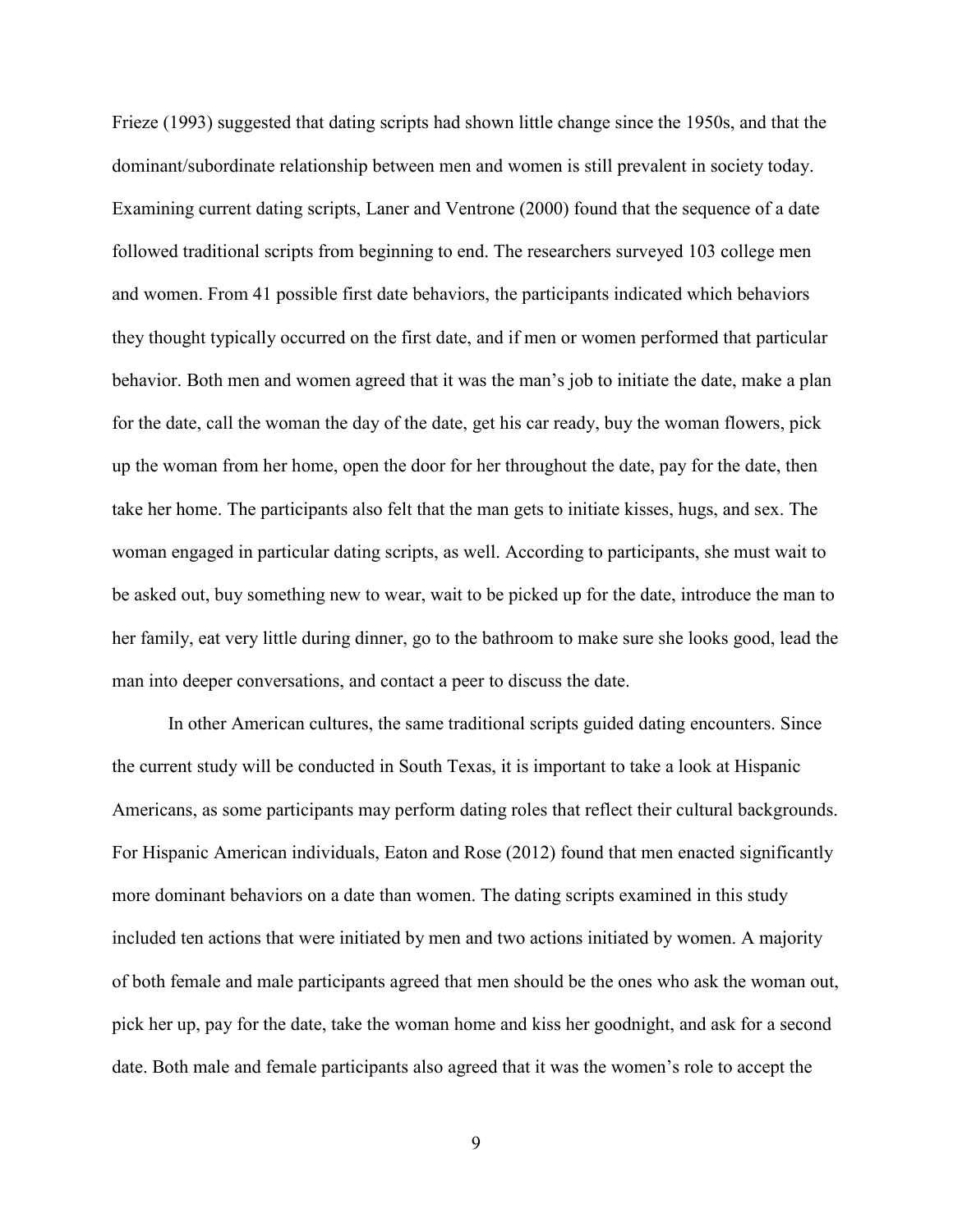Frieze (1993) suggested that dating scripts had shown little change since the 1950s, and that the dominant/subordinate relationship between men and women is still prevalent in society today. Examining current dating scripts, Laner and Ventrone (2000) found that the sequence of a date followed traditional scripts from beginning to end. The researchers surveyed 103 college men and women. From 41 possible first date behaviors, the participants indicated which behaviors they thought typically occurred on the first date, and if men or women performed that particular behavior. Both men and women agreed that it was the man's job to initiate the date, make a plan for the date, call the woman the day of the date, get his car ready, buy the woman flowers, pick up the woman from her home, open the door for her throughout the date, pay for the date, then take her home. The participants also felt that the man gets to initiate kisses, hugs, and sex. The woman engaged in particular dating scripts, as well. According to participants, she must wait to be asked out, buy something new to wear, wait to be picked up for the date, introduce the man to her family, eat very little during dinner, go to the bathroom to make sure she looks good, lead the man into deeper conversations, and contact a peer to discuss the date.

In other American cultures, the same traditional scripts guided dating encounters. Since the current study will be conducted in South Texas, it is important to take a look at Hispanic Americans, as some participants may perform dating roles that reflect their cultural backgrounds. For Hispanic American individuals, Eaton and Rose (2012) found that men enacted significantly more dominant behaviors on a date than women. The dating scripts examined in this study included ten actions that were initiated by men and two actions initiated by women. A majority of both female and male participants agreed that men should be the ones who ask the woman out, pick her up, pay for the date, take the woman home and kiss her goodnight, and ask for a second date. Both male and female participants also agreed that it was the women's role to accept the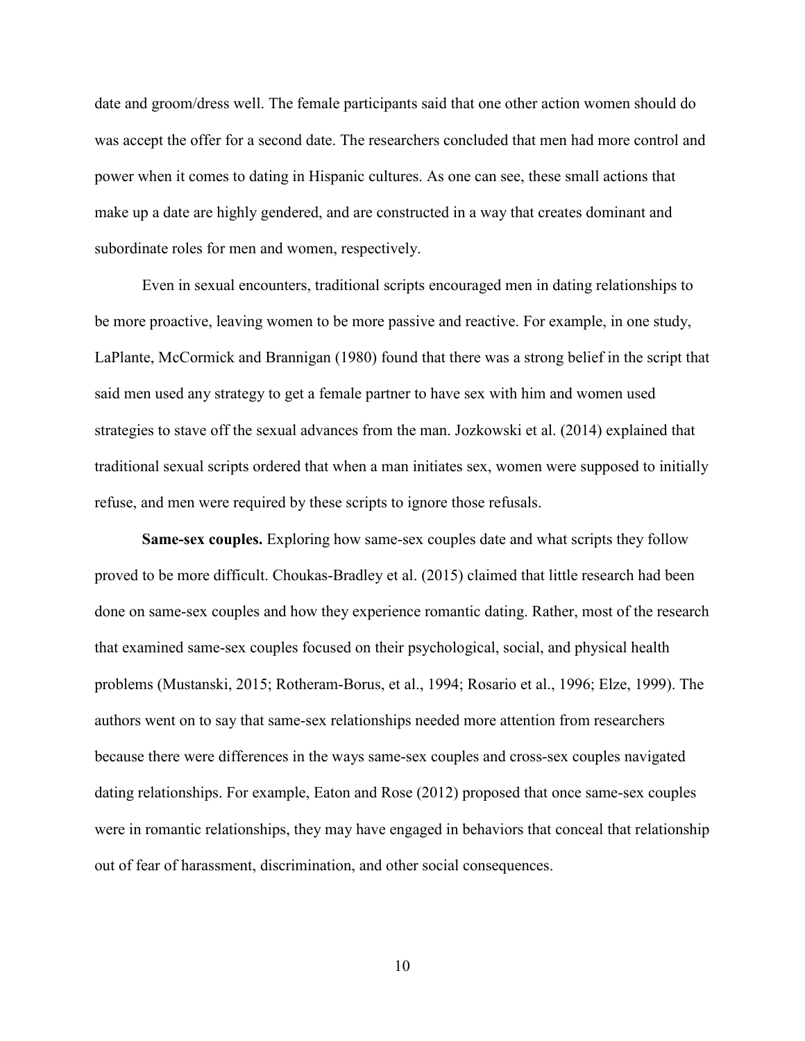date and groom/dress well. The female participants said that one other action women should do was accept the offer for a second date. The researchers concluded that men had more control and power when it comes to dating in Hispanic cultures. As one can see, these small actions that make up a date are highly gendered, and are constructed in a way that creates dominant and subordinate roles for men and women, respectively.

Even in sexual encounters, traditional scripts encouraged men in dating relationships to be more proactive, leaving women to be more passive and reactive. For example, in one study, LaPlante, McCormick and Brannigan (1980) found that there was a strong belief in the script that said men used any strategy to get a female partner to have sex with him and women used strategies to stave off the sexual advances from the man. Jozkowski et al. (2014) explained that traditional sexual scripts ordered that when a man initiates sex, women were supposed to initially refuse, and men were required by these scripts to ignore those refusals.

**Same-sex couples.** Exploring how same-sex couples date and what scripts they follow proved to be more difficult. Choukas-Bradley et al. (2015) claimed that little research had been done on same-sex couples and how they experience romantic dating. Rather, most of the research that examined same-sex couples focused on their psychological, social, and physical health problems (Mustanski, 2015; Rotheram-Borus, et al., 1994; Rosario et al., 1996; Elze, 1999). The authors went on to say that same-sex relationships needed more attention from researchers because there were differences in the ways same-sex couples and cross-sex couples navigated dating relationships. For example, Eaton and Rose (2012) proposed that once same-sex couples were in romantic relationships, they may have engaged in behaviors that conceal that relationship out of fear of harassment, discrimination, and other social consequences.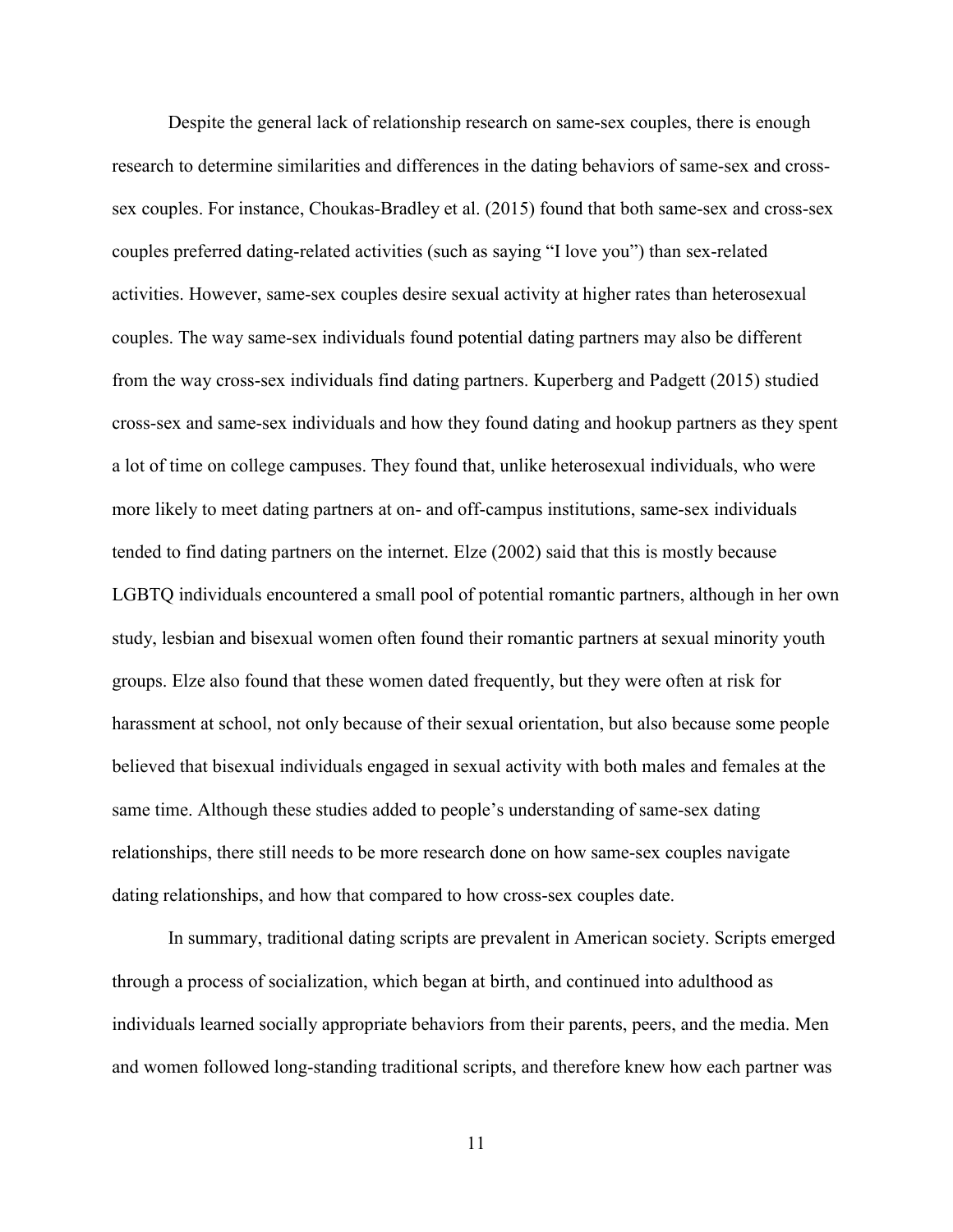Despite the general lack of relationship research on same-sex couples, there is enough research to determine similarities and differences in the dating behaviors of same-sex and cross-sex couples. For instance, Choukas-Bradley et al. (2015) found that both same-sex and cross-sex couples preferred dating-related activities (such as saying "I love you") than sex-related activities. However, same-sex couples desire sexual activity at higher rates than heterosexual couples. The way same-sex individuals found potential dating partners may also be different from the way cross-sex individuals find dating partners. Kuperberg and Padgett (2015) studied cross-sex and same-sex individuals and how they found dating and hookup partners as they spent a lot of time on college campuses. They found that, unlike heterosexual individuals, who were more likely to meet dating partners at on- and off-campus institutions, same-sex individuals tended to find dating partners on the internet. Elze (2002) said that this is mostly because LGBTQ individuals encountered a small pool of potential romantic partners, although in her own study, lesbian and bisexual women often found their romantic partners at sexual minority youth groups. Elze also found that these women dated frequently, but they were often at risk for harassment at school, not only because of their sexual orientation, but also because some people believed that bisexual individuals engaged in sexual activity with both males and females at the same time. Although these studies added to people's understanding of same-sex dating relationships, there still needs to be more research done on how same-sex couples navigate dating relationships, and how that compared to how cross-sex couples date.

In summary, traditional dating scripts are prevalent in American society. Scripts emerged through a process of socialization, which began at birth, and continued into adulthood as individuals learned socially appropriate behaviors from their parents, peers, and the media. Men and women followed long-standing traditional scripts, and therefore knew how each partner was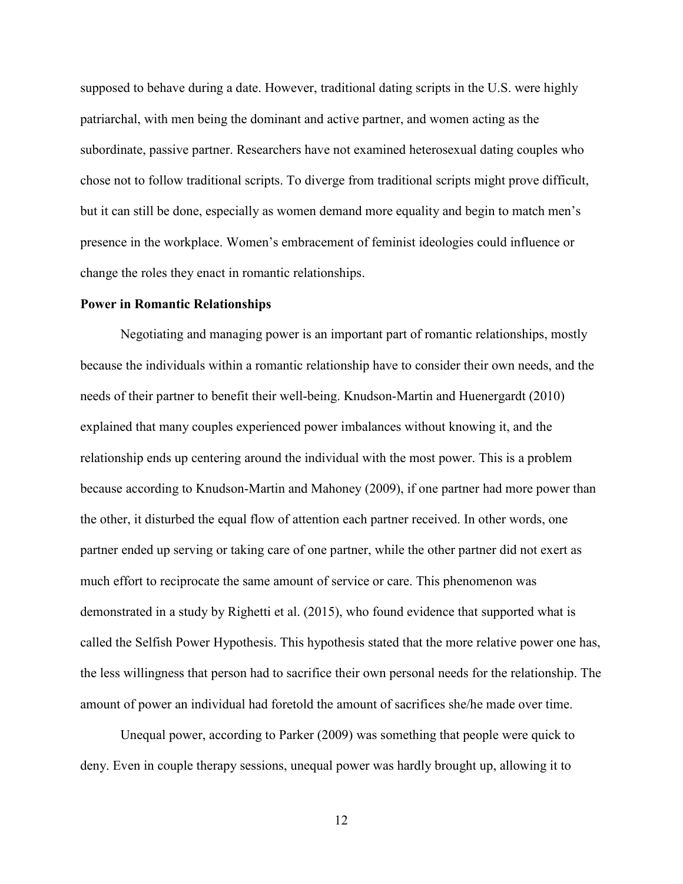supposed to behave during a date. However, traditional dating scripts in the U.S. were highly patriarchal, with men being the dominant and active partner, and women acting as the subordinate, passive partner. Researchers have not examined heterosexual dating couples who chose not to follow traditional scripts. To diverge from traditional scripts might prove difficult, but it can still be done, especially as women demand more equality and begin to match men's presence in the workplace. Women's embracement of feminist ideologies could influence or change the roles they enact in romantic relationships.

**Power in Romantic Relationships**

Negotiating and managing power is an important part of romantic relationships, mostly because the individuals within a romantic relationship have to consider their own needs, and the needs of their partner to benefit their well-being. Knudson-Martin and Huenergardt (2010) explained that many couples experienced power imbalances without knowing it, and the relationship ends up centering around the individual with the most power. This is a problem because according to Knudson-Martin and Mahoney (2009), if one partner had more power than the other, it disturbed the equal flow of attention each partner received. In other words, one partner ended up serving or taking care of one partner, while the other partner did not exert as much effort to reciprocate the same amount of service or care. This phenomenon was demonstrated in a study by Righetti et al. (2015), who found evidence that supported what is called the Selfish Power Hypothesis. This hypothesis stated that the more relative power one has, the less willingness that person had to sacrifice their own personal needs for the relationship. The amount of power an individual had foretold the amount of sacrifices she/he made over time.

Unequal power, according to Parker (2009) was something that people were quick to deny. Even in couple therapy sessions, unequal power was hardly brought up, allowing it to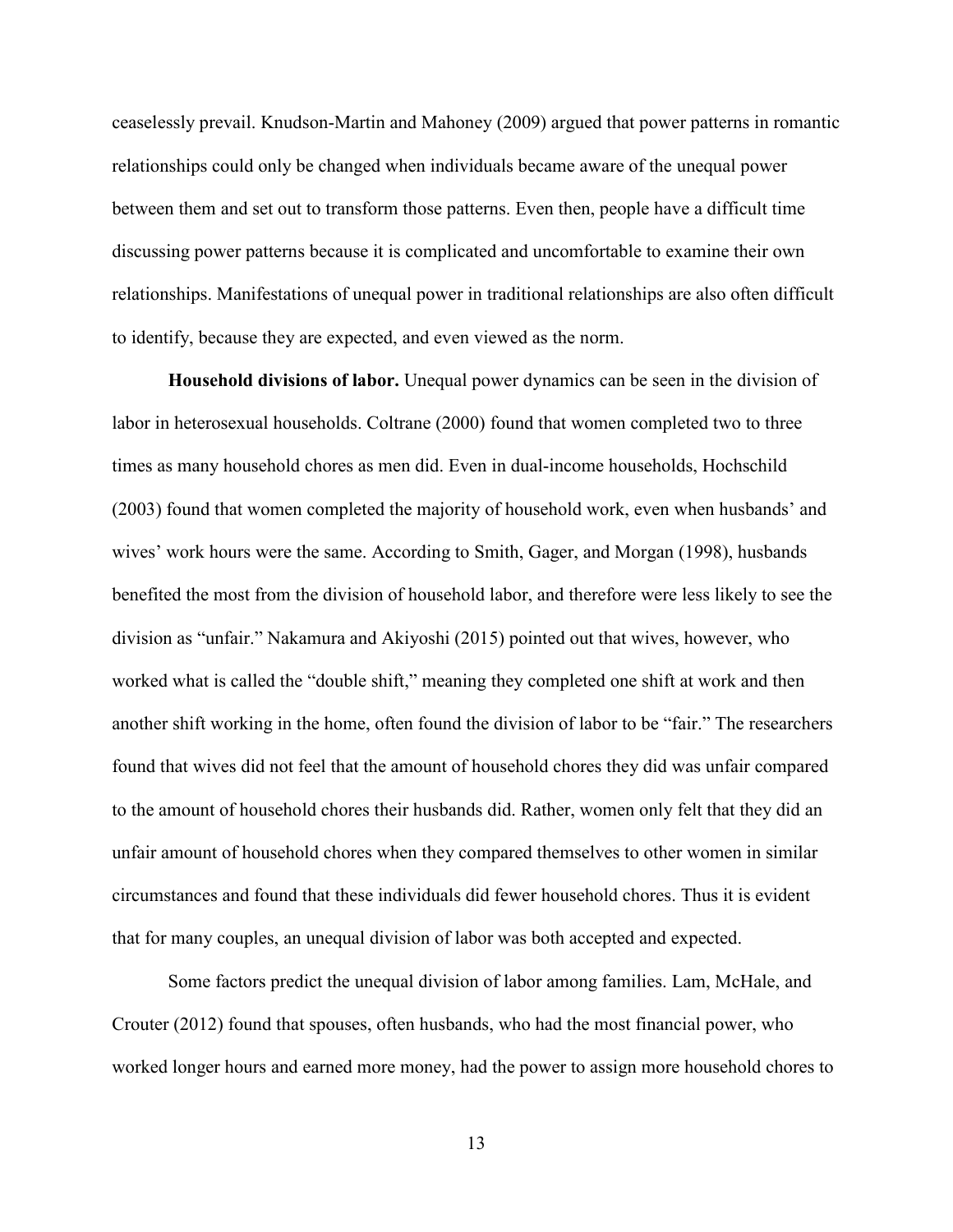ceaselessly prevail. Knudson-Martin and Mahoney (2009) argued that power patterns in romantic relationships could only be changed when individuals became aware of the unequal power between them and set out to transform those patterns. Even then, people have a difficult time discussing power patterns because it is complicated and uncomfortable to examine their own relationships. Manifestations of unequal power in traditional relationships are also often difficult to identify, because they are expected, and even viewed as the norm.

**Household divisions of labor.** Unequal power dynamics can be seen in the division of labor in heterosexual households. Coltrane (2000) found that women completed two to three times as many household chores as men did. Even in dual-income households, Hochschild (2003) found that women completed the majority of household work, even when husbands' and wives' work hours were the same. According to Smith, Gager, and Morgan (1998), husbands benefited the most from the division of household labor, and therefore were less likely to see the division as "unfair." Nakamura and Akiyoshi (2015) pointed out that wives, however, who worked what is called the "double shift," meaning they completed one shift at work and then another shift working in the home, often found the division of labor to be "fair." The researchers found that wives did not feel that the amount of household chores they did was unfair compared to the amount of household chores their husbands did. Rather, women only felt that they did an unfair amount of household chores when they compared themselves to other women in similar circumstances and found that these individuals did fewer household chores. Thus it is evident that for many couples, an unequal division of labor was both accepted and expected.

Some factors predict the unequal division of labor among families. Lam, McHale, and Crouter (2012) found that spouses, often husbands, who had the most financial power, who worked longer hours and earned more money, had the power to assign more household chores to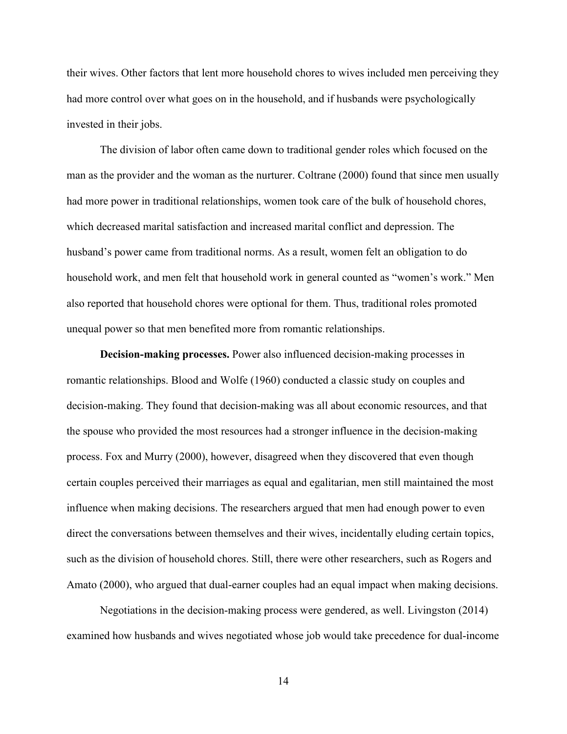their wives. Other factors that lent more household chores to wives included men perceiving they had more control over what goes on in the household, and if husbands were psychologically invested in their jobs.

The division of labor often came down to traditional gender roles which focused on the man as the provider and the woman as the nurturer. Coltrane (2000) found that since men usually had more power in traditional relationships, women took care of the bulk of household chores, which decreased marital satisfaction and increased marital conflict and depression. The husband's power came from traditional norms. As a result, women felt an obligation to do household work, and men felt that household work in general counted as "women's work." Men also reported that household chores were optional for them. Thus, traditional roles promoted unequal power so that men benefited more from romantic relationships.

**Decision-making processes.** Power also influenced decision-making processes in romantic relationships. Blood and Wolfe (1960) conducted a classic study on couples and decision-making. They found that decision-making was all about economic resources, and that the spouse who provided the most resources had a stronger influence in the decision-making process. Fox and Murry (2000), however, disagreed when they discovered that even though certain couples perceived their marriages as equal and egalitarian, men still maintained the most influence when making decisions. The researchers argued that men had enough power to even direct the conversations between themselves and their wives, incidentally eluding certain topics, such as the division of household chores. Still, there were other researchers, such as Rogers and Amato (2000), who argued that dual-earner couples had an equal impact when making decisions.

Negotiations in the decision-making process were gendered, as well. Livingston (2014) examined how husbands and wives negotiated whose job would take precedence for dual-income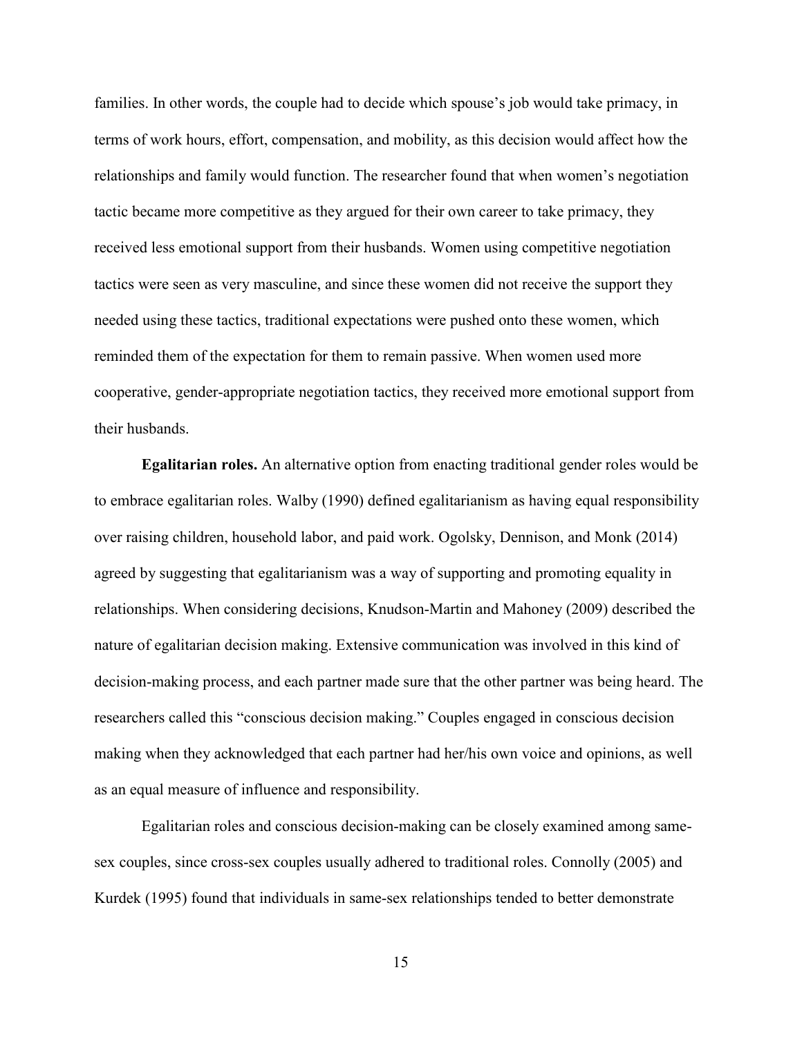families. In other words, the couple had to decide which spouse's job would take primacy, in terms of work hours, effort, compensation, and mobility, as this decision would affect how the relationships and family would function. The researcher found that when women's negotiation tactic became more competitive as they argued for their own career to take primacy, they received less emotional support from their husbands. Women using competitive negotiation tactics were seen as very masculine, and since these women did not receive the support they needed using these tactics, traditional expectations were pushed onto these women, which reminded them of the expectation for them to remain passive. When women used more cooperative, gender-appropriate negotiation tactics, they received more emotional support from their husbands.

**Egalitarian roles.** An alternative option from enacting traditional gender roles would be to embrace egalitarian roles. Walby (1990) defined egalitarianism as having equal responsibility over raising children, household labor, and paid work. Ogolsky, Dennison, and Monk (2014) agreed by suggesting that egalitarianism was a way of supporting and promoting equality in relationships. When considering decisions, Knudson-Martin and Mahoney (2009) described the nature of egalitarian decision making. Extensive communication was involved in this kind of decision-making process, and each partner made sure that the other partner was being heard. The researchers called this "conscious decision making." Couples engaged in conscious decision making when they acknowledged that each partner had her/his own voice and opinions, as well as an equal measure of influence and responsibility.

Egalitarian roles and conscious decision-making can be closely examined among same-sex couples, since cross-sex couples usually adhered to traditional roles. Connolly (2005) and Kurdek (1995) found that individuals in same-sex relationships tended to better demonstrate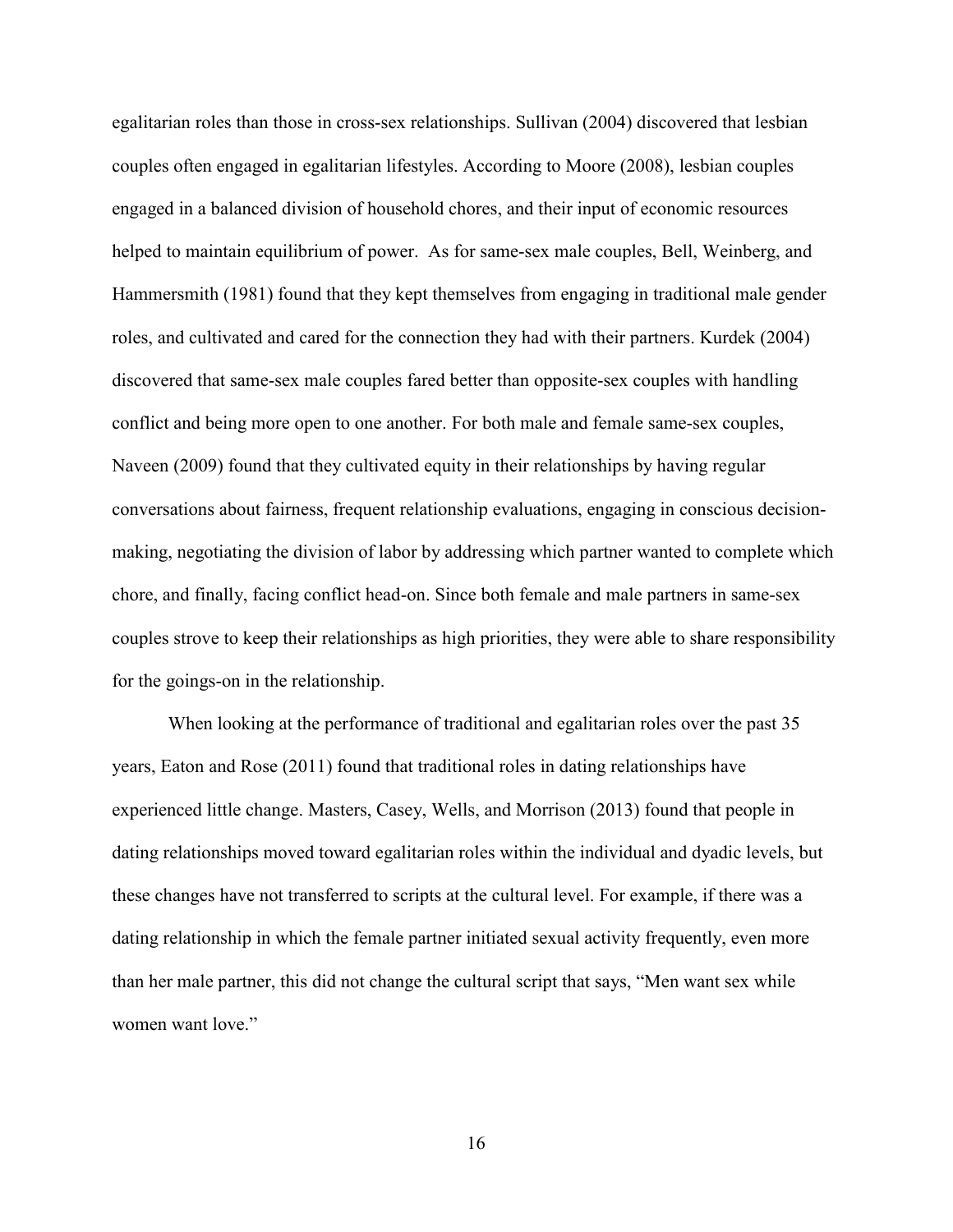egalitarian roles than those in cross-sex relationships. Sullivan (2004) discovered that lesbian couples often engaged in egalitarian lifestyles. According to Moore (2008), lesbian couples engaged in a balanced division of household chores, and their input of economic resources helped to maintain equilibrium of power. As for same-sex male couples, Bell, Weinberg, and Hammersmith (1981) found that they kept themselves from engaging in traditional male gender roles, and cultivated and cared for the connection they had with their partners. Kurdek (2004) discovered that same-sex male couples fared better than opposite-sex couples with handling conflict and being more open to one another. For both male and female same-sex couples, Naveen (2009) found that they cultivated equity in their relationships by having regular conversations about fairness, frequent relationship evaluations, engaging in conscious decision-making, negotiating the division of labor by addressing which partner wanted to complete which chore, and finally, facing conflict head-on. Since both female and male partners in same-sex couples strove to keep their relationships as high priorities, they were able to share responsibility for the goings-on in the relationship.

When looking at the performance of traditional and egalitarian roles over the past 35 years, Eaton and Rose (2011) found that traditional roles in dating relationships have experienced little change. Masters, Casey, Wells, and Morrison (2013) found that people in dating relationships moved toward egalitarian roles within the individual and dyadic levels, but these changes have not transferred to scripts at the cultural level. For example, if there was a dating relationship in which the female partner initiated sexual activity frequently, even more than her male partner, this did not change the cultural script that says, "Men want sex while women want love."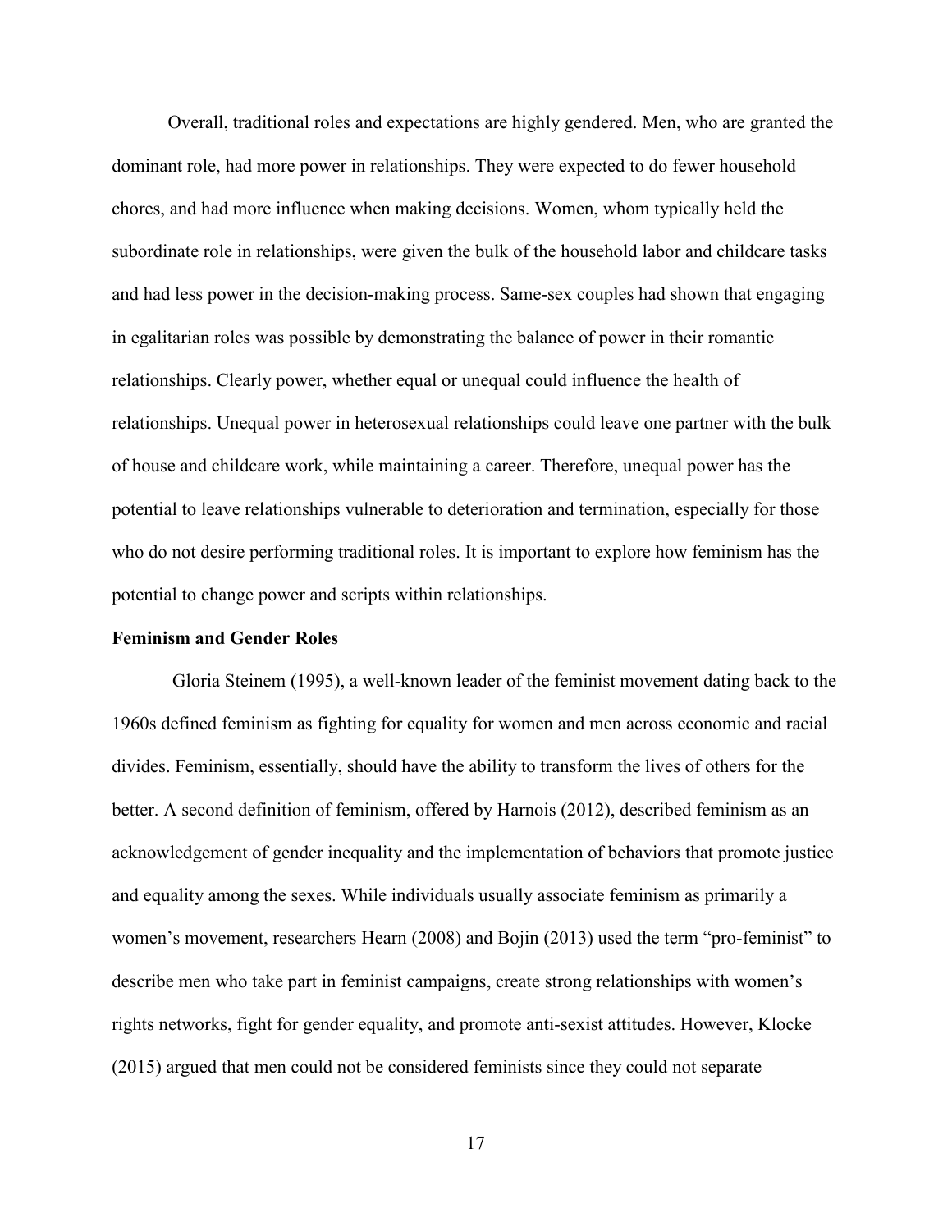Overall, traditional roles and expectations are highly gendered. Men, who are granted the dominant role, had more power in relationships. They were expected to do fewer household chores, and had more influence when making decisions. Women, whom typically held the subordinate role in relationships, were given the bulk of the household labor and childcare tasks and had less power in the decision-making process. Same-sex couples had shown that engaging in egalitarian roles was possible by demonstrating the balance of power in their romantic relationships. Clearly power, whether equal or unequal could influence the health of relationships. Unequal power in heterosexual relationships could leave one partner with the bulk of house and childcare work, while maintaining a career. Therefore, unequal power has the potential to leave relationships vulnerable to deterioration and termination, especially for those who do not desire performing traditional roles. It is important to explore how feminism has the potential to change power and scripts within relationships.

**Feminism and Gender Roles**

Gloria Steinem (1995), a well-known leader of the feminist movement dating back to the 1960s defined feminism as fighting for equality for women and men across economic and racial divides. Feminism, essentially, should have the ability to transform the lives of others for the better. A second definition of feminism, offered by Harnois (2012), described feminism as an acknowledgement of gender inequality and the implementation of behaviors that promote justice and equality among the sexes. While individuals usually associate feminism as primarily a women's movement, researchers Hearn (2008) and Bojin (2013) used the term "pro-feminist" to describe men who take part in feminist campaigns, create strong relationships with women's rights networks, fight for gender equality, and promote anti-sexist attitudes. However, Klocke (2015) argued that men could not be considered feminists since they could not separate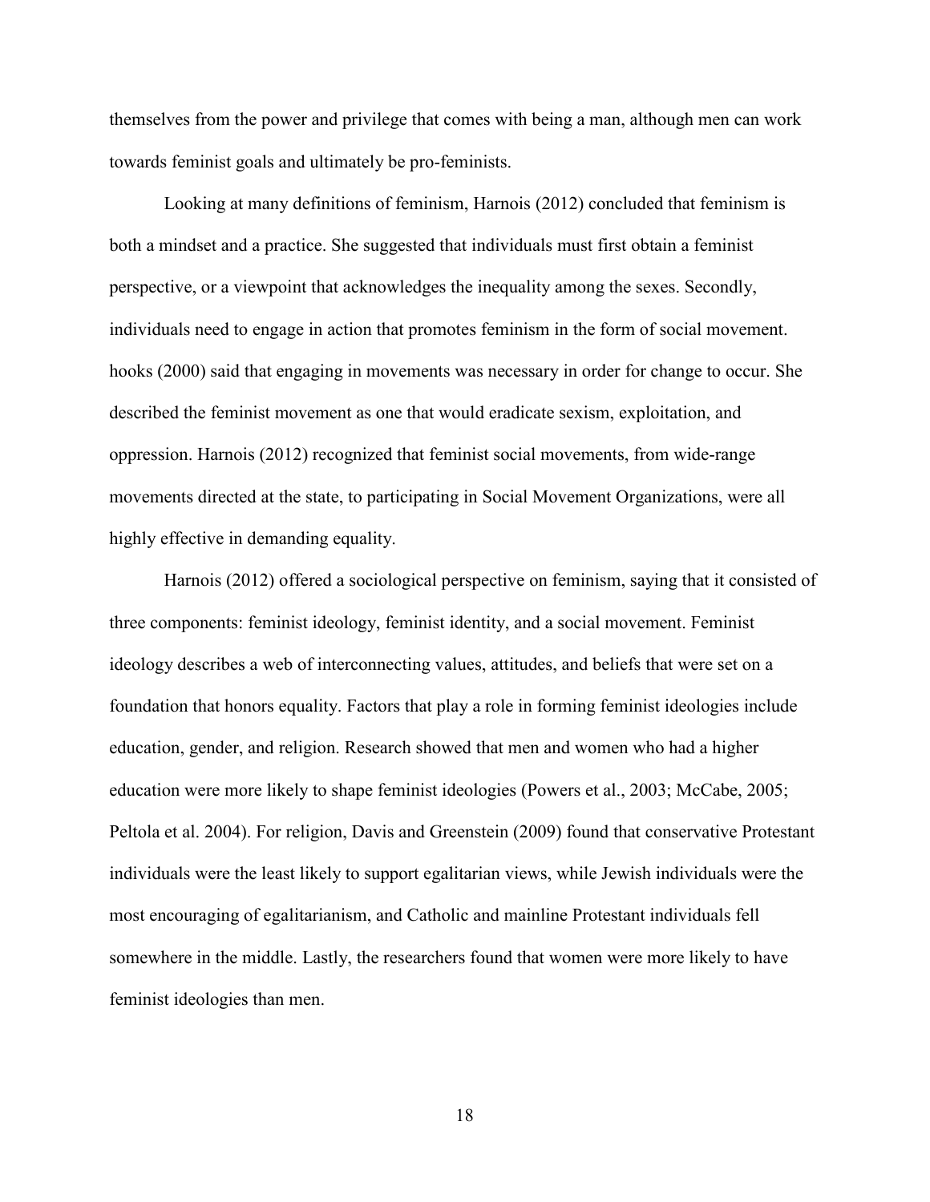themselves from the power and privilege that comes with being a man, although men can work towards feminist goals and ultimately be pro-feminists.

Looking at many definitions of feminism, Harnois (2012) concluded that feminism is both a mindset and a practice. She suggested that individuals must first obtain a feminist perspective, or a viewpoint that acknowledges the inequality among the sexes. Secondly, individuals need to engage in action that promotes feminism in the form of social movement. hooks (2000) said that engaging in movements was necessary in order for change to occur. She described the feminist movement as one that would eradicate sexism, exploitation, and oppression. Harnois (2012) recognized that feminist social movements, from wide-range movements directed at the state, to participating in Social Movement Organizations, were all highly effective in demanding equality.

Harnois (2012) offered a sociological perspective on feminism, saying that it consisted of three components: feminist ideology, feminist identity, and a social movement. Feminist ideology describes a web of interconnecting values, attitudes, and beliefs that were set on a foundation that honors equality. Factors that play a role in forming feminist ideologies include education, gender, and religion. Research showed that men and women who had a higher education were more likely to shape feminist ideologies (Powers et al., 2003; McCabe, 2005; Peltola et al. 2004). For religion, Davis and Greenstein (2009) found that conservative Protestant individuals were the least likely to support egalitarian views, while Jewish individuals were the most encouraging of egalitarianism, and Catholic and mainline Protestant individuals fell somewhere in the middle. Lastly, the researchers found that women were more likely to have feminist ideologies than men.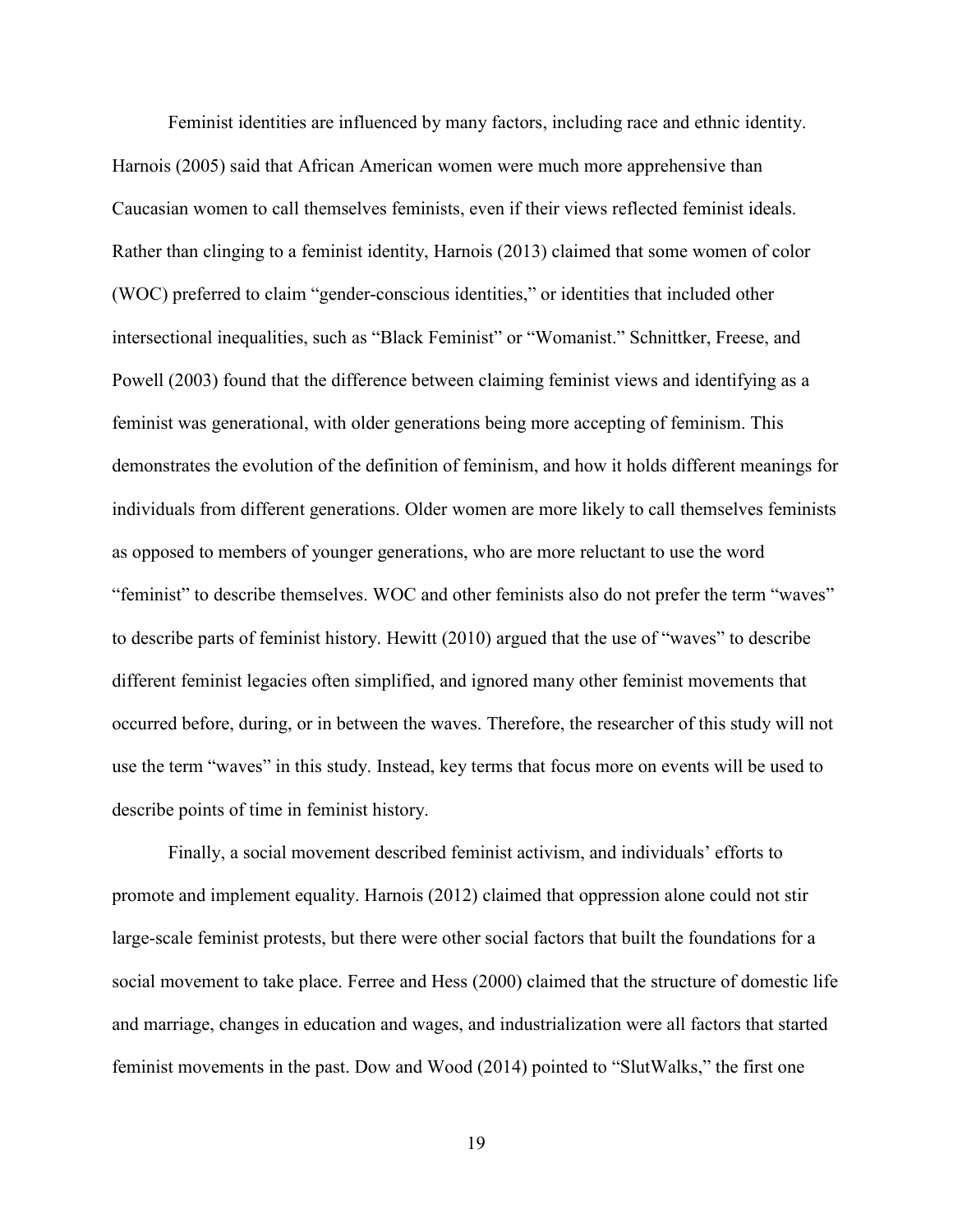Feminist identities are influenced by many factors, including race and ethnic identity. Harnois (2005) said that African American women were much more apprehensive than Caucasian women to call themselves feminists, even if their views reflected feminist ideals. Rather than clinging to a feminist identity, Harnois (2013) claimed that some women of color (WOC) preferred to claim "gender-conscious identities," or identities that included other intersectional inequalities, such as "Black Feminist" or "Womanist." Schnittker, Freese, and Powell (2003) found that the difference between claiming feminist views and identifying as a feminist was generational, with older generations being more accepting of feminism. This demonstrates the evolution of the definition of feminism, and how it holds different meanings for individuals from different generations. Older women are more likely to call themselves feminists as opposed to members of younger generations, who are more reluctant to use the word "feminist" to describe themselves. WOC and other feminists also do not prefer the term "waves" to describe parts of feminist history. Hewitt (2010) argued that the use of "waves" to describe different feminist legacies often simplified, and ignored many other feminist movements that occurred before, during, or in between the waves. Therefore, the researcher of this study will not use the term "waves" in this study. Instead, key terms that focus more on events will be used to describe points of time in feminist history.

Finally, a social movement described feminist activism, and individuals' efforts to promote and implement equality. Harnois (2012) claimed that oppression alone could not stir large-scale feminist protests, but there were other social factors that built the foundations for a social movement to take place. Ferree and Hess (2000) claimed that the structure of domestic life and marriage, changes in education and wages, and industrialization were all factors that started feminist movements in the past. Dow and Wood (2014) pointed to "SlutWalks," the first one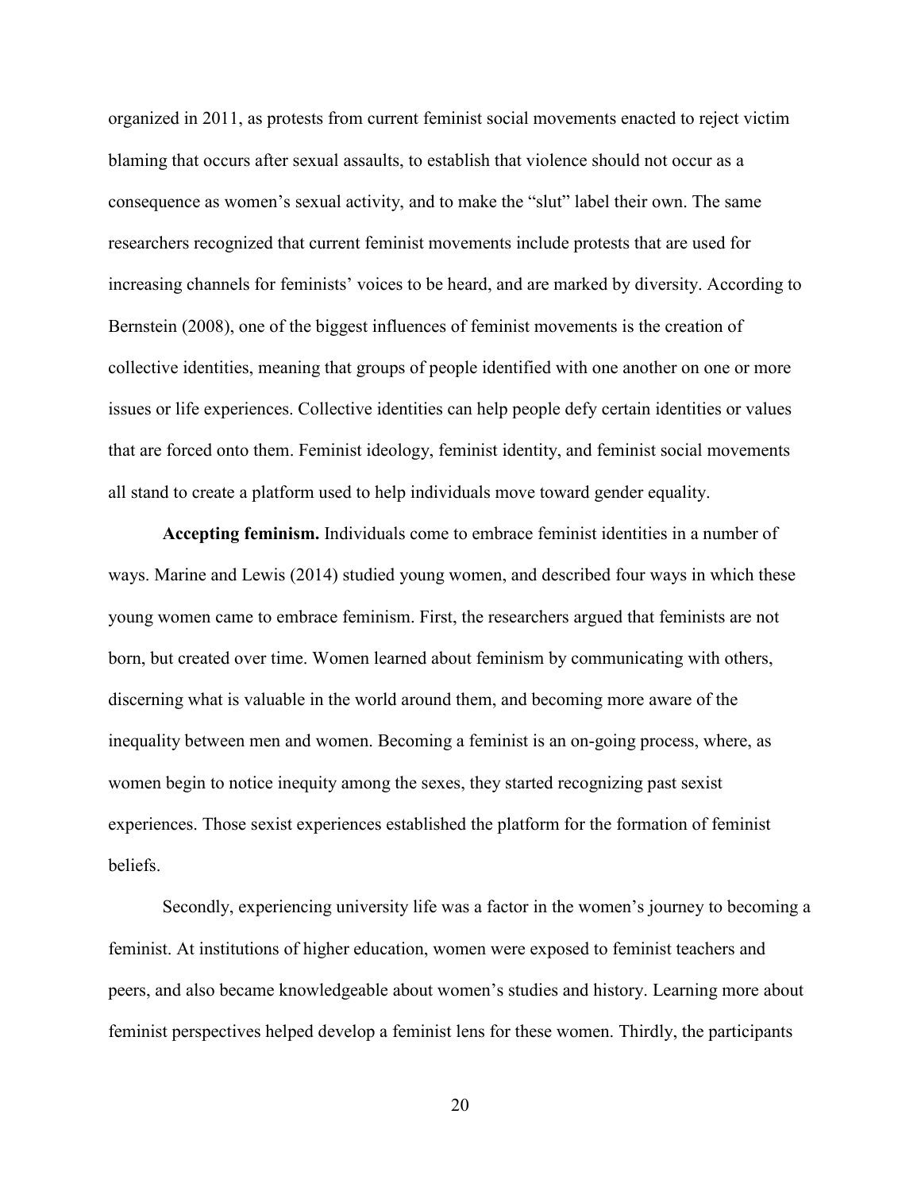organized in 2011, as protests from current feminist social movements enacted to reject victim blaming that occurs after sexual assaults, to establish that violence should not occur as a consequence as women's sexual activity, and to make the "slut" label their own. The same researchers recognized that current feminist movements include protests that are used for increasing channels for feminists' voices to be heard, and are marked by diversity. According to Bernstein (2008), one of the biggest influences of feminist movements is the creation of collective identities, meaning that groups of people identified with one another on one or more issues or life experiences. Collective identities can help people defy certain identities or values that are forced onto them. Feminist ideology, feminist identity, and feminist social movements all stand to create a platform used to help individuals move toward gender equality.

**Accepting feminism.** Individuals come to embrace feminist identities in a number of ways. Marine and Lewis (2014) studied young women, and described four ways in which these young women came to embrace feminism. First, the researchers argued that feminists are not born, but created over time. Women learned about feminism by communicating with others, discerning what is valuable in the world around them, and becoming more aware of the inequality between men and women. Becoming a feminist is an on-going process, where, as women begin to notice inequity among the sexes, they started recognizing past sexist experiences. Those sexist experiences established the platform for the formation of feminist beliefs.

Secondly, experiencing university life was a factor in the women's journey to becoming a feminist. At institutions of higher education, women were exposed to feminist teachers and peers, and also became knowledgeable about women's studies and history. Learning more about feminist perspectives helped develop a feminist lens for these women. Thirdly, the participants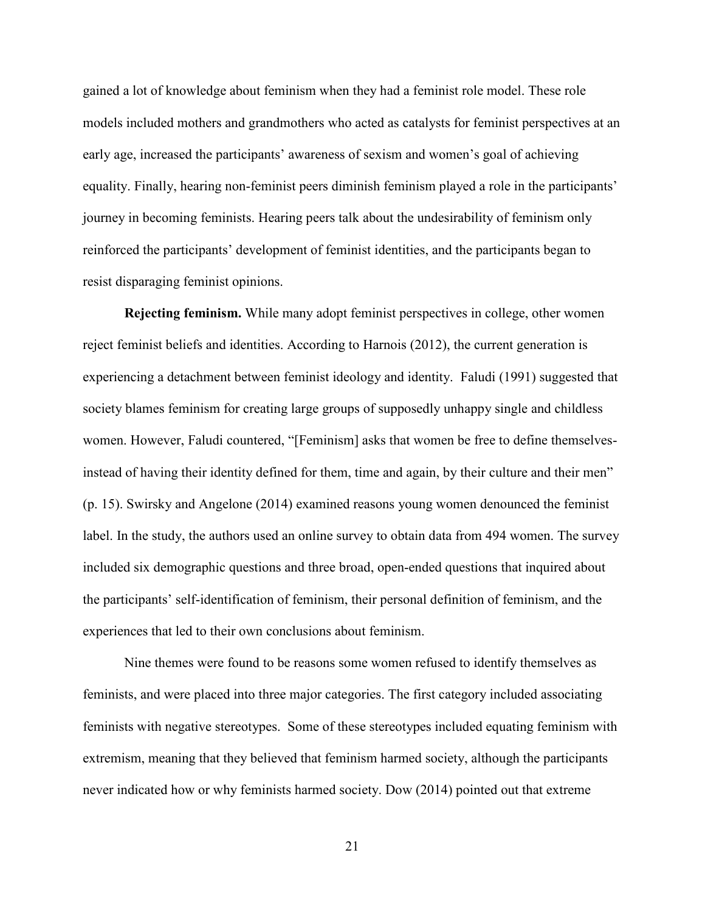gained a lot of knowledge about feminism when they had a feminist role model. These role models included mothers and grandmothers who acted as catalysts for feminist perspectives at an early age, increased the participants' awareness of sexism and women's goal of achieving equality. Finally, hearing non-feminist peers diminish feminism played a role in the participants' journey in becoming feminists. Hearing peers talk about the undesirability of feminism only reinforced the participants' development of feminist identities, and the participants began to resist disparaging feminist opinions.

**Rejecting feminism.** While many adopt feminist perspectives in college, other women reject feminist beliefs and identities. According to Harnois (2012), the current generation is experiencing a detachment between feminist ideology and identity. Faludi (1991) suggested that society blames feminism for creating large groups of supposedly unhappy single and childless women. However, Faludi countered, "[Feminism] asks that women be free to define themselves-instead of having their identity defined for them, time and again, by their culture and their men" (p. 15). Swirsky and Angelone (2014) examined reasons young women denounced the feminist label. In the study, the authors used an online survey to obtain data from 494 women. The survey included six demographic questions and three broad, open-ended questions that inquired about the participants' self-identification of feminism, their personal definition of feminism, and the experiences that led to their own conclusions about feminism.

Nine themes were found to be reasons some women refused to identify themselves as feminists, and were placed into three major categories. The first category included associating feminists with negative stereotypes. Some of these stereotypes included equating feminism with extremism, meaning that they believed that feminism harmed society, although the participants never indicated how or why feminists harmed society. Dow (2014) pointed out that extreme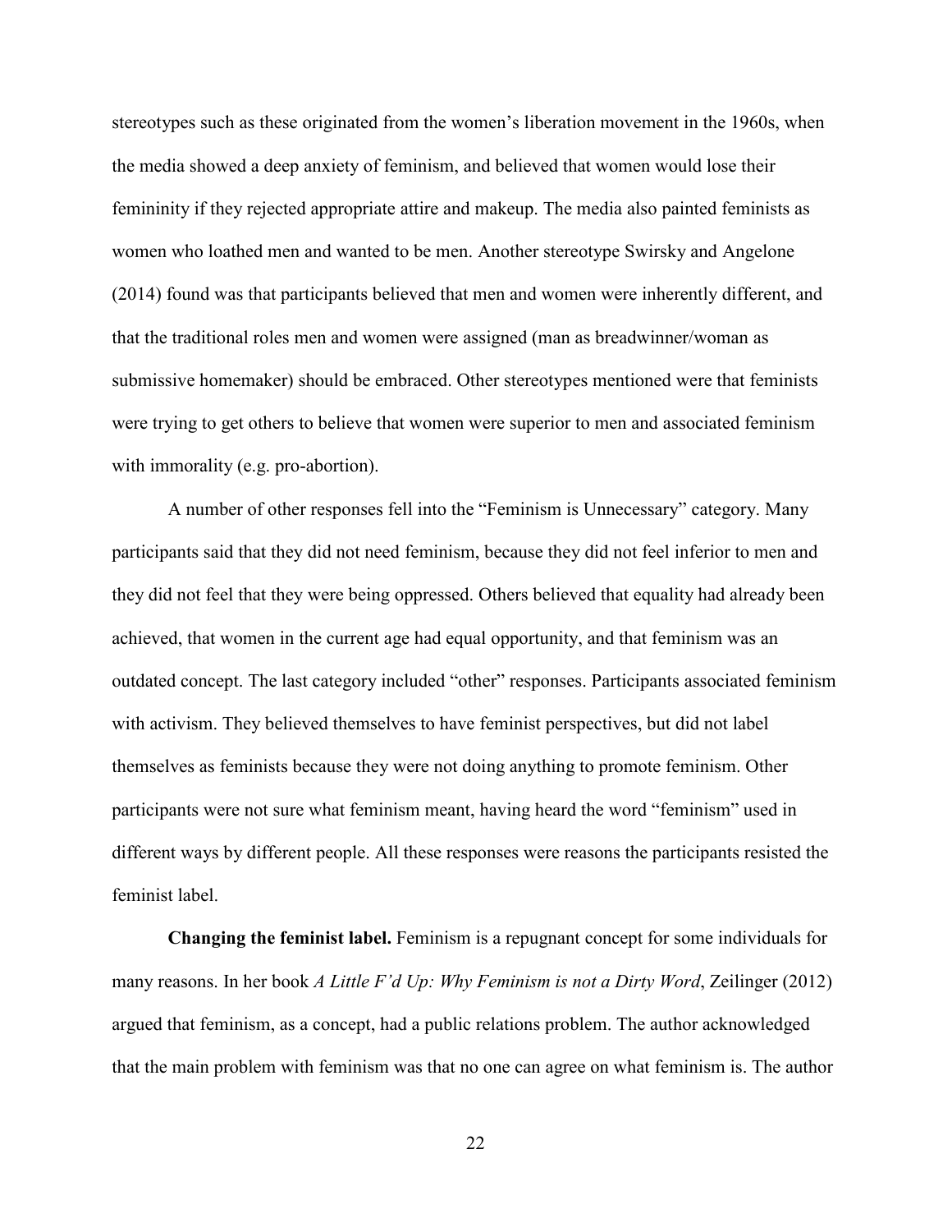stereotypes such as these originated from the women's liberation movement in the 1960s, when the media showed a deep anxiety of feminism, and believed that women would lose their femininity if they rejected appropriate attire and makeup. The media also painted feminists as women who loathed men and wanted to be men. Another stereotype Swirsky and Angelone (2014) found was that participants believed that men and women were inherently different, and that the traditional roles men and women were assigned (man as breadwinner/woman as submissive homemaker) should be embraced. Other stereotypes mentioned were that feminists were trying to get others to believe that women were superior to men and associated feminism with immorality (e.g. pro-abortion).

A number of other responses fell into the "Feminism is Unnecessary" category. Many participants said that they did not need feminism, because they did not feel inferior to men and they did not feel that they were being oppressed. Others believed that equality had already been achieved, that women in the current age had equal opportunity, and that feminism was an outdated concept. The last category included "other" responses. Participants associated feminism with activism. They believed themselves to have feminist perspectives, but did not label themselves as feminists because they were not doing anything to promote feminism. Other participants were not sure what feminism meant, having heard the word "feminism" used in different ways by different people. All these responses were reasons the participants resisted the feminist label.

**Changing the feminist label.** Feminism is a repugnant concept for some individuals for many reasons. In her book *A Little F'd Up: Why Feminism is not a Dirty Word*, Zeilinger (2012) argued that feminism, as a concept, had a public relations problem. The author acknowledged that the main problem with feminism was that no one can agree on what feminism is. The author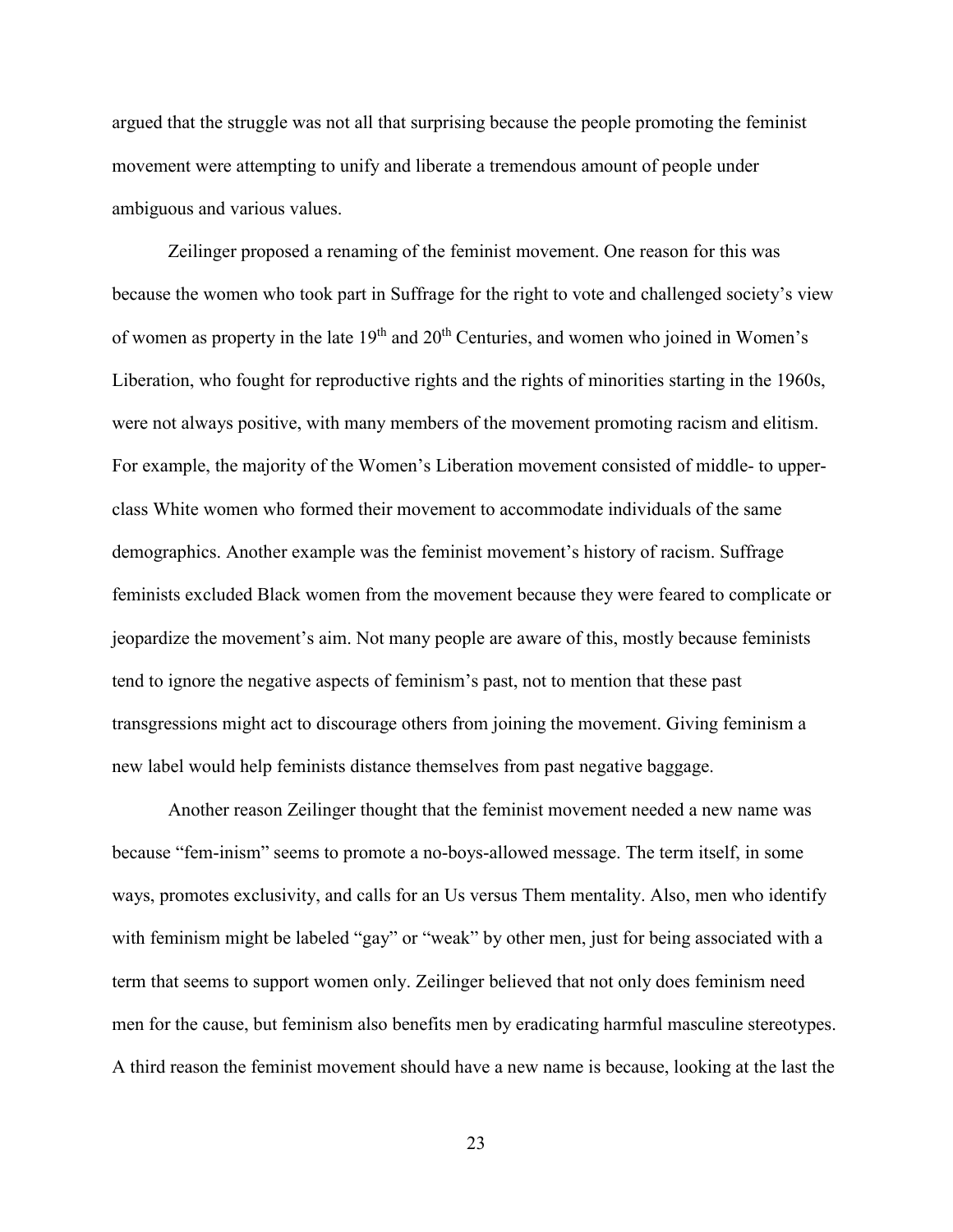argued that the struggle was not all that surprising because the people promoting the feminist movement were attempting to unify and liberate a tremendous amount of people under ambiguous and various values.

Zeilinger proposed a renaming of the feminist movement. One reason for this was because the women who took part in Suffrage for the right to vote and challenged society's view of women as property in the late 19th and 20th Centuries, and women who joined in Women's Liberation, who fought for reproductive rights and the rights of minorities starting in the 1960s, were not always positive, with many members of the movement promoting racism and elitism. For example, the majority of the Women's Liberation movement consisted of middle- to upper-class White women who formed their movement to accommodate individuals of the same demographics. Another example was the feminist movement's history of racism. Suffrage feminists excluded Black women from the movement because they were feared to complicate or jeopardize the movement's aim. Not many people are aware of this, mostly because feminists tend to ignore the negative aspects of feminism's past, not to mention that these past transgressions might act to discourage others from joining the movement. Giving feminism a new label would help feminists distance themselves from past negative baggage.

Another reason Zeilinger thought that the feminist movement needed a new name was because "fem-inism" seems to promote a no-boys-allowed message. The term itself, in some ways, promotes exclusivity, and calls for an Us versus Them mentality. Also, men who identify with feminism might be labeled "gay" or "weak" by other men, just for being associated with a term that seems to support women only. Zeilinger believed that not only does feminism need men for the cause, but feminism also benefits men by eradicating harmful masculine stereotypes. A third reason the feminist movement should have a new name is because, looking at the last the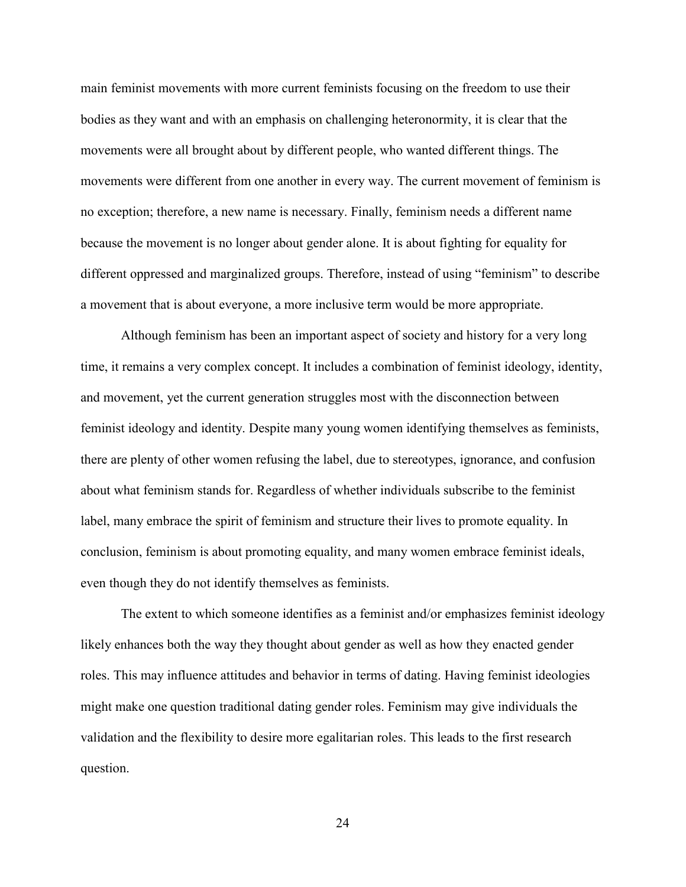main feminist movements with more current feminists focusing on the freedom to use their bodies as they want and with an emphasis on challenging heteronormity, it is clear that the movements were all brought about by different people, who wanted different things. The movements were different from one another in every way. The current movement of feminism is no exception; therefore, a new name is necessary. Finally, feminism needs a different name because the movement is no longer about gender alone. It is about fighting for equality for different oppressed and marginalized groups. Therefore, instead of using "feminism" to describe a movement that is about everyone, a more inclusive term would be more appropriate.

Although feminism has been an important aspect of society and history for a very long time, it remains a very complex concept. It includes a combination of feminist ideology, identity, and movement, yet the current generation struggles most with the disconnection between feminist ideology and identity. Despite many young women identifying themselves as feminists, there are plenty of other women refusing the label, due to stereotypes, ignorance, and confusion about what feminism stands for. Regardless of whether individuals subscribe to the feminist label, many embrace the spirit of feminism and structure their lives to promote equality. In conclusion, feminism is about promoting equality, and many women embrace feminist ideals, even though they do not identify themselves as feminists.

The extent to which someone identifies as a feminist and/or emphasizes feminist ideology likely enhances both the way they thought about gender as well as how they enacted gender roles. This may influence attitudes and behavior in terms of dating. Having feminist ideologies might make one question traditional dating gender roles. Feminism may give individuals the validation and the flexibility to desire more egalitarian roles. This leads to the first research question.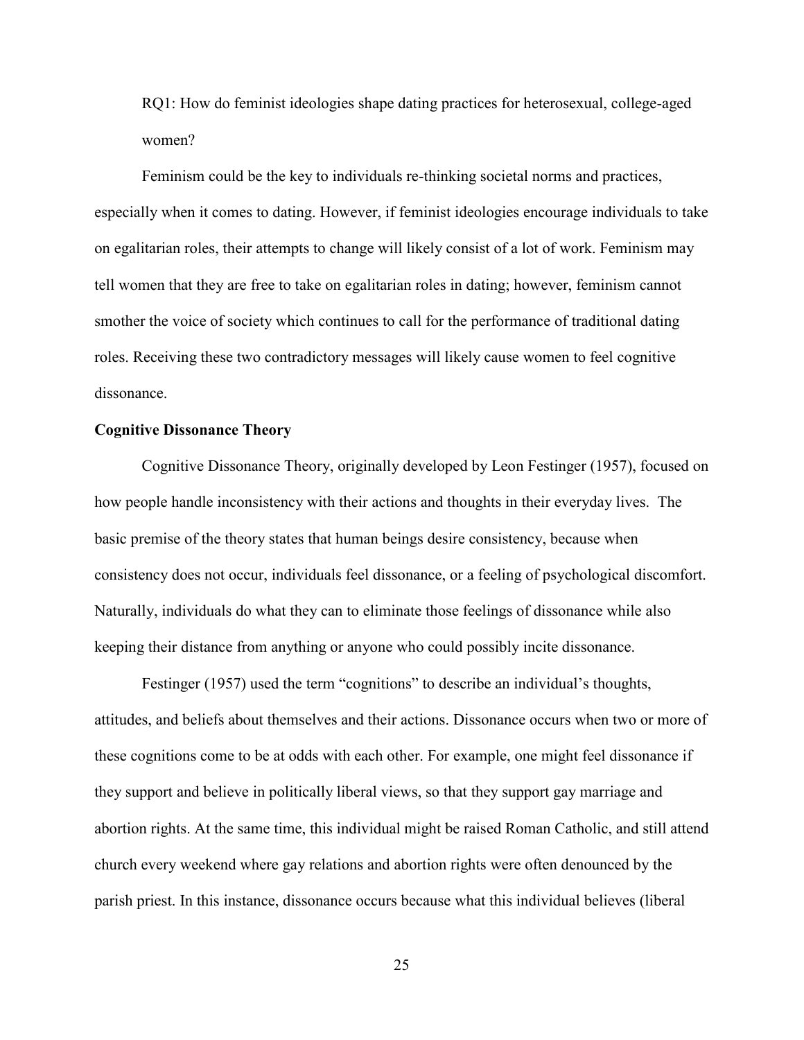RQ1: How do feminist ideologies shape dating practices for heterosexual, college-aged women?

Feminism could be the key to individuals re-thinking societal norms and practices, especially when it comes to dating. However, if feminist ideologies encourage individuals to take on egalitarian roles, their attempts to change will likely consist of a lot of work. Feminism may tell women that they are free to take on egalitarian roles in dating; however, feminism cannot smother the voice of society which continues to call for the performance of traditional dating roles. Receiving these two contradictory messages will likely cause women to feel cognitive dissonance.

### Cognitive Dissonance Theory

Cognitive Dissonance Theory, originally developed by Leon Festinger (1957), focused on how people handle inconsistency with their actions and thoughts in their everyday lives. The basic premise of the theory states that human beings desire consistency, because when consistency does not occur, individuals feel dissonance, or a feeling of psychological discomfort. Naturally, individuals do what they can to eliminate those feelings of dissonance while also keeping their distance from anything or anyone who could possibly incite dissonance.

Festinger (1957) used the term "cognitions" to describe an individual's thoughts, attitudes, and beliefs about themselves and their actions. Dissonance occurs when two or more of these cognitions come to be at odds with each other. For example, one might feel dissonance if they support and believe in politically liberal views, so that they support gay marriage and abortion rights. At the same time, this individual might be raised Roman Catholic, and still attend church every weekend where gay relations and abortion rights were often denounced by the parish priest. In this instance, dissonance occurs because what this individual believes (liberal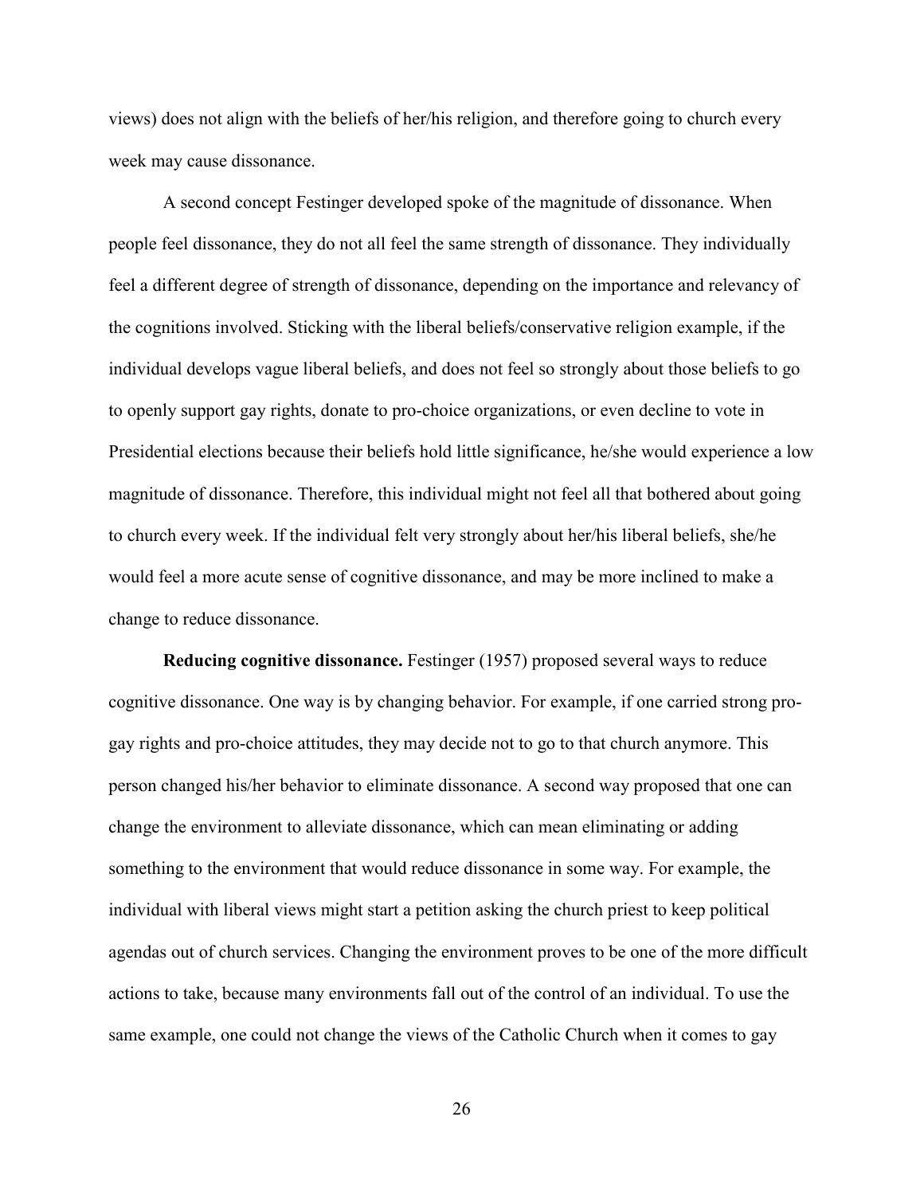views) does not align with the beliefs of her/his religion, and therefore going to church every week may cause dissonance.

A second concept Festinger developed spoke of the magnitude of dissonance. When people feel dissonance, they do not all feel the same strength of dissonance. They individually feel a different degree of strength of dissonance, depending on the importance and relevancy of the cognitions involved. Sticking with the liberal beliefs/conservative religion example, if the individual develops vague liberal beliefs, and does not feel so strongly about those beliefs to go to openly support gay rights, donate to pro-choice organizations, or even decline to vote in Presidential elections because their beliefs hold little significance, he/she would experience a low magnitude of dissonance. Therefore, this individual might not feel all that bothered about going to church every week. If the individual felt very strongly about her/his liberal beliefs, she/he would feel a more acute sense of cognitive dissonance, and may be more inclined to make a change to reduce dissonance.

**Reducing cognitive dissonance.** Festinger (1957) proposed several ways to reduce cognitive dissonance. One way is by changing behavior. For example, if one carried strong pro-gay rights and pro-choice attitudes, they may decide not to go to that church anymore. This person changed his/her behavior to eliminate dissonance. A second way proposed that one can change the environment to alleviate dissonance, which can mean eliminating or adding something to the environment that would reduce dissonance in some way. For example, the individual with liberal views might start a petition asking the church priest to keep political agendas out of church services. Changing the environment proves to be one of the more difficult actions to take, because many environments fall out of the control of an individual. To use the same example, one could not change the views of the Catholic Church when it comes to gay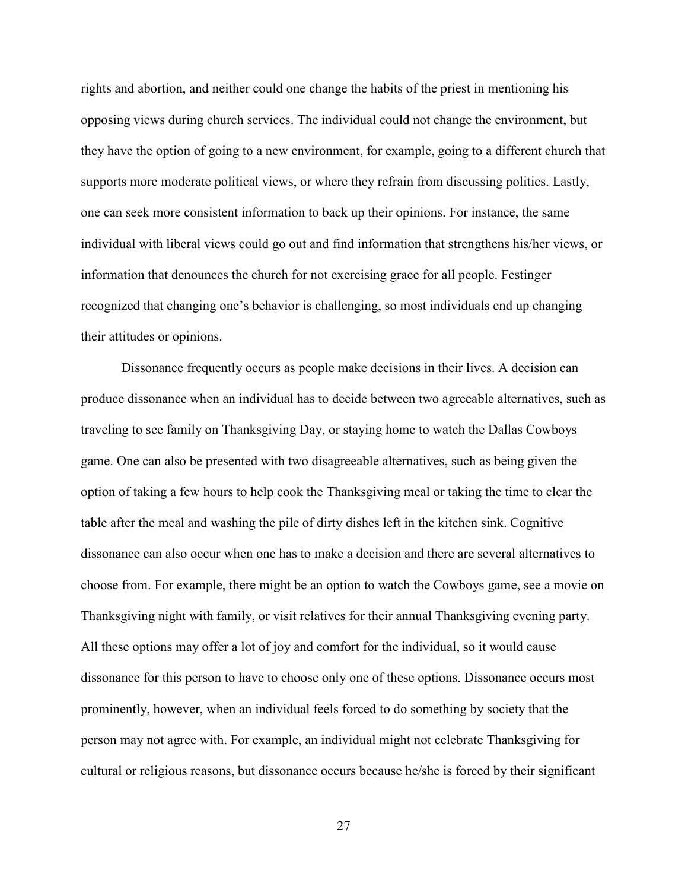rights and abortion, and neither could one change the habits of the priest in mentioning his opposing views during church services. The individual could not change the environment, but they have the option of going to a new environment, for example, going to a different church that supports more moderate political views, or where they refrain from discussing politics. Lastly, one can seek more consistent information to back up their opinions. For instance, the same individual with liberal views could go out and find information that strengthens his/her views, or information that denounces the church for not exercising grace for all people. Festinger recognized that changing one's behavior is challenging, so most individuals end up changing their attitudes or opinions.

Dissonance frequently occurs as people make decisions in their lives. A decision can produce dissonance when an individual has to decide between two agreeable alternatives, such as traveling to see family on Thanksgiving Day, or staying home to watch the Dallas Cowboys game. One can also be presented with two disagreeable alternatives, such as being given the option of taking a few hours to help cook the Thanksgiving meal or taking the time to clear the table after the meal and washing the pile of dirty dishes left in the kitchen sink. Cognitive dissonance can also occur when one has to make a decision and there are several alternatives to choose from. For example, there might be an option to watch the Cowboys game, see a movie on Thanksgiving night with family, or visit relatives for their annual Thanksgiving evening party. All these options may offer a lot of joy and comfort for the individual, so it would cause dissonance for this person to have to choose only one of these options. Dissonance occurs most prominently, however, when an individual feels forced to do something by society that the person may not agree with. For example, an individual might not celebrate Thanksgiving for cultural or religious reasons, but dissonance occurs because he/she is forced by their significant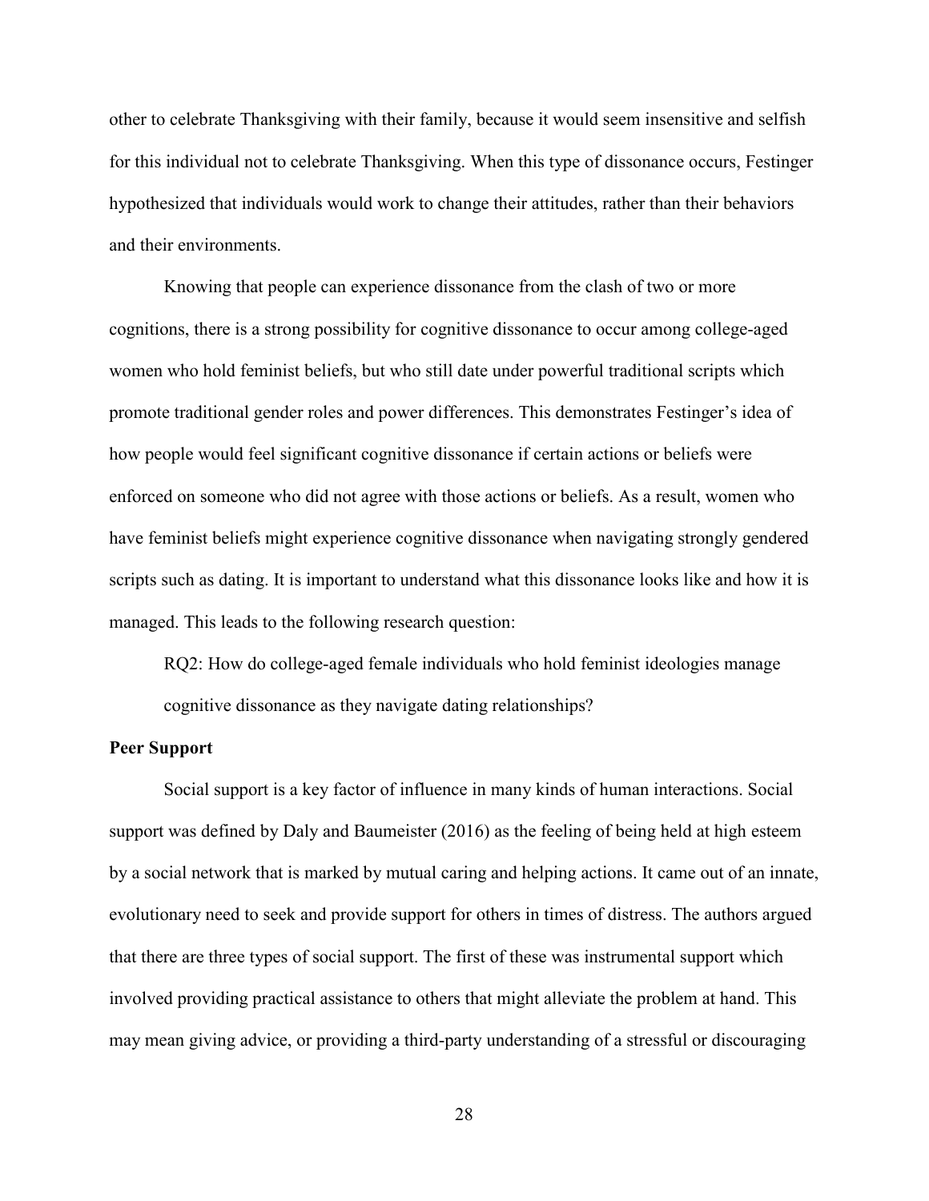other to celebrate Thanksgiving with their family, because it would seem insensitive and selfish for this individual not to celebrate Thanksgiving. When this type of dissonance occurs, Festinger hypothesized that individuals would work to change their attitudes, rather than their behaviors and their environments.

Knowing that people can experience dissonance from the clash of two or more cognitions, there is a strong possibility for cognitive dissonance to occur among college-aged women who hold feminist beliefs, but who still date under powerful traditional scripts which promote traditional gender roles and power differences. This demonstrates Festinger's idea of how people would feel significant cognitive dissonance if certain actions or beliefs were enforced on someone who did not agree with those actions or beliefs. As a result, women who have feminist beliefs might experience cognitive dissonance when navigating strongly gendered scripts such as dating. It is important to understand what this dissonance looks like and how it is managed. This leads to the following research question:

RQ2: How do college-aged female individuals who hold feminist ideologies manage cognitive dissonance as they navigate dating relationships?

**Peer Support**

Social support is a key factor of influence in many kinds of human interactions. Social support was defined by Daly and Baumeister (2016) as the feeling of being held at high esteem by a social network that is marked by mutual caring and helping actions. It came out of an innate, evolutionary need to seek and provide support for others in times of distress. The authors argued that there are three types of social support. The first of these was instrumental support which involved providing practical assistance to others that might alleviate the problem at hand. This may mean giving advice, or providing a third-party understanding of a stressful or discouraging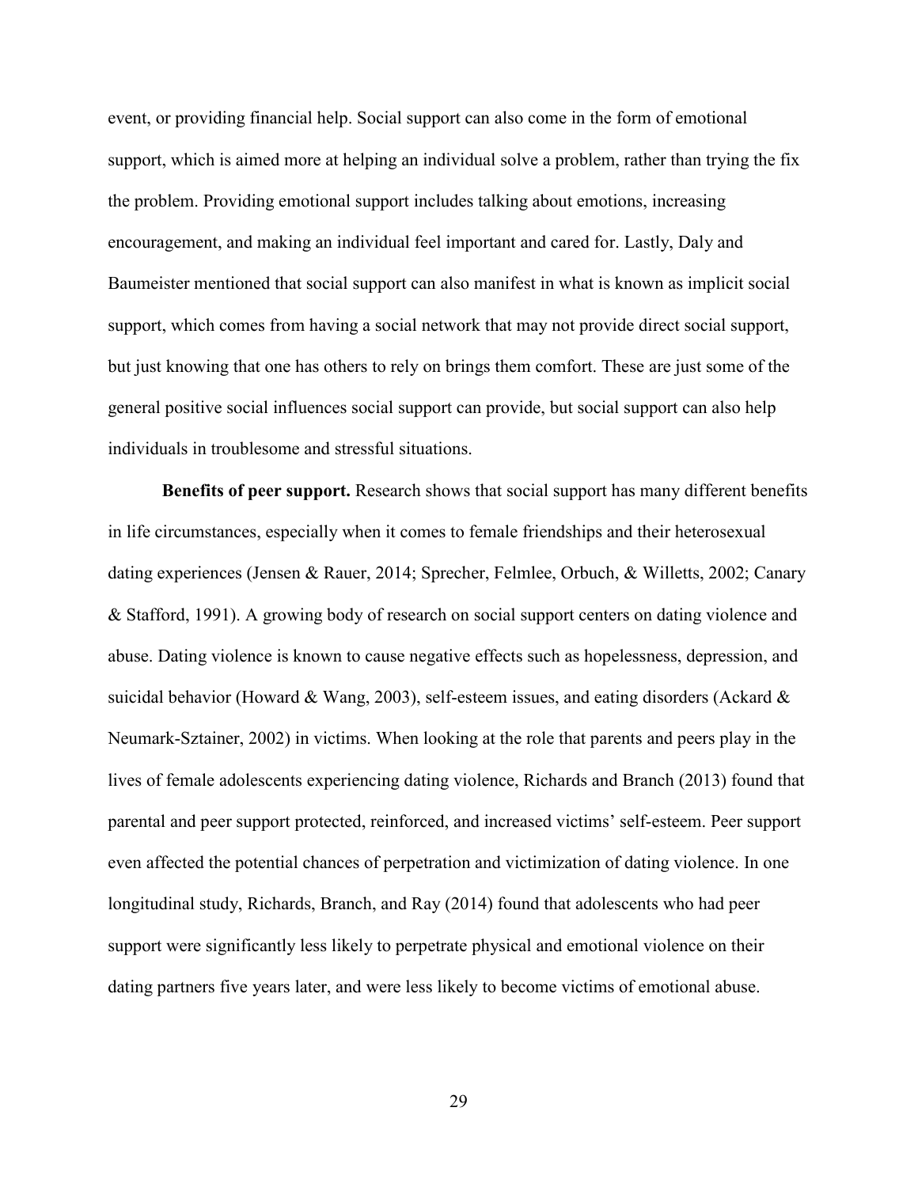event, or providing financial help. Social support can also come in the form of emotional support, which is aimed more at helping an individual solve a problem, rather than trying the fix the problem. Providing emotional support includes talking about emotions, increasing encouragement, and making an individual feel important and cared for. Lastly, Daly and Baumeister mentioned that social support can also manifest in what is known as implicit social support, which comes from having a social network that may not provide direct social support, but just knowing that one has others to rely on brings them comfort. These are just some of the general positive social influences social support can provide, but social support can also help individuals in troublesome and stressful situations.

**Benefits of peer support.** Research shows that social support has many different benefits in life circumstances, especially when it comes to female friendships and their heterosexual dating experiences (Jensen & Rauer, 2014; Sprecher, Felmlee, Orbuch, & Willetts, 2002; Canary & Stafford, 1991). A growing body of research on social support centers on dating violence and abuse. Dating violence is known to cause negative effects such as hopelessness, depression, and suicidal behavior (Howard & Wang, 2003), self-esteem issues, and eating disorders (Ackard & Neumark-Sztainer, 2002) in victims. When looking at the role that parents and peers play in the lives of female adolescents experiencing dating violence, Richards and Branch (2013) found that parental and peer support protected, reinforced, and increased victims' self-esteem. Peer support even affected the potential chances of perpetration and victimization of dating violence. In one longitudinal study, Richards, Branch, and Ray (2014) found that adolescents who had peer support were significantly less likely to perpetrate physical and emotional violence on their dating partners five years later, and were less likely to become victims of emotional abuse.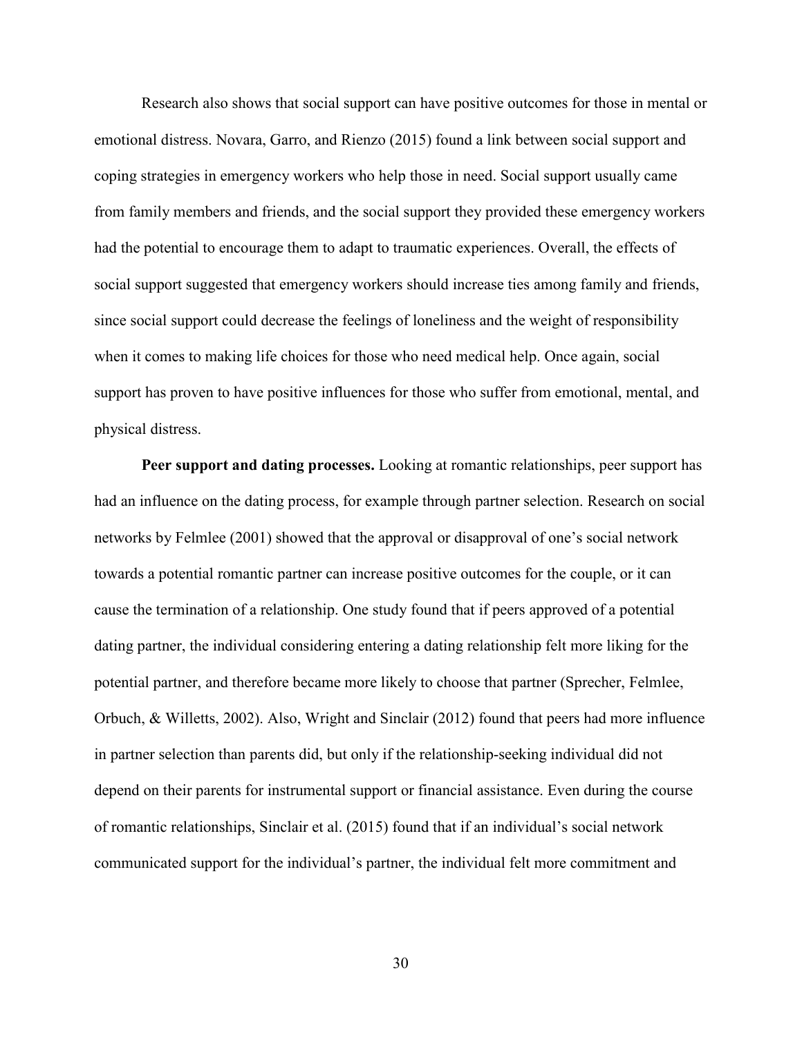Research also shows that social support can have positive outcomes for those in mental or emotional distress. Novara, Garro, and Rienzo (2015) found a link between social support and coping strategies in emergency workers who help those in need. Social support usually came from family members and friends, and the social support they provided these emergency workers had the potential to encourage them to adapt to traumatic experiences. Overall, the effects of social support suggested that emergency workers should increase ties among family and friends, since social support could decrease the feelings of loneliness and the weight of responsibility when it comes to making life choices for those who need medical help. Once again, social support has proven to have positive influences for those who suffer from emotional, mental, and physical distress.

**Peer support and dating processes.** Looking at romantic relationships, peer support has had an influence on the dating process, for example through partner selection. Research on social networks by Felmlee (2001) showed that the approval or disapproval of one's social network towards a potential romantic partner can increase positive outcomes for the couple, or it can cause the termination of a relationship. One study found that if peers approved of a potential dating partner, the individual considering entering a dating relationship felt more liking for the potential partner, and therefore became more likely to choose that partner (Sprecher, Felmlee, Orbuch, & Willetts, 2002). Also, Wright and Sinclair (2012) found that peers had more influence in partner selection than parents did, but only if the relationship-seeking individual did not depend on their parents for instrumental support or financial assistance. Even during the course of romantic relationships, Sinclair et al. (2015) found that if an individual's social network communicated support for the individual's partner, the individual felt more commitment and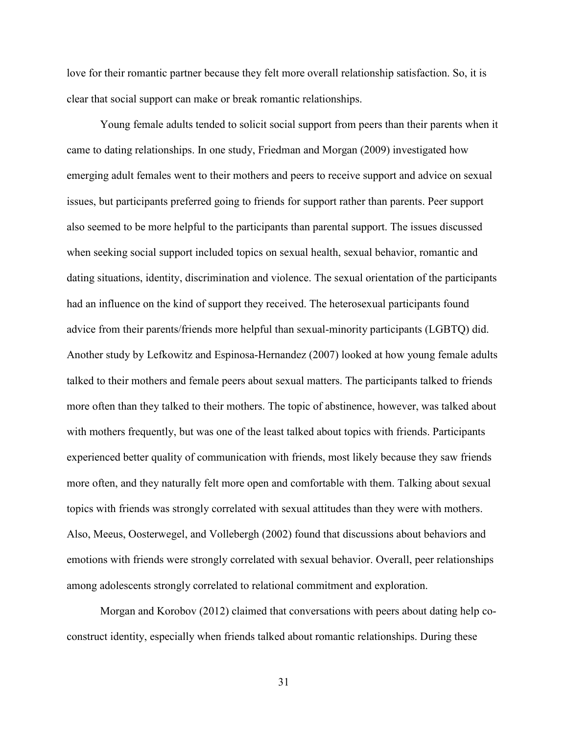love for their romantic partner because they felt more overall relationship satisfaction. So, it is clear that social support can make or break romantic relationships.

Young female adults tended to solicit social support from peers than their parents when it came to dating relationships. In one study, Friedman and Morgan (2009) investigated how emerging adult females went to their mothers and peers to receive support and advice on sexual issues, but participants preferred going to friends for support rather than parents. Peer support also seemed to be more helpful to the participants than parental support. The issues discussed when seeking social support included topics on sexual health, sexual behavior, romantic and dating situations, identity, discrimination and violence. The sexual orientation of the participants had an influence on the kind of support they received. The heterosexual participants found advice from their parents/friends more helpful than sexual-minority participants (LGBTQ) did. Another study by Lefkowitz and Espinosa-Hernandez (2007) looked at how young female adults talked to their mothers and female peers about sexual matters. The participants talked to friends more often than they talked to their mothers. The topic of abstinence, however, was talked about with mothers frequently, but was one of the least talked about topics with friends. Participants experienced better quality of communication with friends, most likely because they saw friends more often, and they naturally felt more open and comfortable with them. Talking about sexual topics with friends was strongly correlated with sexual attitudes than they were with mothers. Also, Meeus, Oosterwegel, and Vollebergh (2002) found that discussions about behaviors and emotions with friends were strongly correlated with sexual behavior. Overall, peer relationships among adolescents strongly correlated to relational commitment and exploration.

Morgan and Korobov (2012) claimed that conversations with peers about dating help co-construct identity, especially when friends talked about romantic relationships. During these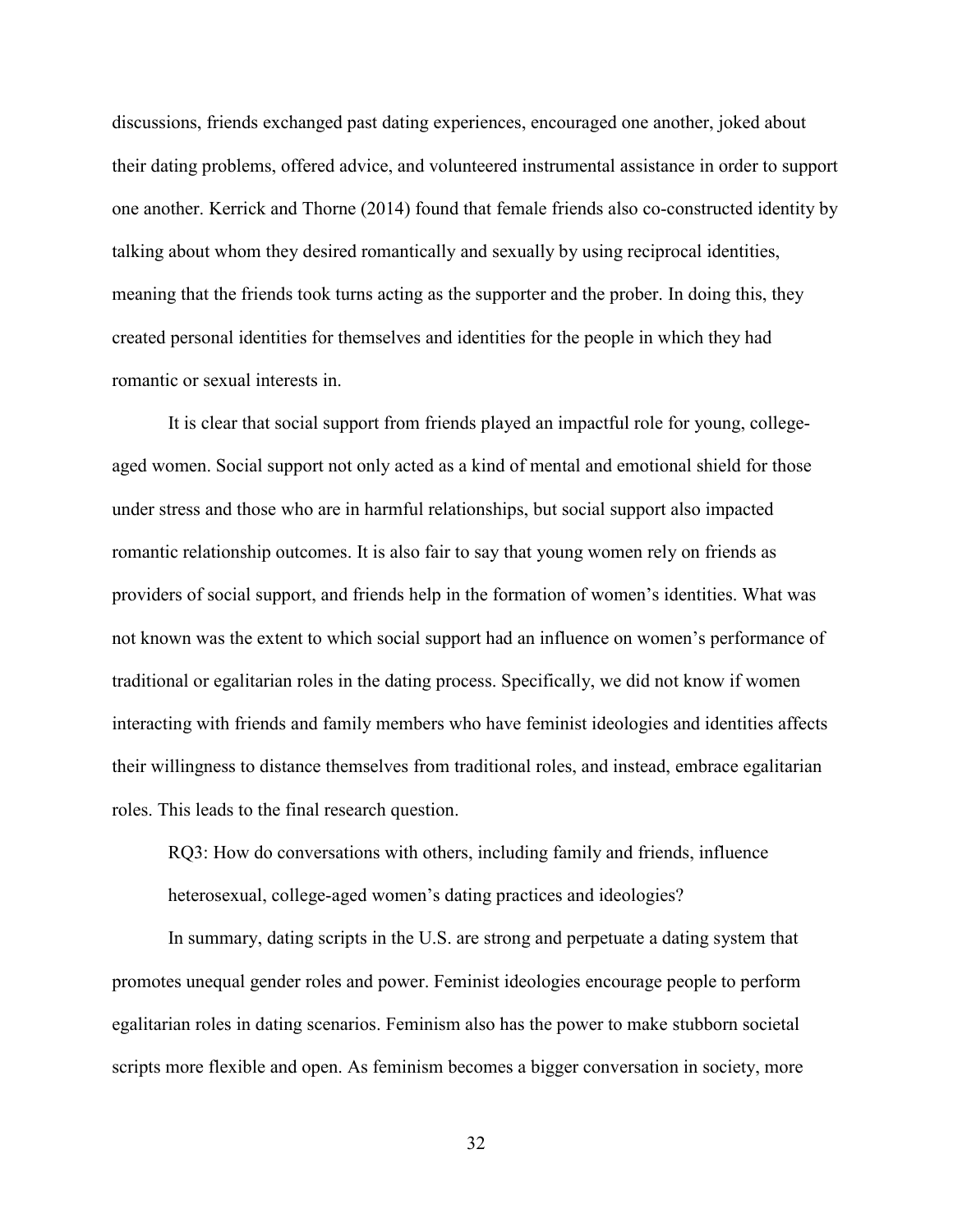discussions, friends exchanged past dating experiences, encouraged one another, joked about their dating problems, offered advice, and volunteered instrumental assistance in order to support one another. Kerrick and Thorne (2014) found that female friends also co-constructed identity by talking about whom they desired romantically and sexually by using reciprocal identities, meaning that the friends took turns acting as the supporter and the prober. In doing this, they created personal identities for themselves and identities for the people in which they had romantic or sexual interests in.

It is clear that social support from friends played an impactful role for young, college-aged women. Social support not only acted as a kind of mental and emotional shield for those under stress and those who are in harmful relationships, but social support also impacted romantic relationship outcomes. It is also fair to say that young women rely on friends as providers of social support, and friends help in the formation of women's identities. What was not known was the extent to which social support had an influence on women's performance of traditional or egalitarian roles in the dating process. Specifically, we did not know if women interacting with friends and family members who have feminist ideologies and identities affects their willingness to distance themselves from traditional roles, and instead, embrace egalitarian roles. This leads to the final research question.

> RQ3: How do conversations with others, including family and friends, influence heterosexual, college-aged women's dating practices and ideologies?

In summary, dating scripts in the U.S. are strong and perpetuate a dating system that promotes unequal gender roles and power. Feminist ideologies encourage people to perform egalitarian roles in dating scenarios. Feminism also has the power to make stubborn societal scripts more flexible and open. As feminism becomes a bigger conversation in society, more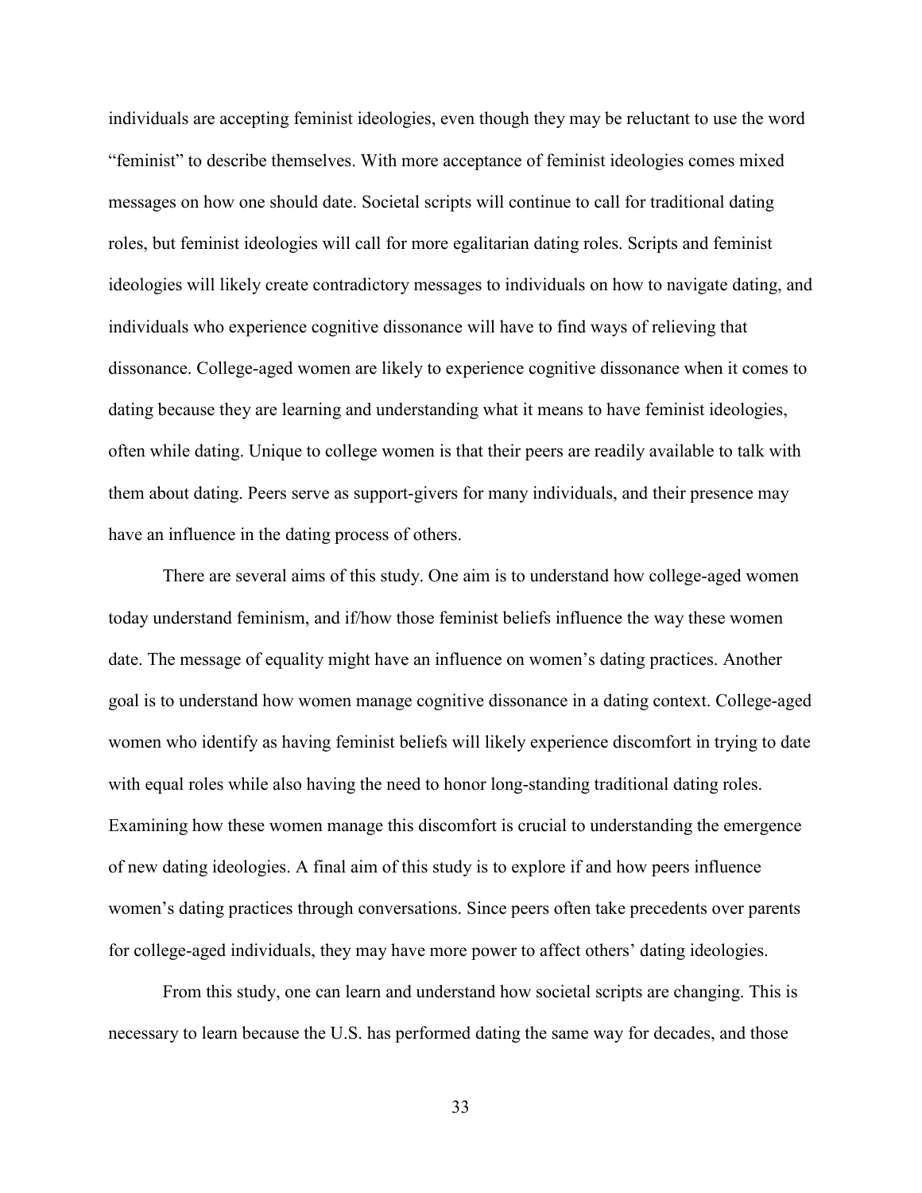individuals are accepting feminist ideologies, even though they may be reluctant to use the word "feminist" to describe themselves. With more acceptance of feminist ideologies comes mixed messages on how one should date. Societal scripts will continue to call for traditional dating roles, but feminist ideologies will call for more egalitarian dating roles. Scripts and feminist ideologies will likely create contradictory messages to individuals on how to navigate dating, and individuals who experience cognitive dissonance will have to find ways of relieving that dissonance. College-aged women are likely to experience cognitive dissonance when it comes to dating because they are learning and understanding what it means to have feminist ideologies, often while dating. Unique to college women is that their peers are readily available to talk with them about dating. Peers serve as support-givers for many individuals, and their presence may have an influence in the dating process of others.

There are several aims of this study. One aim is to understand how college-aged women today understand feminism, and if/how those feminist beliefs influence the way these women date. The message of equality might have an influence on women's dating practices. Another goal is to understand how women manage cognitive dissonance in a dating context. College-aged women who identify as having feminist beliefs will likely experience discomfort in trying to date with equal roles while also having the need to honor long-standing traditional dating roles. Examining how these women manage this discomfort is crucial to understanding the emergence of new dating ideologies. A final aim of this study is to explore if and how peers influence women's dating practices through conversations. Since peers often take precedents over parents for college-aged individuals, they may have more power to affect others' dating ideologies.

From this study, one can learn and understand how societal scripts are changing. This is necessary to learn because the U.S. has performed dating the same way for decades, and those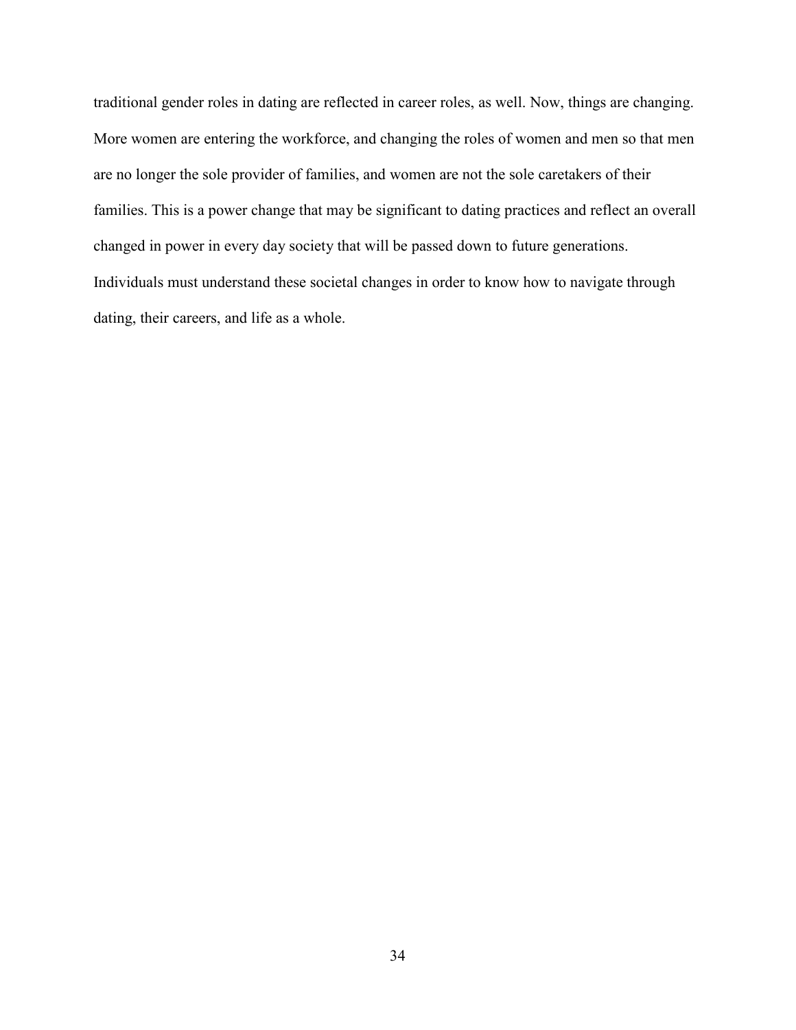traditional gender roles in dating are reflected in career roles, as well. Now, things are changing. More women are entering the workforce, and changing the roles of women and men so that men are no longer the sole provider of families, and women are not the sole caretakers of their families. This is a power change that may be significant to dating practices and reflect an overall changed in power in every day society that will be passed down to future generations. Individuals must understand these societal changes in order to know how to navigate through dating, their careers, and life as a whole.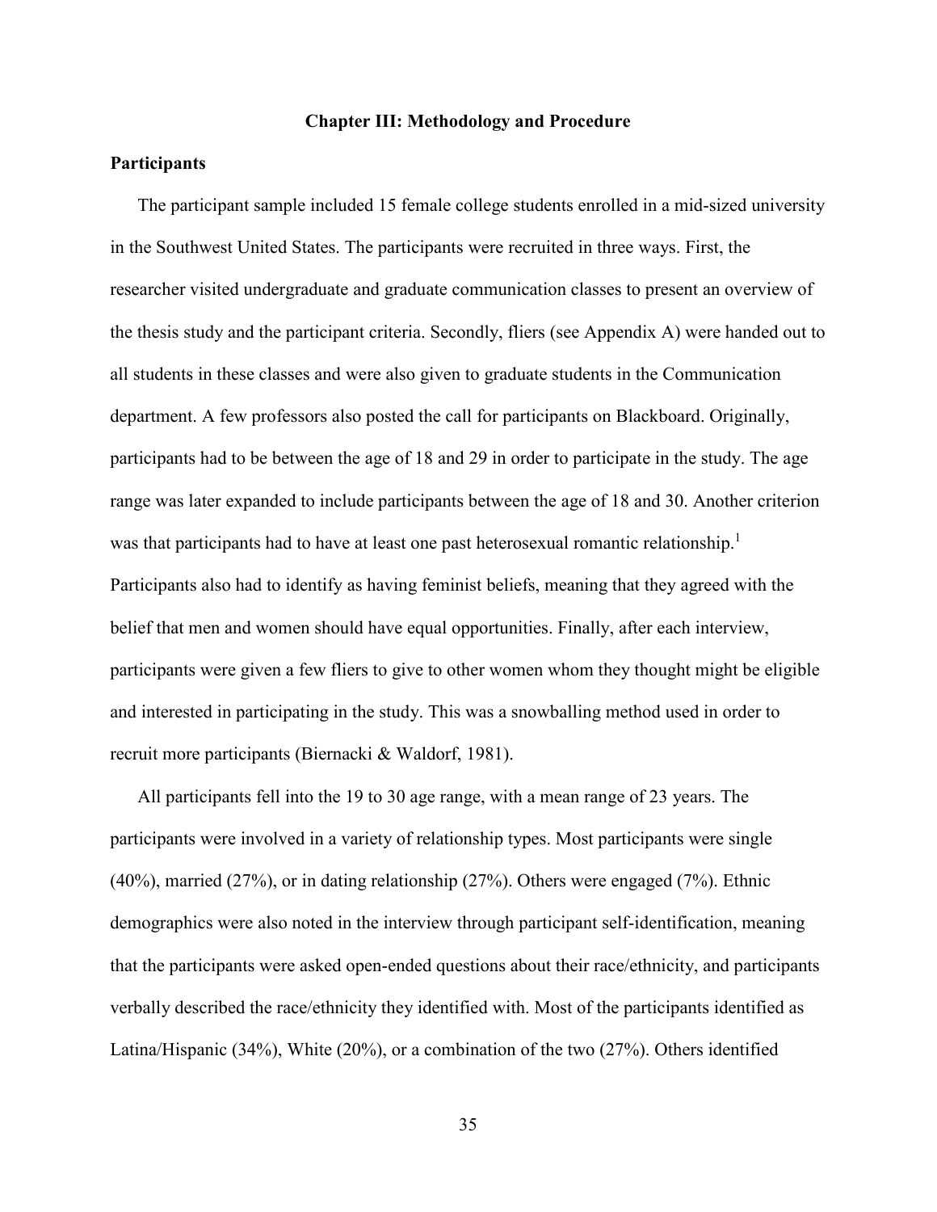# Chapter III: Methodology and Procedure

## Participants

The participant sample included 15 female college students enrolled in a mid-sized university in the Southwest United States. The participants were recruited in three ways. First, the researcher visited undergraduate and graduate communication classes to present an overview of the thesis study and the participant criteria. Secondly, fliers (see Appendix A) were handed out to all students in these classes and were also given to graduate students in the Communication department. A few professors also posted the call for participants on Blackboard. Originally, participants had to be between the age of 18 and 29 in order to participate in the study. The age range was later expanded to include participants between the age of 18 and 30. Another criterion was that participants had to have at least one past heterosexual romantic relationship.[1] Participants also had to identify as having feminist beliefs, meaning that they agreed with the belief that men and women should have equal opportunities. Finally, after each interview, participants were given a few fliers to give to other women whom they thought might be eligible and interested in participating in the study. This was a snowballing method used in order to recruit more participants (Biernacki & Waldorf, 1981).

All participants fell into the 19 to 30 age range, with a mean range of 23 years. The participants were involved in a variety of relationship types. Most participants were single (40%), married (27%), or in dating relationship (27%). Others were engaged (7%). Ethnic demographics were also noted in the interview through participant self-identification, meaning that the participants were asked open-ended questions about their race/ethnicity, and participants verbally described the race/ethnicity they identified with. Most of the participants identified as Latina/Hispanic (34%), White (20%), or a combination of the two (27%). Others identified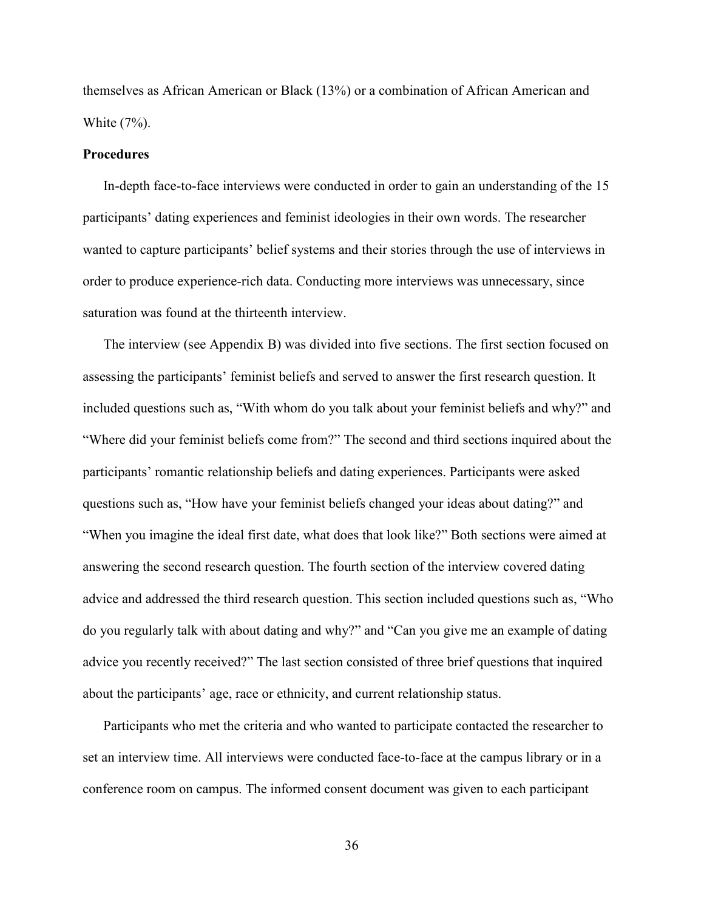themselves as African American or Black (13%) or a combination of African American and White (7%).

**Procedures**

In-depth face-to-face interviews were conducted in order to gain an understanding of the 15 participants' dating experiences and feminist ideologies in their own words. The researcher wanted to capture participants' belief systems and their stories through the use of interviews in order to produce experience-rich data. Conducting more interviews was unnecessary, since saturation was found at the thirteenth interview.

The interview (see Appendix B) was divided into five sections. The first section focused on assessing the participants' feminist beliefs and served to answer the first research question. It included questions such as, "With whom do you talk about your feminist beliefs and why?" and "Where did your feminist beliefs come from?" The second and third sections inquired about the participants' romantic relationship beliefs and dating experiences. Participants were asked questions such as, "How have your feminist beliefs changed your ideas about dating?" and "When you imagine the ideal first date, what does that look like?" Both sections were aimed at answering the second research question. The fourth section of the interview covered dating advice and addressed the third research question. This section included questions such as, "Who do you regularly talk with about dating and why?" and "Can you give me an example of dating advice you recently received?" The last section consisted of three brief questions that inquired about the participants' age, race or ethnicity, and current relationship status.

Participants who met the criteria and who wanted to participate contacted the researcher to set an interview time. All interviews were conducted face-to-face at the campus library or in a conference room on campus. The informed consent document was given to each participant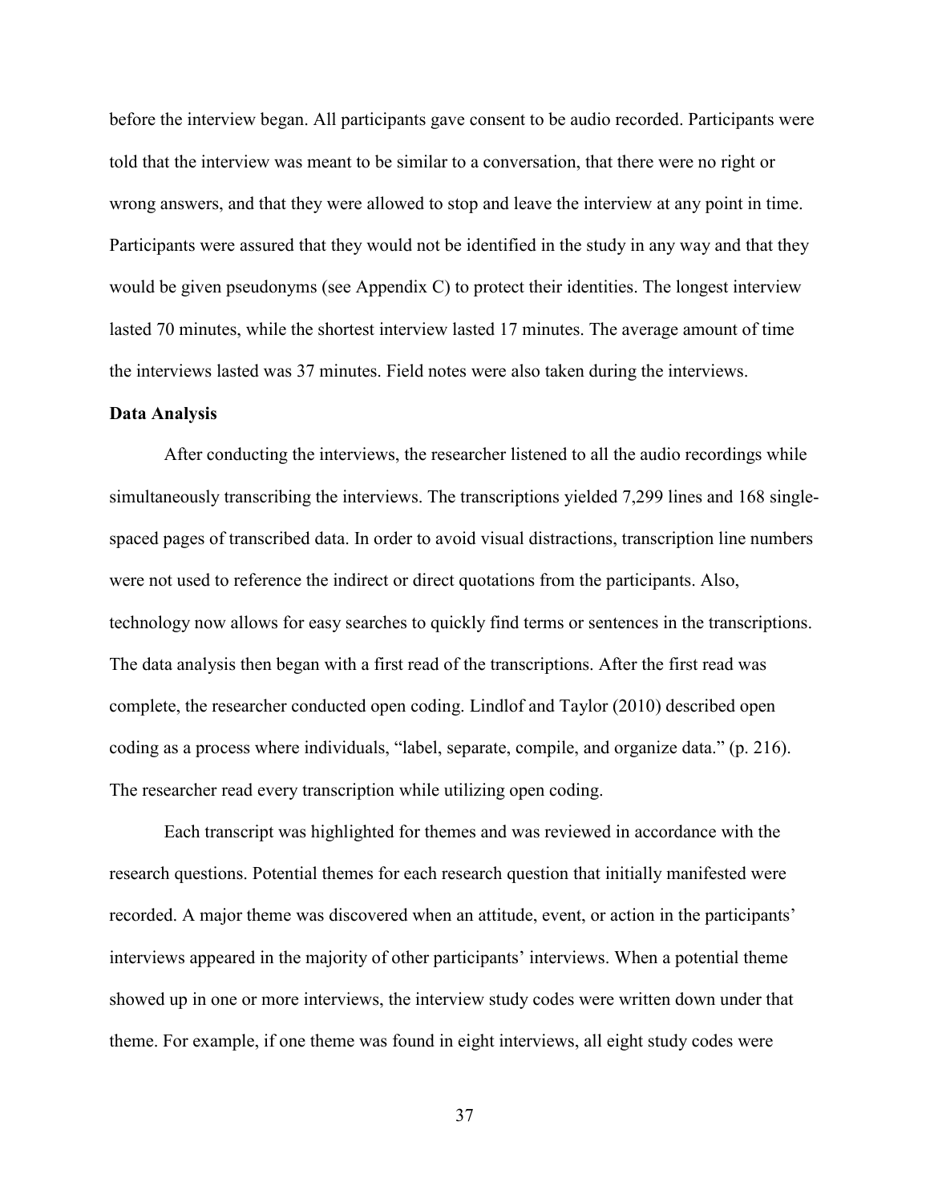before the interview began. All participants gave consent to be audio recorded. Participants were told that the interview was meant to be similar to a conversation, that there were no right or wrong answers, and that they were allowed to stop and leave the interview at any point in time. Participants were assured that they would not be identified in the study in any way and that they would be given pseudonyms (see Appendix C) to protect their identities. The longest interview lasted 70 minutes, while the shortest interview lasted 17 minutes. The average amount of time the interviews lasted was 37 minutes. Field notes were also taken during the interviews.

**Data Analysis**

After conducting the interviews, the researcher listened to all the audio recordings while simultaneously transcribing the interviews. The transcriptions yielded 7,299 lines and 168 single-spaced pages of transcribed data. In order to avoid visual distractions, transcription line numbers were not used to reference the indirect or direct quotations from the participants. Also, technology now allows for easy searches to quickly find terms or sentences in the transcriptions. The data analysis then began with a first read of the transcriptions. After the first read was complete, the researcher conducted open coding. Lindlof and Taylor (2010) described open coding as a process where individuals, "label, separate, compile, and organize data." (p. 216). The researcher read every transcription while utilizing open coding.

Each transcript was highlighted for themes and was reviewed in accordance with the research questions. Potential themes for each research question that initially manifested were recorded. A major theme was discovered when an attitude, event, or action in the participants' interviews appeared in the majority of other participants' interviews. When a potential theme showed up in one or more interviews, the interview study codes were written down under that theme. For example, if one theme was found in eight interviews, all eight study codes were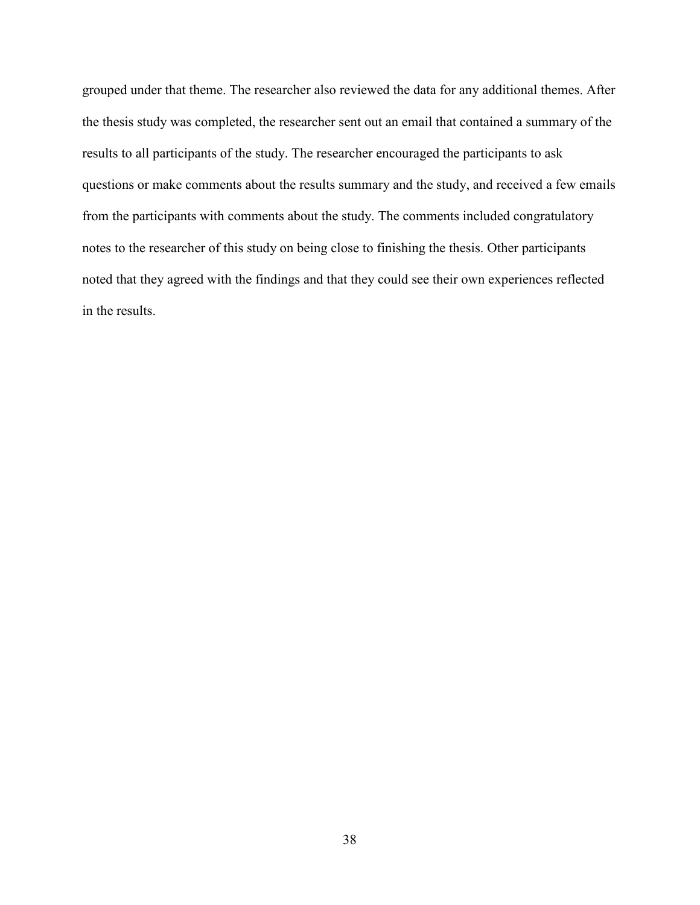grouped under that theme. The researcher also reviewed the data for any additional themes. After the thesis study was completed, the researcher sent out an email that contained a summary of the results to all participants of the study. The researcher encouraged the participants to ask questions or make comments about the results summary and the study, and received a few emails from the participants with comments about the study. The comments included congratulatory notes to the researcher of this study on being close to finishing the thesis. Other participants noted that they agreed with the findings and that they could see their own experiences reflected in the results.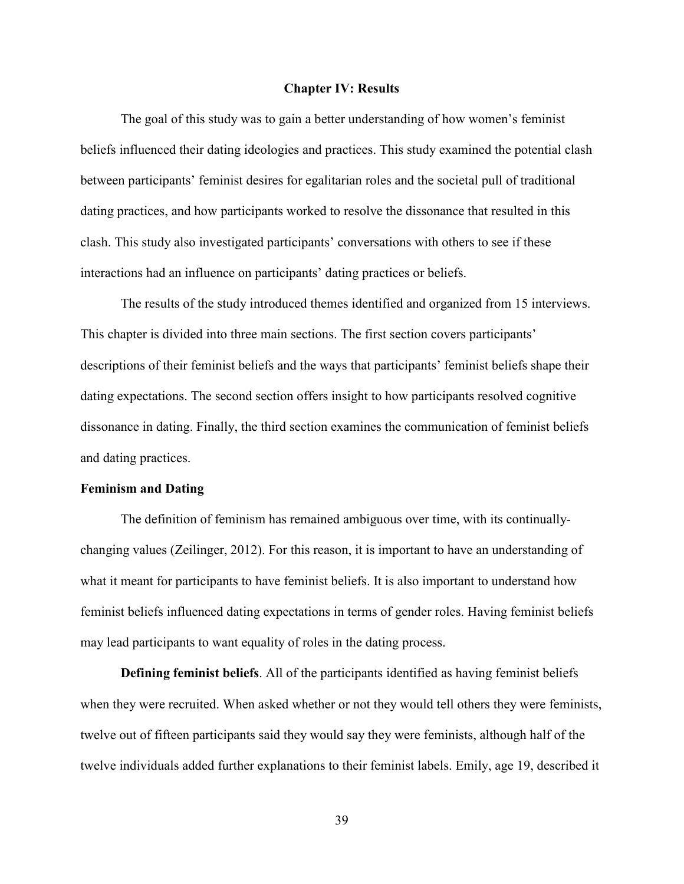# Chapter IV: Results

The goal of this study was to gain a better understanding of how women's feminist beliefs influenced their dating ideologies and practices. This study examined the potential clash between participants' feminist desires for egalitarian roles and the societal pull of traditional dating practices, and how participants worked to resolve the dissonance that resulted in this clash. This study also investigated participants' conversations with others to see if these interactions had an influence on participants' dating practices or beliefs.

The results of the study introduced themes identified and organized from 15 interviews. This chapter is divided into three main sections. The first section covers participants' descriptions of their feminist beliefs and the ways that participants' feminist beliefs shape their dating expectations. The second section offers insight to how participants resolved cognitive dissonance in dating. Finally, the third section examines the communication of feminist beliefs and dating practices.

## Feminism and Dating

The definition of feminism has remained ambiguous over time, with its continually-changing values (Zeilinger, 2012). For this reason, it is important to have an understanding of what it meant for participants to have feminist beliefs. It is also important to understand how feminist beliefs influenced dating expectations in terms of gender roles. Having feminist beliefs may lead participants to want equality of roles in the dating process.

**Defining feminist beliefs**. All of the participants identified as having feminist beliefs when they were recruited. When asked whether or not they would tell others they were feminists, twelve out of fifteen participants said they would say they were feminists, although half of the twelve individuals added further explanations to their feminist labels. Emily, age 19, described it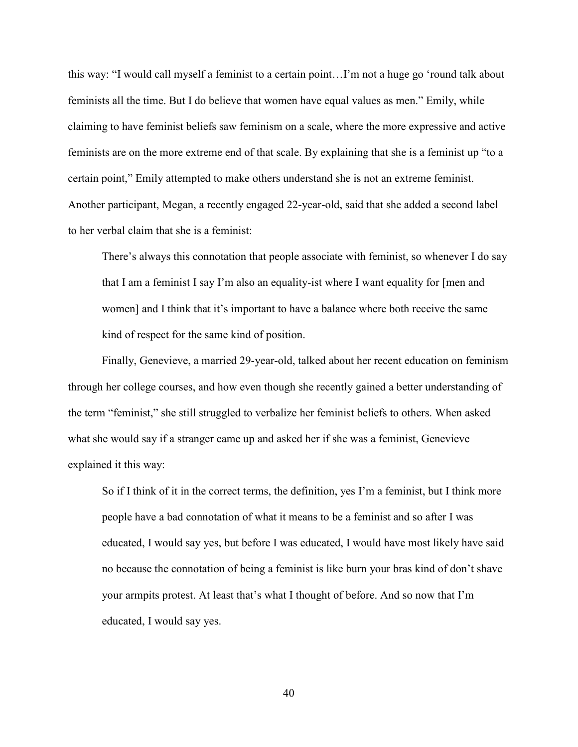this way: "I would call myself a feminist to a certain point…I'm not a huge go 'round talk about feminists all the time. But I do believe that women have equal values as men." Emily, while claiming to have feminist beliefs saw feminism on a scale, where the more expressive and active feminists are on the more extreme end of that scale. By explaining that she is a feminist up "to a certain point," Emily attempted to make others understand she is not an extreme feminist. Another participant, Megan, a recently engaged 22-year-old, said that she added a second label to her verbal claim that she is a feminist:

> There's always this connotation that people associate with feminist, so whenever I do say that I am a feminist I say I'm also an equality-ist where I want equality for [men and women] and I think that it's important to have a balance where both receive the same kind of respect for the same kind of position.

Finally, Genevieve, a married 29-year-old, talked about her recent education on feminism through her college courses, and how even though she recently gained a better understanding of the term "feminist," she still struggled to verbalize her feminist beliefs to others. When asked what she would say if a stranger came up and asked her if she was a feminist, Genevieve explained it this way:

> So if I think of it in the correct terms, the definition, yes I'm a feminist, but I think more people have a bad connotation of what it means to be a feminist and so after I was educated, I would say yes, but before I was educated, I would have most likely have said no because the connotation of being a feminist is like burn your bras kind of don't shave your armpits protest. At least that's what I thought of before. And so now that I'm educated, I would say yes.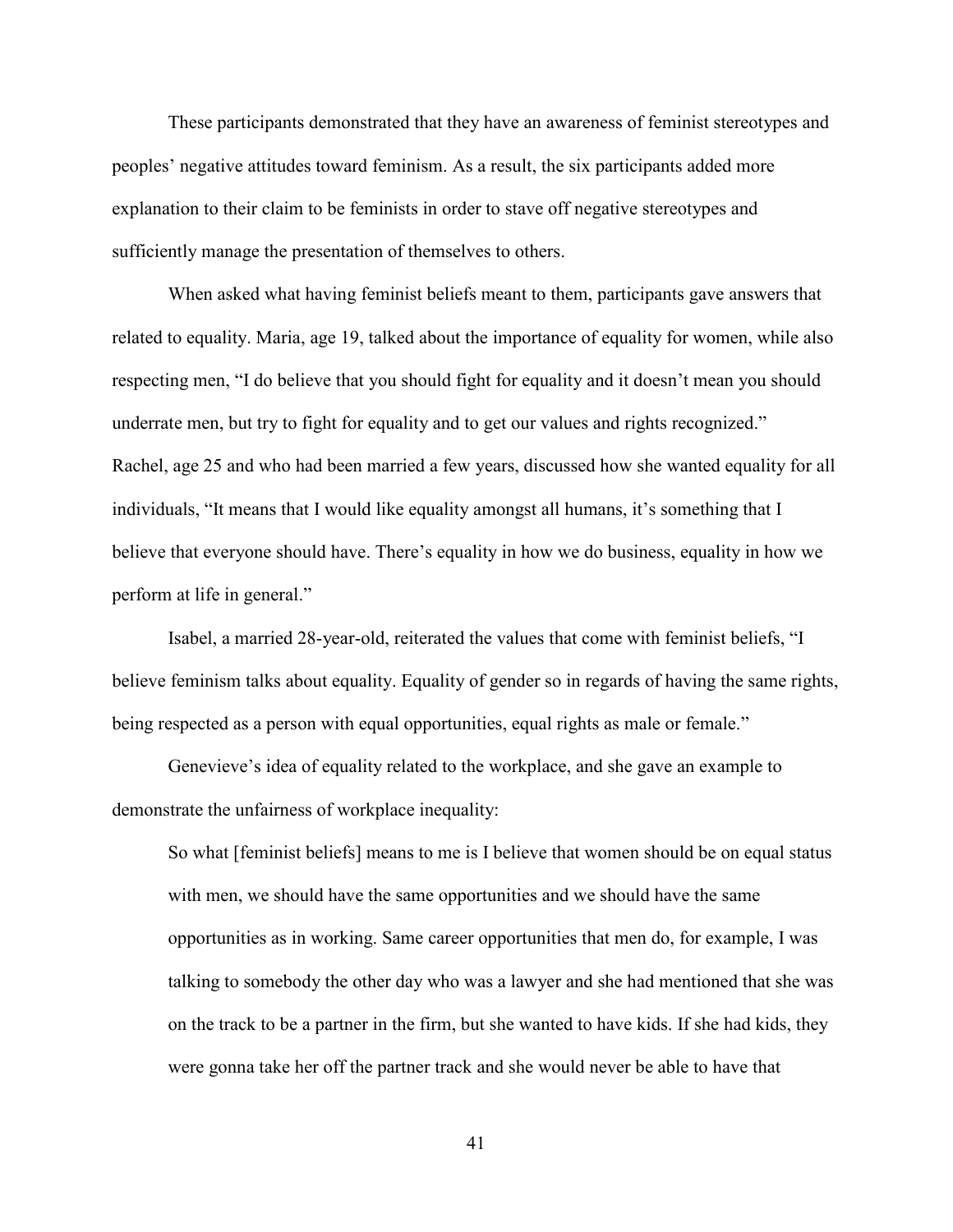These participants demonstrated that they have an awareness of feminist stereotypes and peoples' negative attitudes toward feminism. As a result, the six participants added more explanation to their claim to be feminists in order to stave off negative stereotypes and sufficiently manage the presentation of themselves to others.

When asked what having feminist beliefs meant to them, participants gave answers that related to equality. Maria, age 19, talked about the importance of equality for women, while also respecting men, "I do believe that you should fight for equality and it doesn't mean you should underrate men, but try to fight for equality and to get our values and rights recognized." Rachel, age 25 and who had been married a few years, discussed how she wanted equality for all individuals, "It means that I would like equality amongst all humans, it's something that I believe that everyone should have. There's equality in how we do business, equality in how we perform at life in general."

Isabel, a married 28-year-old, reiterated the values that come with feminist beliefs, "I believe feminism talks about equality. Equality of gender so in regards of having the same rights, being respected as a person with equal opportunities, equal rights as male or female."

Genevieve's idea of equality related to the workplace, and she gave an example to demonstrate the unfairness of workplace inequality:

> So what [feminist beliefs] means to me is I believe that women should be on equal status with men, we should have the same opportunities and we should have the same opportunities as in working. Same career opportunities that men do, for example, I was talking to somebody the other day who was a lawyer and she had mentioned that she was on the track to be a partner in the firm, but she wanted to have kids. If she had kids, they were gonna take her off the partner track and she would never be able to have that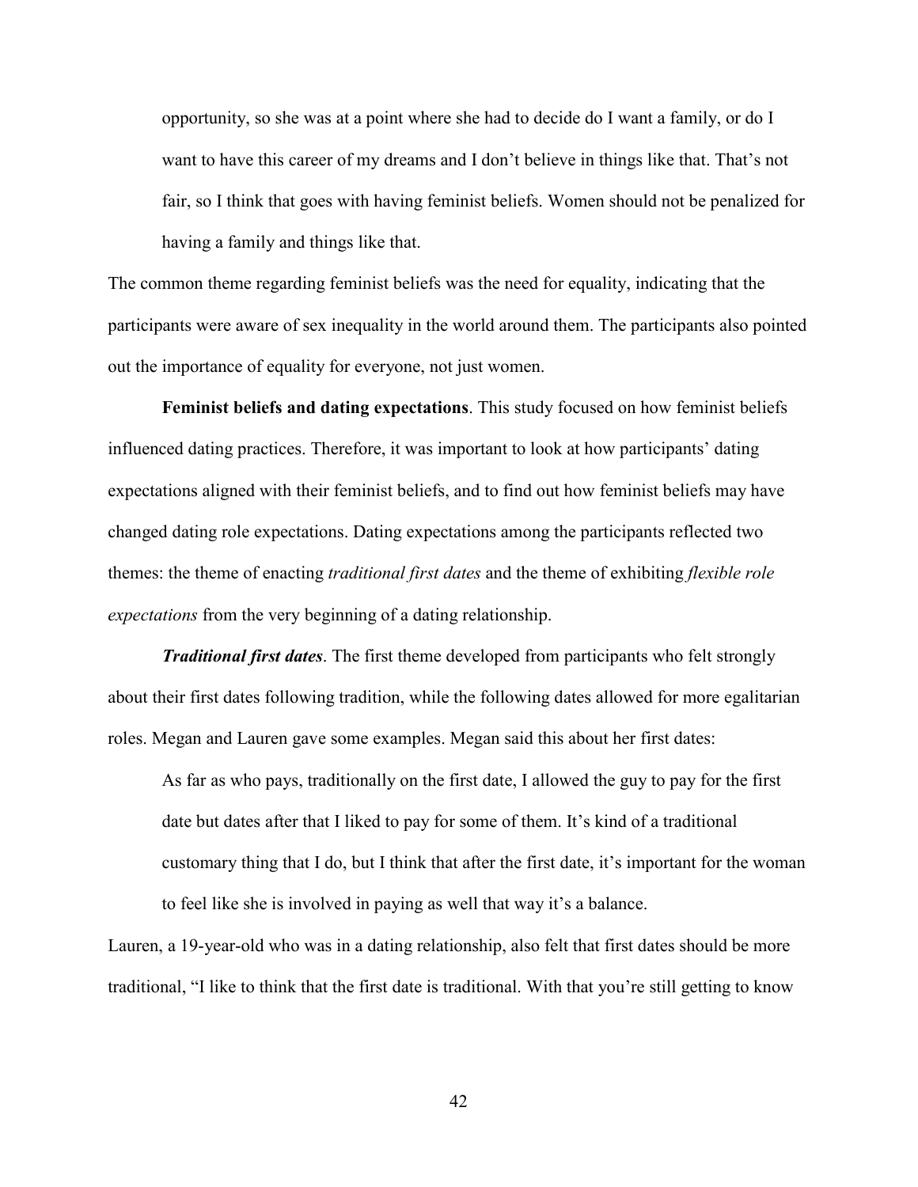> opportunity, so she was at a point where she had to decide do I want a family, or do I want to have this career of my dreams and I don't believe in things like that. That's not fair, so I think that goes with having feminist beliefs. Women should not be penalized for having a family and things like that.

The common theme regarding feminist beliefs was the need for equality, indicating that the participants were aware of sex inequality in the world around them. The participants also pointed out the importance of equality for everyone, not just women.

**Feminist beliefs and dating expectations**. This study focused on how feminist beliefs influenced dating practices. Therefore, it was important to look at how participants' dating expectations aligned with their feminist beliefs, and to find out how feminist beliefs may have changed dating role expectations. Dating expectations among the participants reflected two themes: the theme of enacting *traditional first dates* and the theme of exhibiting *flexible role expectations* from the very beginning of a dating relationship.

***Traditional first dates***. The first theme developed from participants who felt strongly about their first dates following tradition, while the following dates allowed for more egalitarian roles. Megan and Lauren gave some examples. Megan said this about her first dates:

> As far as who pays, traditionally on the first date, I allowed the guy to pay for the first date but dates after that I liked to pay for some of them. It's kind of a traditional customary thing that I do, but I think that after the first date, it's important for the woman to feel like she is involved in paying as well that way it's a balance.

Lauren, a 19-year-old who was in a dating relationship, also felt that first dates should be more traditional, "I like to think that the first date is traditional. With that you're still getting to know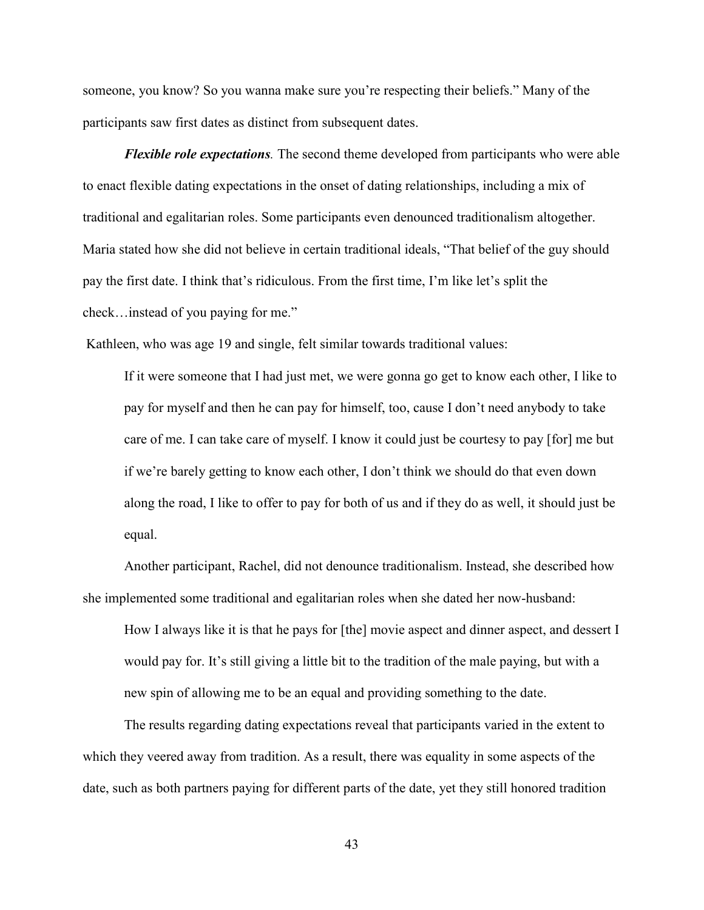someone, you know? So you wanna make sure you're respecting their beliefs." Many of the participants saw first dates as distinct from subsequent dates.

***Flexible role expectations.*** The second theme developed from participants who were able to enact flexible dating expectations in the onset of dating relationships, including a mix of traditional and egalitarian roles. Some participants even denounced traditionalism altogether. Maria stated how she did not believe in certain traditional ideals, "That belief of the guy should pay the first date. I think that's ridiculous. From the first time, I'm like let's split the check…instead of you paying for me."

Kathleen, who was age 19 and single, felt similar towards traditional values:

> If it were someone that I had just met, we were gonna go get to know each other, I like to pay for myself and then he can pay for himself, too, cause I don't need anybody to take care of me. I can take care of myself. I know it could just be courtesy to pay [for] me but if we're barely getting to know each other, I don't think we should do that even down along the road, I like to offer to pay for both of us and if they do as well, it should just be equal.

Another participant, Rachel, did not denounce traditionalism. Instead, she described how she implemented some traditional and egalitarian roles when she dated her now-husband:

> How I always like it is that he pays for [the] movie aspect and dinner aspect, and dessert I would pay for. It's still giving a little bit to the tradition of the male paying, but with a new spin of allowing me to be an equal and providing something to the date.

The results regarding dating expectations reveal that participants varied in the extent to which they veered away from tradition. As a result, there was equality in some aspects of the date, such as both partners paying for different parts of the date, yet they still honored tradition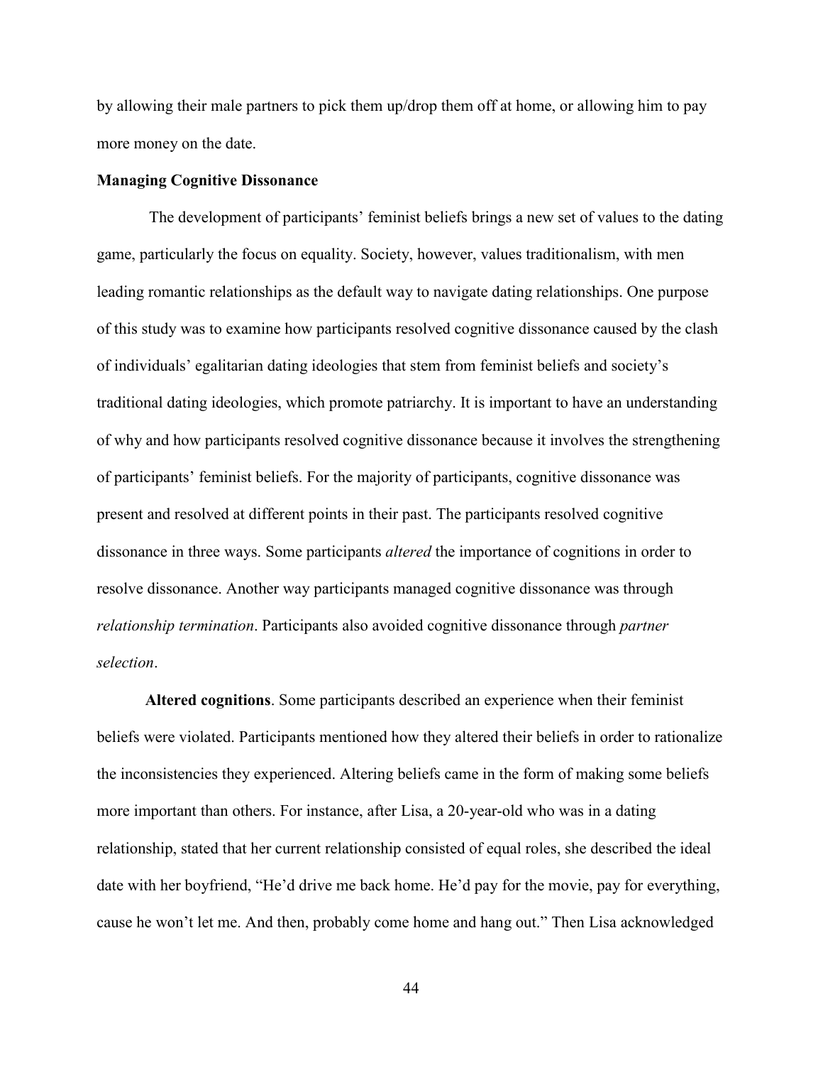by allowing their male partners to pick them up/drop them off at home, or allowing him to pay more money on the date.

**Managing Cognitive Dissonance**

The development of participants' feminist beliefs brings a new set of values to the dating game, particularly the focus on equality. Society, however, values traditionalism, with men leading romantic relationships as the default way to navigate dating relationships. One purpose of this study was to examine how participants resolved cognitive dissonance caused by the clash of individuals' egalitarian dating ideologies that stem from feminist beliefs and society's traditional dating ideologies, which promote patriarchy. It is important to have an understanding of why and how participants resolved cognitive dissonance because it involves the strengthening of participants' feminist beliefs. For the majority of participants, cognitive dissonance was present and resolved at different points in their past. The participants resolved cognitive dissonance in three ways. Some participants *altered* the importance of cognitions in order to resolve dissonance. Another way participants managed cognitive dissonance was through *relationship termination*. Participants also avoided cognitive dissonance through *partner selection*.

**Altered cognitions**. Some participants described an experience when their feminist beliefs were violated. Participants mentioned how they altered their beliefs in order to rationalize the inconsistencies they experienced. Altering beliefs came in the form of making some beliefs more important than others. For instance, after Lisa, a 20-year-old who was in a dating relationship, stated that her current relationship consisted of equal roles, she described the ideal date with her boyfriend, "He'd drive me back home. He'd pay for the movie, pay for everything, cause he won't let me. And then, probably come home and hang out." Then Lisa acknowledged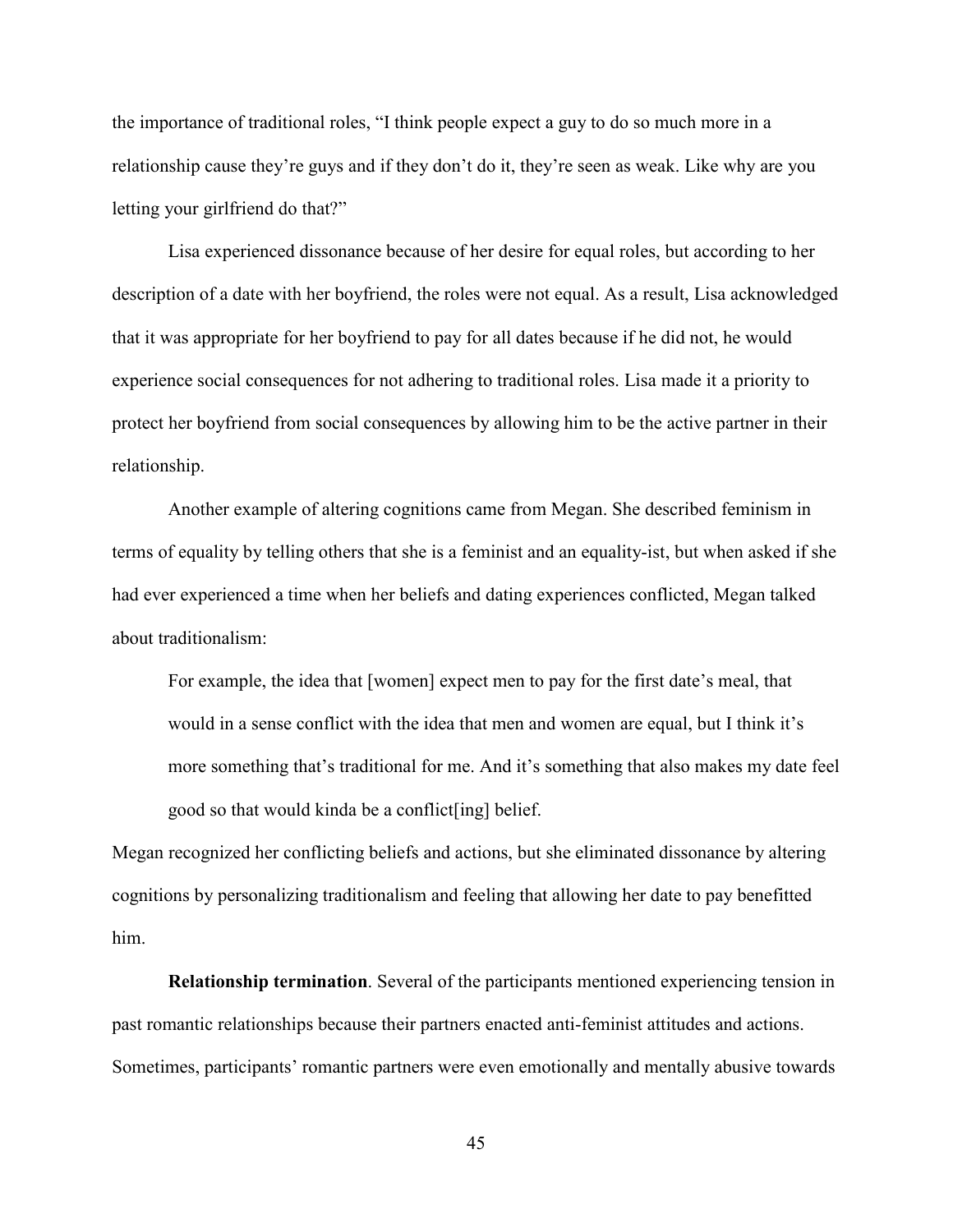the importance of traditional roles, “I think people expect a guy to do so much more in a relationship cause they’re guys and if they don’t do it, they’re seen as weak. Like why are you letting your girlfriend do that?”

Lisa experienced dissonance because of her desire for equal roles, but according to her description of a date with her boyfriend, the roles were not equal. As a result, Lisa acknowledged that it was appropriate for her boyfriend to pay for all dates because if he did not, he would experience social consequences for not adhering to traditional roles. Lisa made it a priority to protect her boyfriend from social consequences by allowing him to be the active partner in their relationship.

Another example of altering cognitions came from Megan. She described feminism in terms of equality by telling others that she is a feminist and an equality-ist, but when asked if she had ever experienced a time when her beliefs and dating experiences conflicted, Megan talked about traditionalism:

> For example, the idea that [women] expect men to pay for the first date’s meal, that would in a sense conflict with the idea that men and women are equal, but I think it’s more something that’s traditional for me. And it’s something that also makes my date feel good so that would kinda be a conflict[ing] belief.

Megan recognized her conflicting beliefs and actions, but she eliminated dissonance by altering cognitions by personalizing traditionalism and feeling that allowing her date to pay benefitted him.

**Relationship termination**. Several of the participants mentioned experiencing tension in past romantic relationships because their partners enacted anti-feminist attitudes and actions. Sometimes, participants’ romantic partners were even emotionally and mentally abusive towards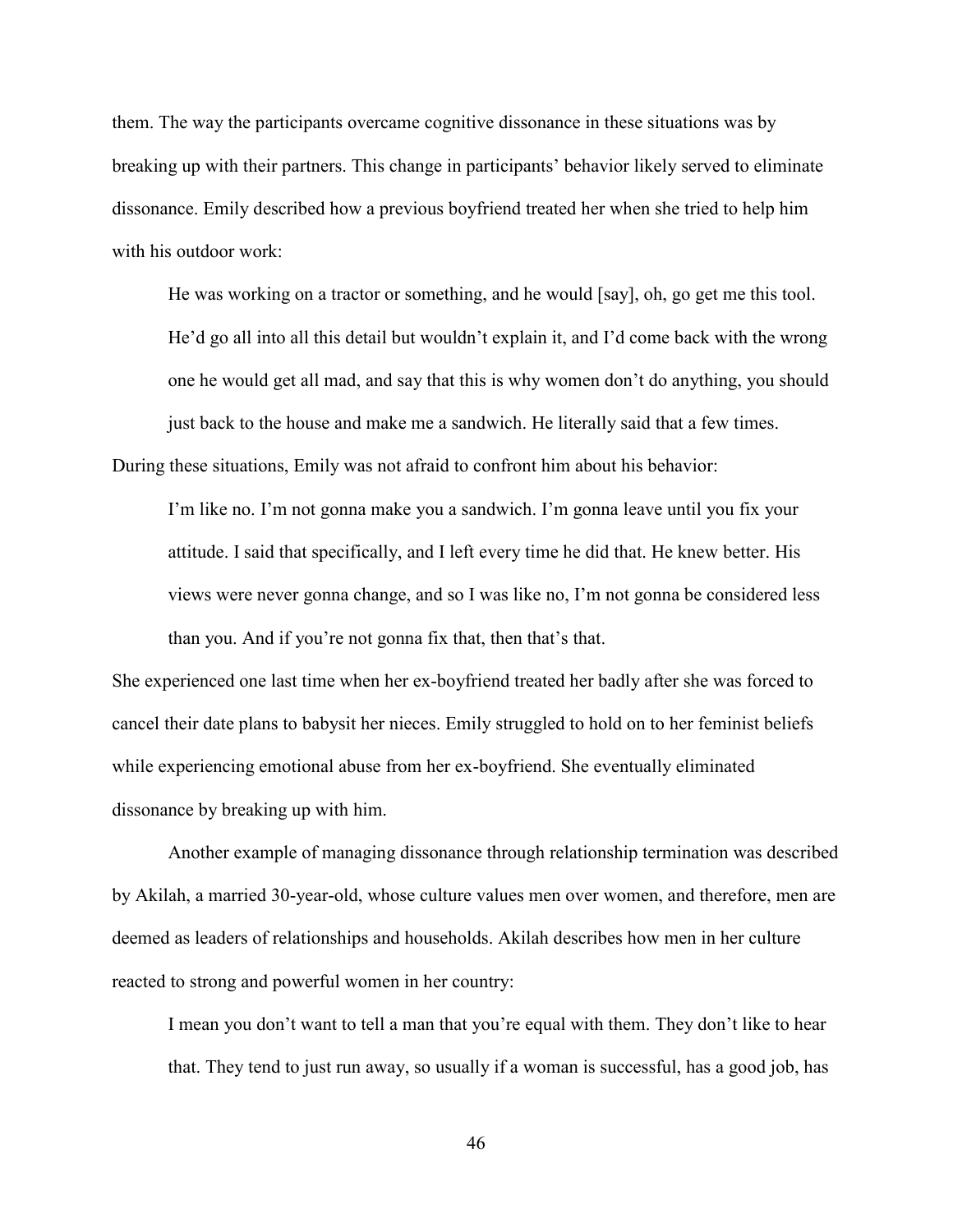them. The way the participants overcame cognitive dissonance in these situations was by breaking up with their partners. This change in participants' behavior likely served to eliminate dissonance. Emily described how a previous boyfriend treated her when she tried to help him with his outdoor work:

> He was working on a tractor or something, and he would [say], oh, go get me this tool. He'd go all into all this detail but wouldn't explain it, and I'd come back with the wrong one he would get all mad, and say that this is why women don't do anything, you should just back to the house and make me a sandwich. He literally said that a few times.

During these situations, Emily was not afraid to confront him about his behavior:

> I'm like no. I'm not gonna make you a sandwich. I'm gonna leave until you fix your attitude. I said that specifically, and I left every time he did that. He knew better. His views were never gonna change, and so I was like no, I'm not gonna be considered less than you. And if you're not gonna fix that, then that's that.

She experienced one last time when her ex-boyfriend treated her badly after she was forced to cancel their date plans to babysit her nieces. Emily struggled to hold on to her feminist beliefs while experiencing emotional abuse from her ex-boyfriend. She eventually eliminated dissonance by breaking up with him.

Another example of managing dissonance through relationship termination was described by Akilah, a married 30-year-old, whose culture values men over women, and therefore, men are deemed as leaders of relationships and households. Akilah describes how men in her culture reacted to strong and powerful women in her country:

> I mean you don't want to tell a man that you're equal with them. They don't like to hear that. They tend to just run away, so usually if a woman is successful, has a good job, has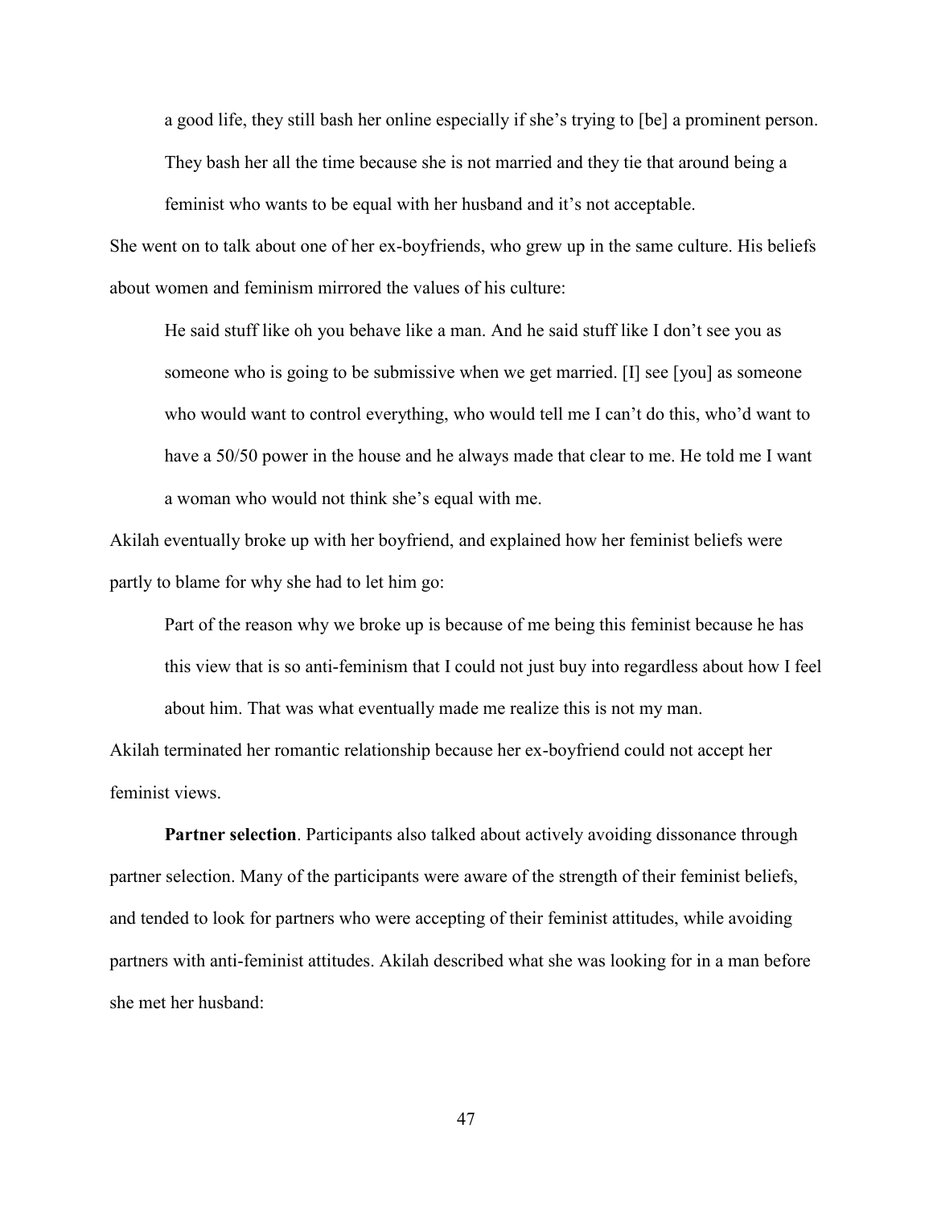> a good life, they still bash her online especially if she's trying to [be] a prominent person. They bash her all the time because she is not married and they tie that around being a feminist who wants to be equal with her husband and it's not acceptable.

She went on to talk about one of her ex-boyfriends, who grew up in the same culture. His beliefs about women and feminism mirrored the values of his culture:

> He said stuff like oh you behave like a man. And he said stuff like I don't see you as someone who is going to be submissive when we get married. [I] see [you] as someone who would want to control everything, who would tell me I can't do this, who'd want to have a 50/50 power in the house and he always made that clear to me. He told me I want a woman who would not think she's equal with me.

Akilah eventually broke up with her boyfriend, and explained how her feminist beliefs were partly to blame for why she had to let him go:

> Part of the reason why we broke up is because of me being this feminist because he has this view that is so anti-feminism that I could not just buy into regardless about how I feel about him. That was what eventually made me realize this is not my man.

Akilah terminated her romantic relationship because her ex-boyfriend could not accept her feminist views.

**Partner selection**. Participants also talked about actively avoiding dissonance through partner selection. Many of the participants were aware of the strength of their feminist beliefs, and tended to look for partners who were accepting of their feminist attitudes, while avoiding partners with anti-feminist attitudes. Akilah described what she was looking for in a man before she met her husband: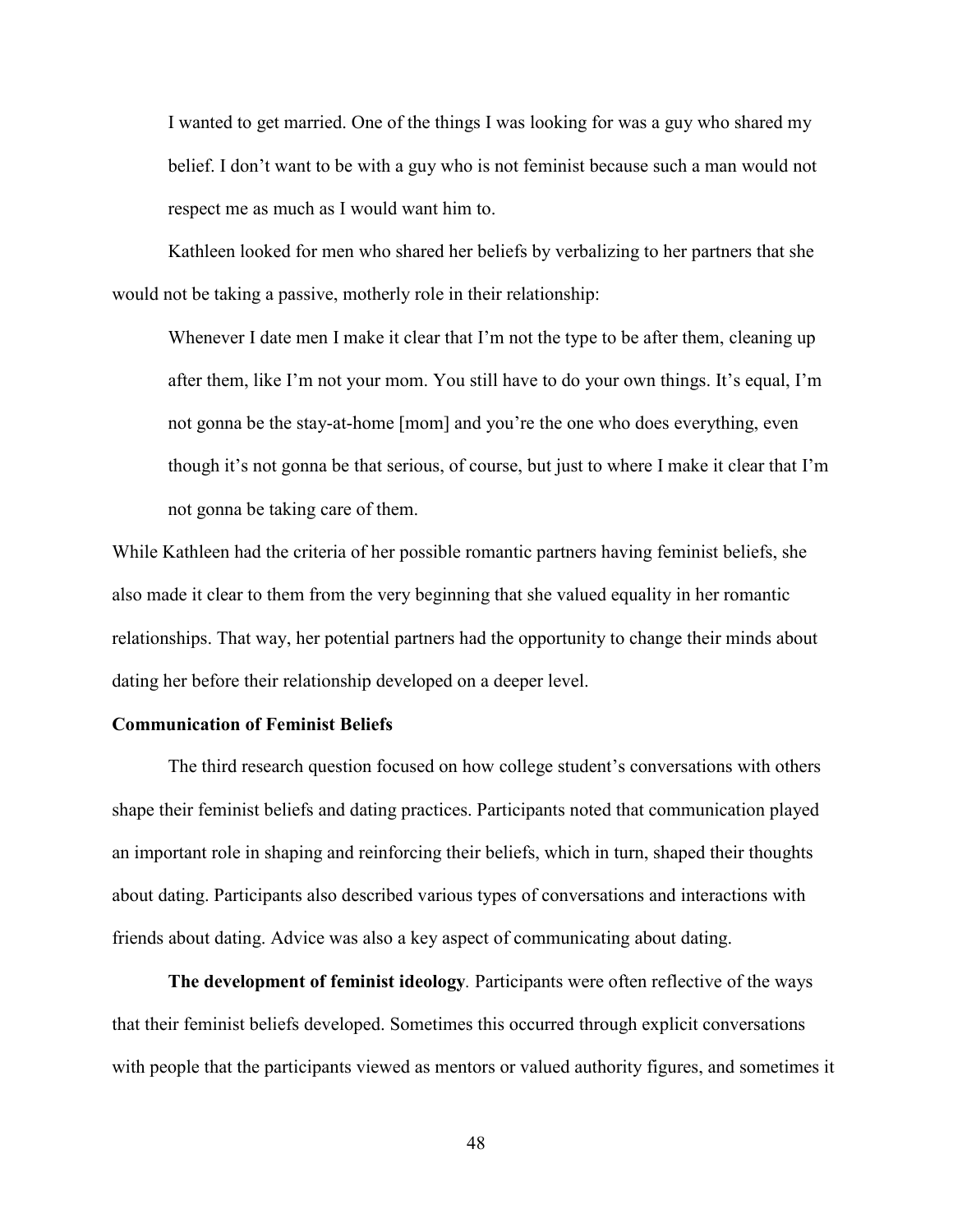I wanted to get married. One of the things I was looking for was a guy who shared my belief. I don't want to be with a guy who is not feminist because such a man would not respect me as much as I would want him to.

Kathleen looked for men who shared her beliefs by verbalizing to her partners that she would not be taking a passive, motherly role in their relationship:

> Whenever I date men I make it clear that I'm not the type to be after them, cleaning up after them, like I'm not your mom. You still have to do your own things. It's equal, I'm not gonna be the stay-at-home [mom] and you're the one who does everything, even though it's not gonna be that serious, of course, but just to where I make it clear that I'm not gonna be taking care of them.

While Kathleen had the criteria of her possible romantic partners having feminist beliefs, she also made it clear to them from the very beginning that she valued equality in her romantic relationships. That way, her potential partners had the opportunity to change their minds about dating her before their relationship developed on a deeper level.

### Communication of Feminist Beliefs

The third research question focused on how college student's conversations with others shape their feminist beliefs and dating practices. Participants noted that communication played an important role in shaping and reinforcing their beliefs, which in turn, shaped their thoughts about dating. Participants also described various types of conversations and interactions with friends about dating. Advice was also a key aspect of communicating about dating.

**The development of feminist ideology**. Participants were often reflective of the ways that their feminist beliefs developed. Sometimes this occurred through explicit conversations with people that the participants viewed as mentors or valued authority figures, and sometimes it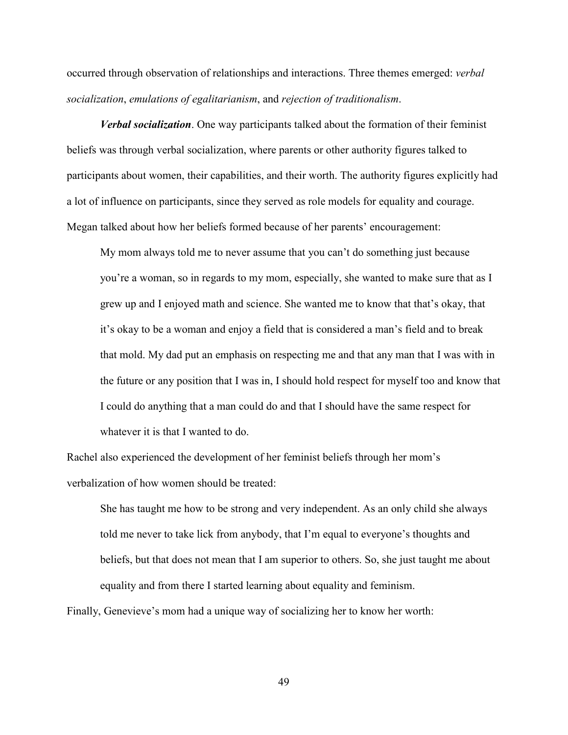occurred through observation of relationships and interactions. Three themes emerged: *verbal socialization*, *emulations of egalitarianism*, and *rejection of traditionalism*.

***Verbal socialization***. One way participants talked about the formation of their feminist beliefs was through verbal socialization, where parents or other authority figures talked to participants about women, their capabilities, and their worth. The authority figures explicitly had a lot of influence on participants, since they served as role models for equality and courage. Megan talked about how her beliefs formed because of her parents' encouragement:

> My mom always told me to never assume that you can't do something just because you're a woman, so in regards to my mom, especially, she wanted to make sure that as I grew up and I enjoyed math and science. She wanted me to know that that's okay, that it's okay to be a woman and enjoy a field that is considered a man's field and to break that mold. My dad put an emphasis on respecting me and that any man that I was with in the future or any position that I was in, I should hold respect for myself too and know that I could do anything that a man could do and that I should have the same respect for whatever it is that I wanted to do.

Rachel also experienced the development of her feminist beliefs through her mom's verbalization of how women should be treated:

> She has taught me how to be strong and very independent. As an only child she always told me never to take lick from anybody, that I'm equal to everyone's thoughts and beliefs, but that does not mean that I am superior to others. So, she just taught me about equality and from there I started learning about equality and feminism.

Finally, Genevieve's mom had a unique way of socializing her to know her worth: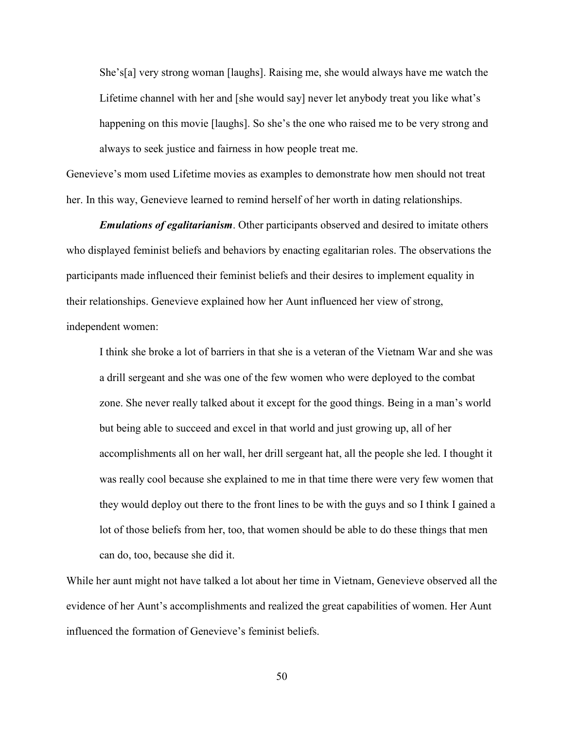> She's[a] very strong woman [laughs]. Raising me, she would always have me watch the Lifetime channel with her and [she would say] never let anybody treat you like what's happening on this movie [laughs]. So she's the one who raised me to be very strong and always to seek justice and fairness in how people treat me.

Genevieve's mom used Lifetime movies as examples to demonstrate how men should not treat her. In this way, Genevieve learned to remind herself of her worth in dating relationships.

***Emulations of egalitarianism***. Other participants observed and desired to imitate others who displayed feminist beliefs and behaviors by enacting egalitarian roles. The observations the participants made influenced their feminist beliefs and their desires to implement equality in their relationships. Genevieve explained how her Aunt influenced her view of strong, independent women:

> I think she broke a lot of barriers in that she is a veteran of the Vietnam War and she was a drill sergeant and she was one of the few women who were deployed to the combat zone. She never really talked about it except for the good things. Being in a man's world but being able to succeed and excel in that world and just growing up, all of her accomplishments all on her wall, her drill sergeant hat, all the people she led. I thought it was really cool because she explained to me in that time there were very few women that they would deploy out there to the front lines to be with the guys and so I think I gained a lot of those beliefs from her, too, that women should be able to do these things that men can do, too, because she did it.

While her aunt might not have talked a lot about her time in Vietnam, Genevieve observed all the evidence of her Aunt's accomplishments and realized the great capabilities of women. Her Aunt influenced the formation of Genevieve's feminist beliefs.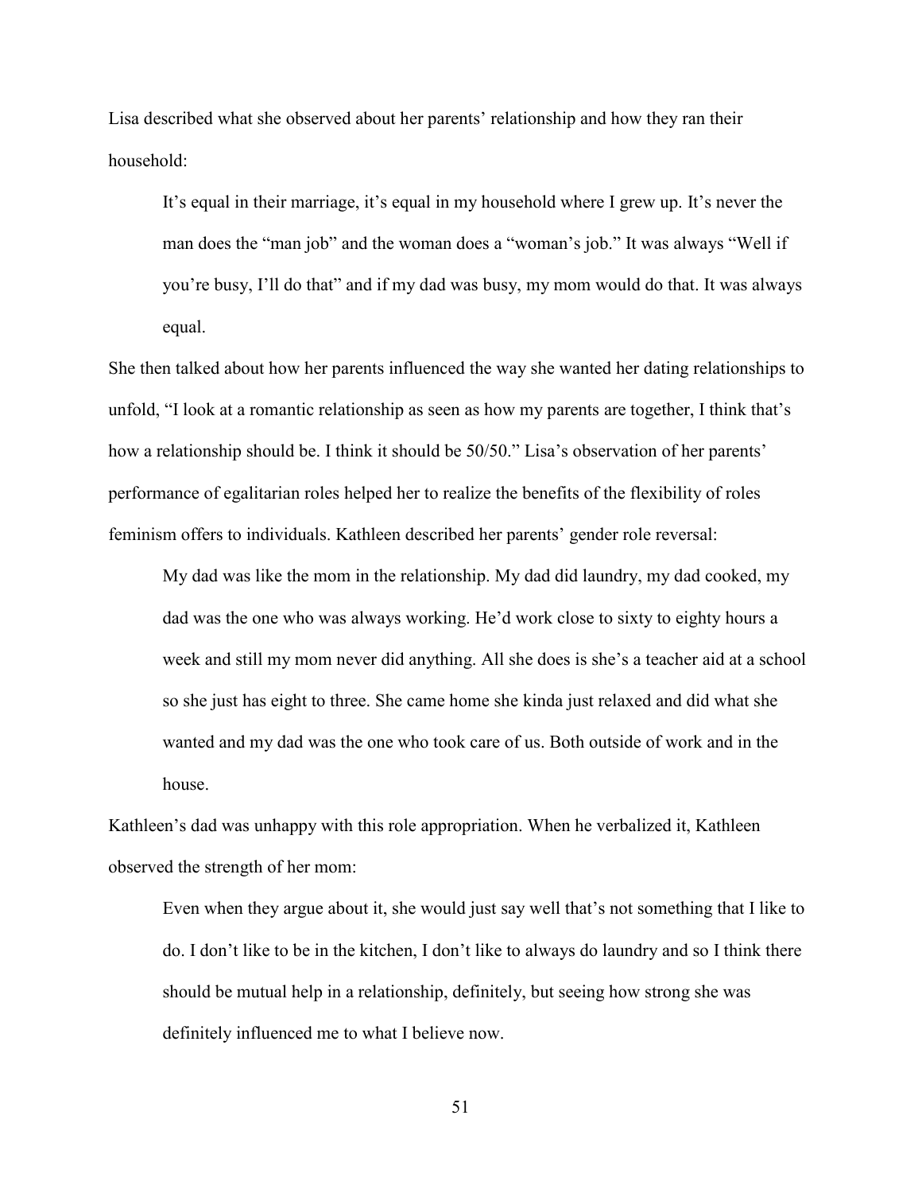Lisa described what she observed about her parents' relationship and how they ran their household:

> It's equal in their marriage, it's equal in my household where I grew up. It's never the man does the "man job" and the woman does a "woman's job." It was always "Well if you're busy, I'll do that" and if my dad was busy, my mom would do that. It was always equal.

She then talked about how her parents influenced the way she wanted her dating relationships to unfold, "I look at a romantic relationship as seen as how my parents are together, I think that's how a relationship should be. I think it should be 50/50." Lisa's observation of her parents' performance of egalitarian roles helped her to realize the benefits of the flexibility of roles feminism offers to individuals. Kathleen described her parents' gender role reversal:

> My dad was like the mom in the relationship. My dad did laundry, my dad cooked, my dad was the one who was always working. He'd work close to sixty to eighty hours a week and still my mom never did anything. All she does is she's a teacher aid at a school so she just has eight to three. She came home she kinda just relaxed and did what she wanted and my dad was the one who took care of us. Both outside of work and in the house.

Kathleen's dad was unhappy with this role appropriation. When he verbalized it, Kathleen observed the strength of her mom:

> Even when they argue about it, she would just say well that's not something that I like to do. I don't like to be in the kitchen, I don't like to always do laundry and so I think there should be mutual help in a relationship, definitely, but seeing how strong she was definitely influenced me to what I believe now.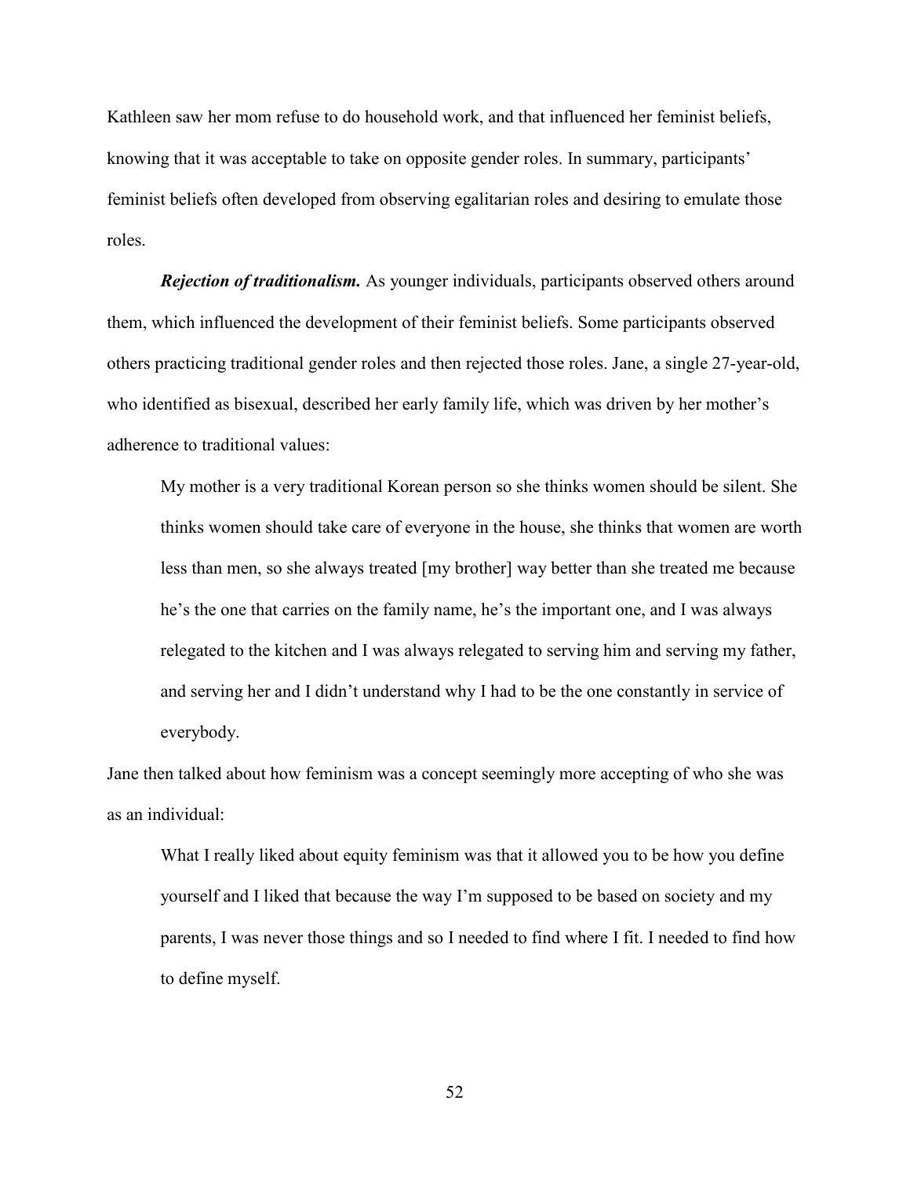Kathleen saw her mom refuse to do household work, and that influenced her feminist beliefs, knowing that it was acceptable to take on opposite gender roles. In summary, participants' feminist beliefs often developed from observing egalitarian roles and desiring to emulate those roles.

***Rejection of traditionalism.*** As younger individuals, participants observed others around them, which influenced the development of their feminist beliefs. Some participants observed others practicing traditional gender roles and then rejected those roles. Jane, a single 27-year-old, who identified as bisexual, described her early family life, which was driven by her mother's adherence to traditional values:

> My mother is a very traditional Korean person so she thinks women should be silent. She thinks women should take care of everyone in the house, she thinks that women are worth less than men, so she always treated [my brother] way better than she treated me because he's the one that carries on the family name, he's the important one, and I was always relegated to the kitchen and I was always relegated to serving him and serving my father, and serving her and I didn't understand why I had to be the one constantly in service of everybody.

Jane then talked about how feminism was a concept seemingly more accepting of who she was as an individual:

> What I really liked about equity feminism was that it allowed you to be how you define yourself and I liked that because the way I'm supposed to be based on society and my parents, I was never those things and so I needed to find where I fit. I needed to find how to define myself.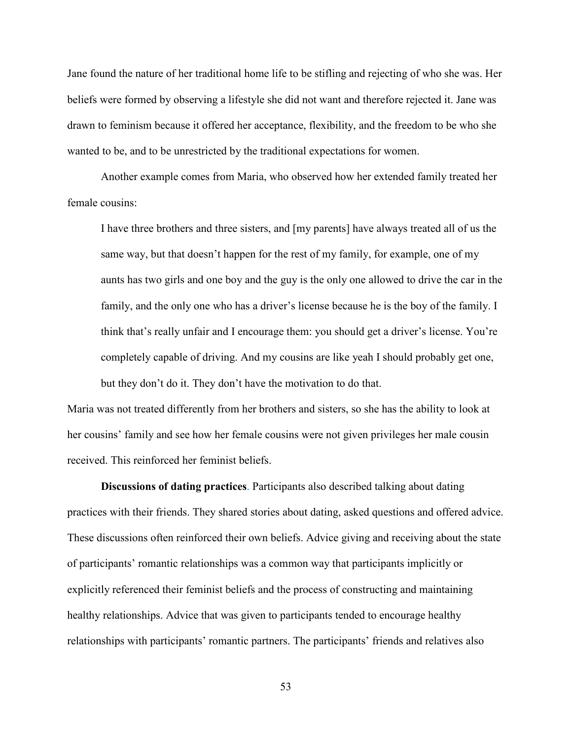Jane found the nature of her traditional home life to be stifling and rejecting of who she was. Her beliefs were formed by observing a lifestyle she did not want and therefore rejected it. Jane was drawn to feminism because it offered her acceptance, flexibility, and the freedom to be who she wanted to be, and to be unrestricted by the traditional expectations for women.

Another example comes from Maria, who observed how her extended family treated her female cousins:

> I have three brothers and three sisters, and [my parents] have always treated all of us the same way, but that doesn't happen for the rest of my family, for example, one of my aunts has two girls and one boy and the guy is the only one allowed to drive the car in the family, and the only one who has a driver's license because he is the boy of the family. I think that's really unfair and I encourage them: you should get a driver's license. You're completely capable of driving. And my cousins are like yeah I should probably get one, but they don't do it. They don't have the motivation to do that.

Maria was not treated differently from her brothers and sisters, so she has the ability to look at her cousins' family and see how her female cousins were not given privileges her male cousin received. This reinforced her feminist beliefs.

**Discussions of dating practices**. Participants also described talking about dating practices with their friends. They shared stories about dating, asked questions and offered advice. These discussions often reinforced their own beliefs. Advice giving and receiving about the state of participants' romantic relationships was a common way that participants implicitly or explicitly referenced their feminist beliefs and the process of constructing and maintaining healthy relationships. Advice that was given to participants tended to encourage healthy relationships with participants' romantic partners. The participants' friends and relatives also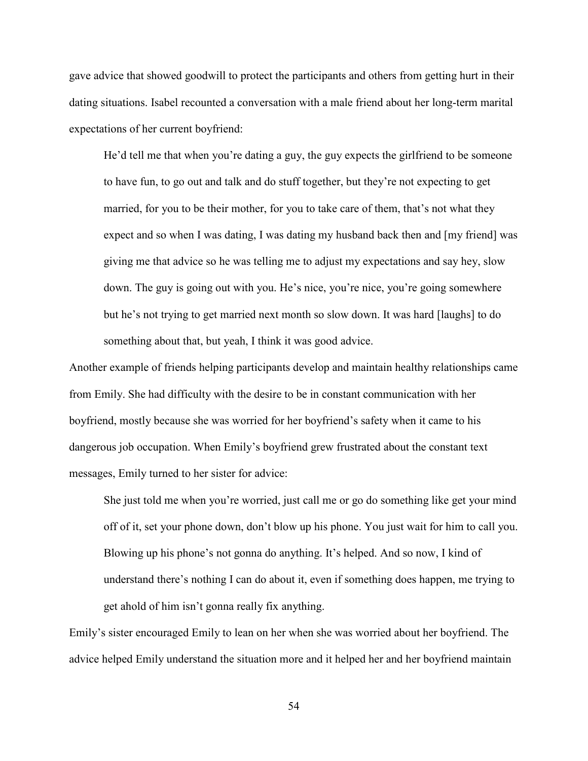gave advice that showed goodwill to protect the participants and others from getting hurt in their dating situations. Isabel recounted a conversation with a male friend about her long-term marital expectations of her current boyfriend:

> He'd tell me that when you're dating a guy, the guy expects the girlfriend to be someone to have fun, to go out and talk and do stuff together, but they're not expecting to get married, for you to be their mother, for you to take care of them, that's not what they expect and so when I was dating, I was dating my husband back then and [my friend] was giving me that advice so he was telling me to adjust my expectations and say hey, slow down. The guy is going out with you. He's nice, you're nice, you're going somewhere but he's not trying to get married next month so slow down. It was hard [laughs] to do something about that, but yeah, I think it was good advice.

Another example of friends helping participants develop and maintain healthy relationships came from Emily. She had difficulty with the desire to be in constant communication with her boyfriend, mostly because she was worried for her boyfriend's safety when it came to his dangerous job occupation. When Emily's boyfriend grew frustrated about the constant text messages, Emily turned to her sister for advice:

> She just told me when you're worried, just call me or go do something like get your mind off of it, set your phone down, don't blow up his phone. You just wait for him to call you. Blowing up his phone's not gonna do anything. It's helped. And so now, I kind of understand there's nothing I can do about it, even if something does happen, me trying to get ahold of him isn't gonna really fix anything.

Emily's sister encouraged Emily to lean on her when she was worried about her boyfriend. The advice helped Emily understand the situation more and it helped her and her boyfriend maintain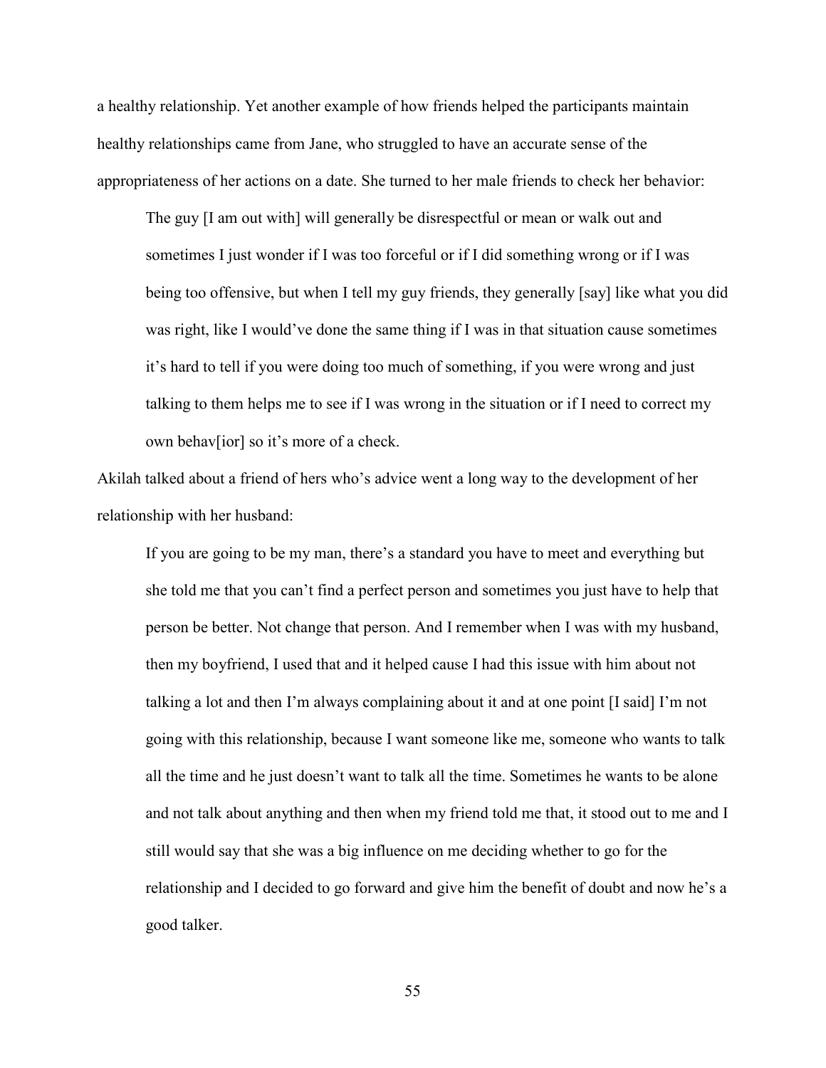a healthy relationship. Yet another example of how friends helped the participants maintain healthy relationships came from Jane, who struggled to have an accurate sense of the appropriateness of her actions on a date. She turned to her male friends to check her behavior:

> The guy [I am out with] will generally be disrespectful or mean or walk out and sometimes I just wonder if I was too forceful or if I did something wrong or if I was being too offensive, but when I tell my guy friends, they generally [say] like what you did was right, like I would've done the same thing if I was in that situation cause sometimes it's hard to tell if you were doing too much of something, if you were wrong and just talking to them helps me to see if I was wrong in the situation or if I need to correct my own behav[ior] so it's more of a check.

Akilah talked about a friend of hers who's advice went a long way to the development of her relationship with her husband:

> If you are going to be my man, there's a standard you have to meet and everything but she told me that you can't find a perfect person and sometimes you just have to help that person be better. Not change that person. And I remember when I was with my husband, then my boyfriend, I used that and it helped cause I had this issue with him about not talking a lot and then I'm always complaining about it and at one point [I said] I'm not going with this relationship, because I want someone like me, someone who wants to talk all the time and he just doesn't want to talk all the time. Sometimes he wants to be alone and not talk about anything and then when my friend told me that, it stood out to me and I still would say that she was a big influence on me deciding whether to go for the relationship and I decided to go forward and give him the benefit of doubt and now he's a good talker.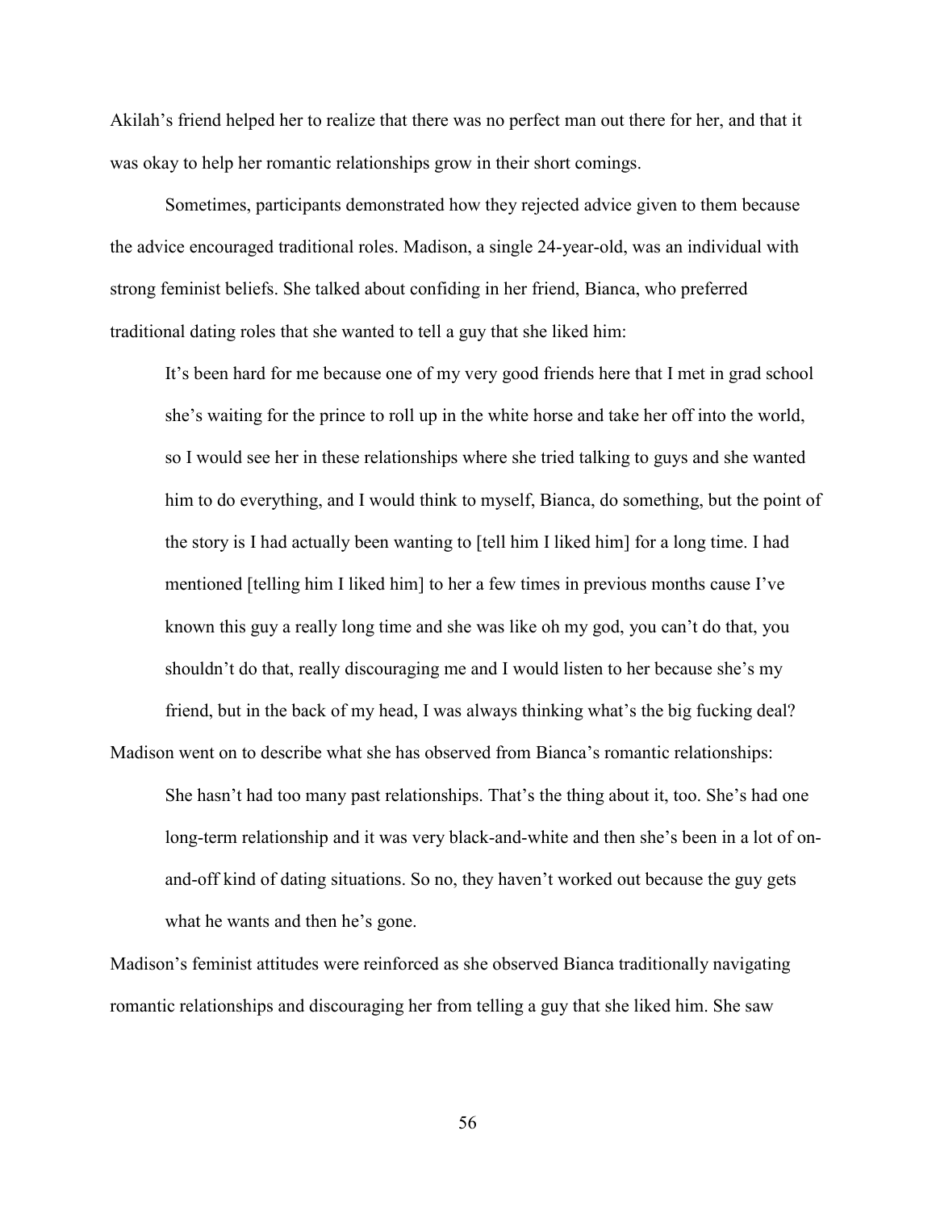Akilah's friend helped her to realize that there was no perfect man out there for her, and that it was okay to help her romantic relationships grow in their short comings.

Sometimes, participants demonstrated how they rejected advice given to them because the advice encouraged traditional roles. Madison, a single 24-year-old, was an individual with strong feminist beliefs. She talked about confiding in her friend, Bianca, who preferred traditional dating roles that she wanted to tell a guy that she liked him:

> It's been hard for me because one of my very good friends here that I met in grad school she's waiting for the prince to roll up in the white horse and take her off into the world, so I would see her in these relationships where she tried talking to guys and she wanted him to do everything, and I would think to myself, Bianca, do something, but the point of the story is I had actually been wanting to [tell him I liked him] for a long time. I had mentioned [telling him I liked him] to her a few times in previous months cause I've known this guy a really long time and she was like oh my god, you can't do that, you shouldn't do that, really discouraging me and I would listen to her because she's my friend, but in the back of my head, I was always thinking what's the big fucking deal?

Madison went on to describe what she has observed from Bianca's romantic relationships:

> She hasn't had too many past relationships. That's the thing about it, too. She's had one long-term relationship and it was very black-and-white and then she's been in a lot of on-and-off kind of dating situations. So no, they haven't worked out because the guy gets what he wants and then he's gone.

Madison's feminist attitudes were reinforced as she observed Bianca traditionally navigating romantic relationships and discouraging her from telling a guy that she liked him. She saw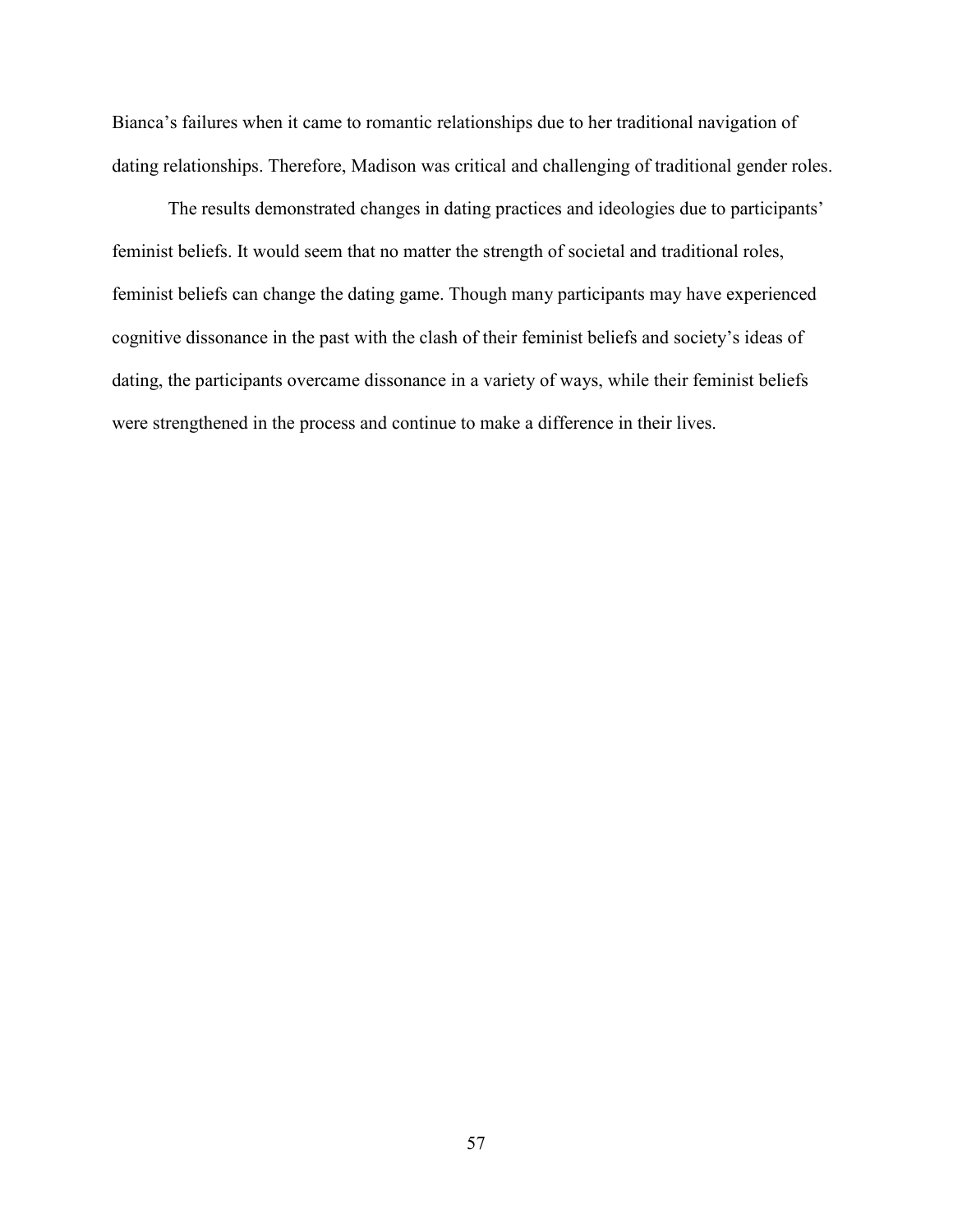Bianca's failures when it came to romantic relationships due to her traditional navigation of dating relationships. Therefore, Madison was critical and challenging of traditional gender roles.

The results demonstrated changes in dating practices and ideologies due to participants' feminist beliefs. It would seem that no matter the strength of societal and traditional roles, feminist beliefs can change the dating game. Though many participants may have experienced cognitive dissonance in the past with the clash of their feminist beliefs and society's ideas of dating, the participants overcame dissonance in a variety of ways, while their feminist beliefs were strengthened in the process and continue to make a difference in their lives.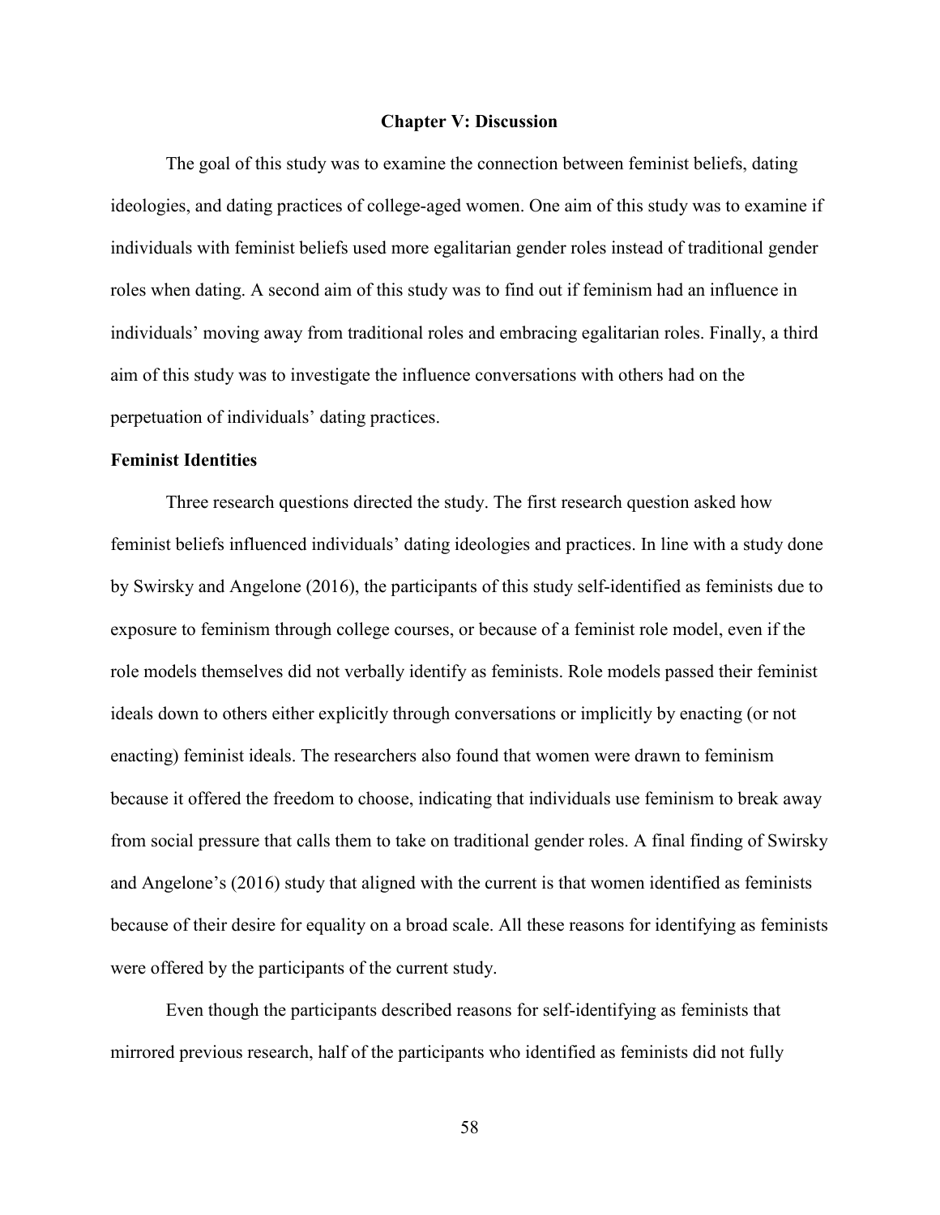# Chapter V: Discussion

The goal of this study was to examine the connection between feminist beliefs, dating ideologies, and dating practices of college-aged women. One aim of this study was to examine if individuals with feminist beliefs used more egalitarian gender roles instead of traditional gender roles when dating. A second aim of this study was to find out if feminism had an influence in individuals' moving away from traditional roles and embracing egalitarian roles. Finally, a third aim of this study was to investigate the influence conversations with others had on the perpetuation of individuals' dating practices.

## Feminist Identities

Three research questions directed the study. The first research question asked how feminist beliefs influenced individuals' dating ideologies and practices. In line with a study done by Swirsky and Angelone (2016), the participants of this study self-identified as feminists due to exposure to feminism through college courses, or because of a feminist role model, even if the role models themselves did not verbally identify as feminists. Role models passed their feminist ideals down to others either explicitly through conversations or implicitly by enacting (or not enacting) feminist ideals. The researchers also found that women were drawn to feminism because it offered the freedom to choose, indicating that individuals use feminism to break away from social pressure that calls them to take on traditional gender roles. A final finding of Swirsky and Angelone's (2016) study that aligned with the current is that women identified as feminists because of their desire for equality on a broad scale. All these reasons for identifying as feminists were offered by the participants of the current study.

Even though the participants described reasons for self-identifying as feminists that mirrored previous research, half of the participants who identified as feminists did not fully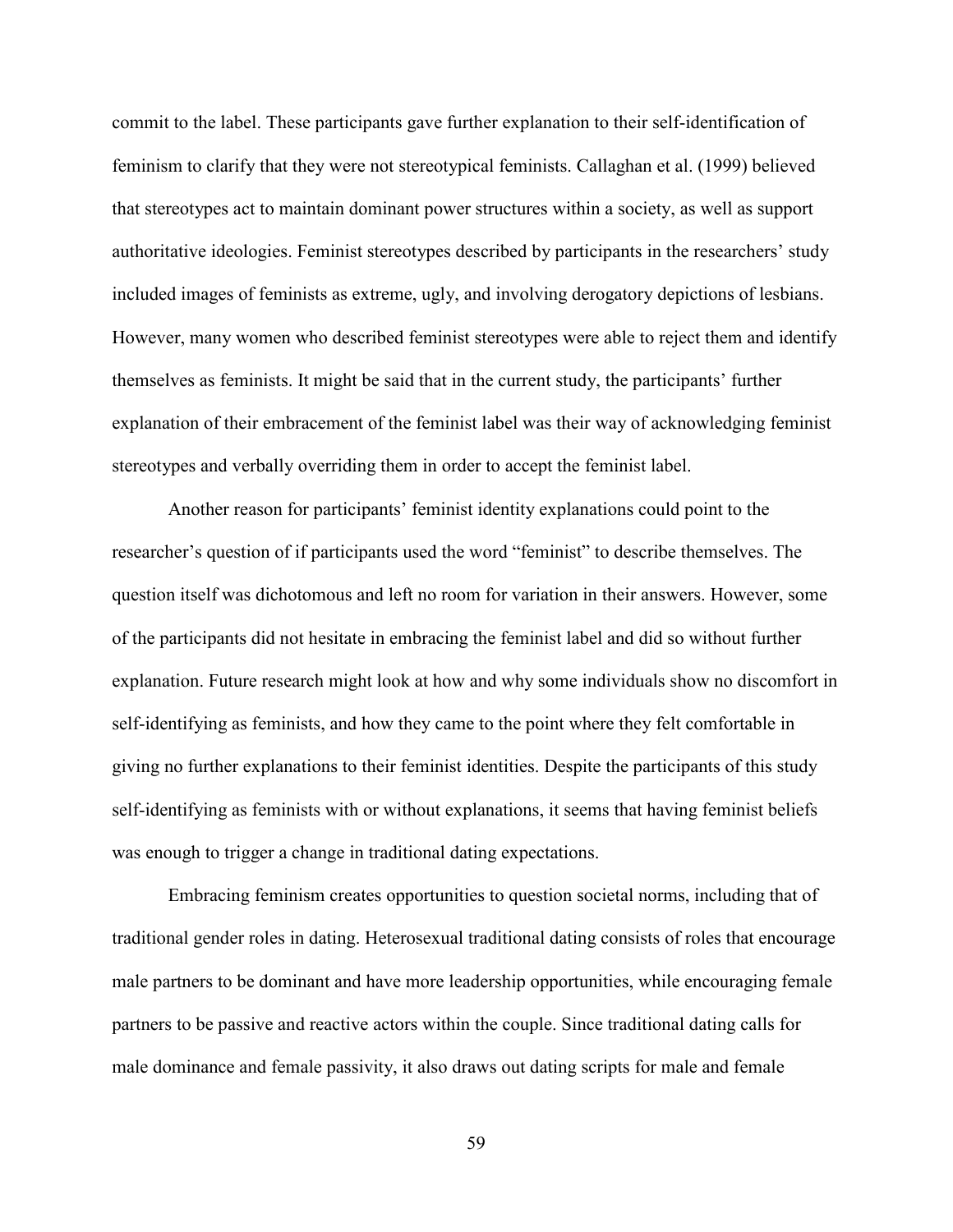commit to the label. These participants gave further explanation to their self-identification of feminism to clarify that they were not stereotypical feminists. Callaghan et al. (1999) believed that stereotypes act to maintain dominant power structures within a society, as well as support authoritative ideologies. Feminist stereotypes described by participants in the researchers' study included images of feminists as extreme, ugly, and involving derogatory depictions of lesbians. However, many women who described feminist stereotypes were able to reject them and identify themselves as feminists. It might be said that in the current study, the participants' further explanation of their embracement of the feminist label was their way of acknowledging feminist stereotypes and verbally overriding them in order to accept the feminist label.

Another reason for participants' feminist identity explanations could point to the researcher's question of if participants used the word "feminist" to describe themselves. The question itself was dichotomous and left no room for variation in their answers. However, some of the participants did not hesitate in embracing the feminist label and did so without further explanation. Future research might look at how and why some individuals show no discomfort in self-identifying as feminists, and how they came to the point where they felt comfortable in giving no further explanations to their feminist identities. Despite the participants of this study self-identifying as feminists with or without explanations, it seems that having feminist beliefs was enough to trigger a change in traditional dating expectations.

Embracing feminism creates opportunities to question societal norms, including that of traditional gender roles in dating. Heterosexual traditional dating consists of roles that encourage male partners to be dominant and have more leadership opportunities, while encouraging female partners to be passive and reactive actors within the couple. Since traditional dating calls for male dominance and female passivity, it also draws out dating scripts for male and female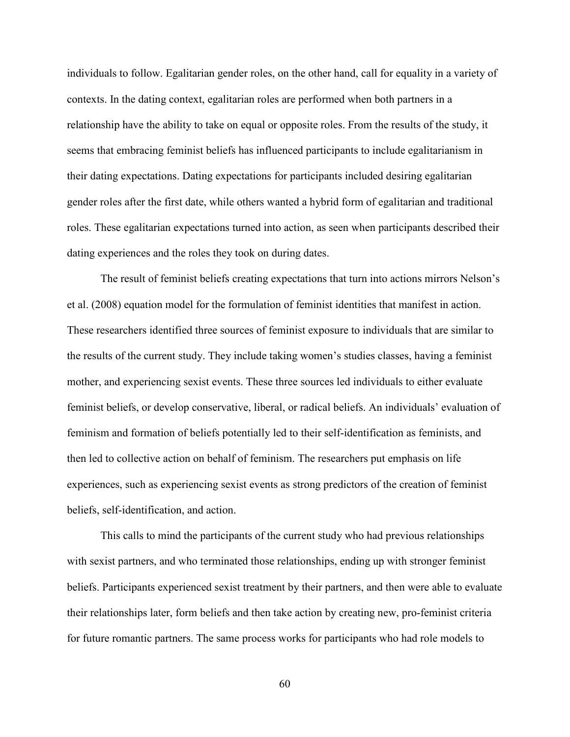individuals to follow. Egalitarian gender roles, on the other hand, call for equality in a variety of contexts. In the dating context, egalitarian roles are performed when both partners in a relationship have the ability to take on equal or opposite roles. From the results of the study, it seems that embracing feminist beliefs has influenced participants to include egalitarianism in their dating expectations. Dating expectations for participants included desiring egalitarian gender roles after the first date, while others wanted a hybrid form of egalitarian and traditional roles. These egalitarian expectations turned into action, as seen when participants described their dating experiences and the roles they took on during dates.

The result of feminist beliefs creating expectations that turn into actions mirrors Nelson's et al. (2008) equation model for the formulation of feminist identities that manifest in action. These researchers identified three sources of feminist exposure to individuals that are similar to the results of the current study. They include taking women's studies classes, having a feminist mother, and experiencing sexist events. These three sources led individuals to either evaluate feminist beliefs, or develop conservative, liberal, or radical beliefs. An individuals' evaluation of feminism and formation of beliefs potentially led to their self-identification as feminists, and then led to collective action on behalf of feminism. The researchers put emphasis on life experiences, such as experiencing sexist events as strong predictors of the creation of feminist beliefs, self-identification, and action.

This calls to mind the participants of the current study who had previous relationships with sexist partners, and who terminated those relationships, ending up with stronger feminist beliefs. Participants experienced sexist treatment by their partners, and then were able to evaluate their relationships later, form beliefs and then take action by creating new, pro-feminist criteria for future romantic partners. The same process works for participants who had role models to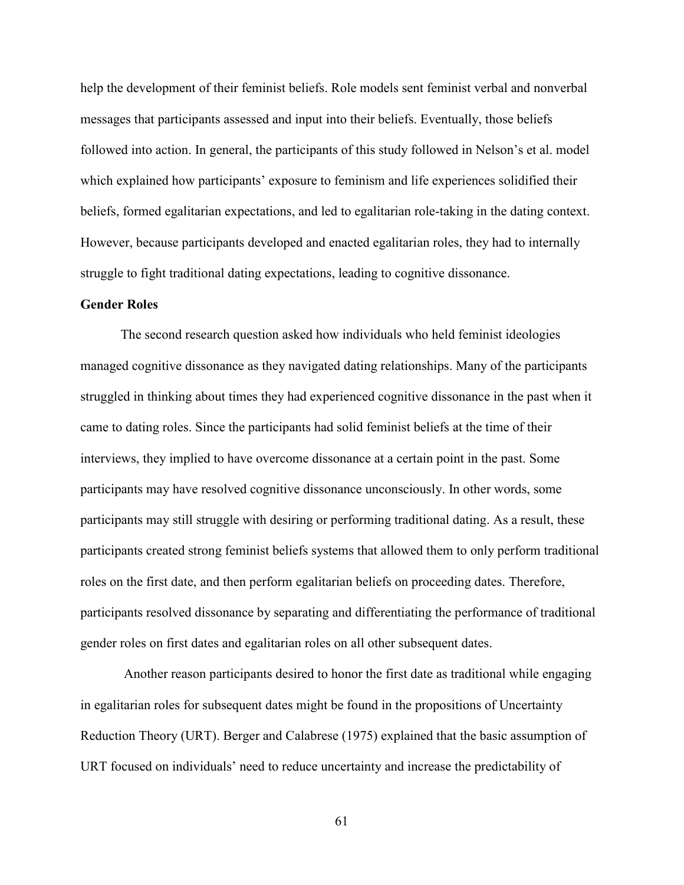help the development of their feminist beliefs. Role models sent feminist verbal and nonverbal messages that participants assessed and input into their beliefs. Eventually, those beliefs followed into action. In general, the participants of this study followed in Nelson's et al. model which explained how participants' exposure to feminism and life experiences solidified their beliefs, formed egalitarian expectations, and led to egalitarian role-taking in the dating context. However, because participants developed and enacted egalitarian roles, they had to internally struggle to fight traditional dating expectations, leading to cognitive dissonance.

**Gender Roles**

The second research question asked how individuals who held feminist ideologies managed cognitive dissonance as they navigated dating relationships. Many of the participants struggled in thinking about times they had experienced cognitive dissonance in the past when it came to dating roles. Since the participants had solid feminist beliefs at the time of their interviews, they implied to have overcome dissonance at a certain point in the past. Some participants may have resolved cognitive dissonance unconsciously. In other words, some participants may still struggle with desiring or performing traditional dating. As a result, these participants created strong feminist beliefs systems that allowed them to only perform traditional roles on the first date, and then perform egalitarian beliefs on proceeding dates. Therefore, participants resolved dissonance by separating and differentiating the performance of traditional gender roles on first dates and egalitarian roles on all other subsequent dates.

Another reason participants desired to honor the first date as traditional while engaging in egalitarian roles for subsequent dates might be found in the propositions of Uncertainty Reduction Theory (URT). Berger and Calabrese (1975) explained that the basic assumption of URT focused on individuals' need to reduce uncertainty and increase the predictability of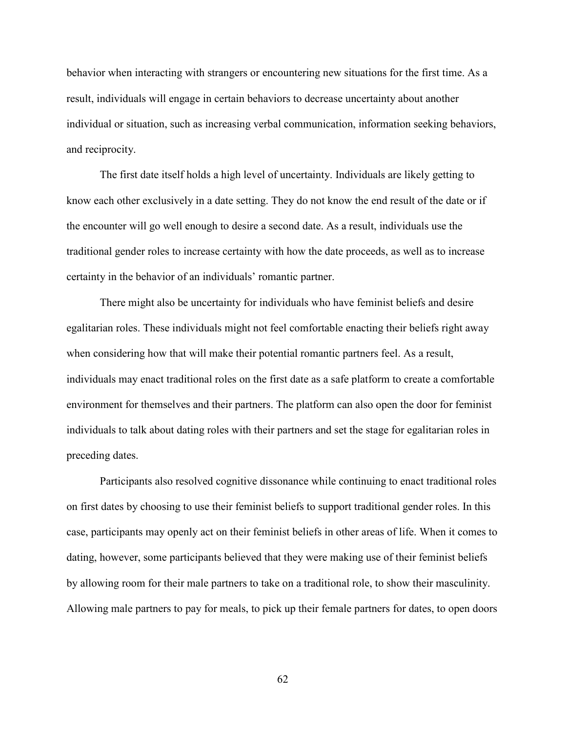behavior when interacting with strangers or encountering new situations for the first time. As a result, individuals will engage in certain behaviors to decrease uncertainty about another individual or situation, such as increasing verbal communication, information seeking behaviors, and reciprocity.

The first date itself holds a high level of uncertainty. Individuals are likely getting to know each other exclusively in a date setting. They do not know the end result of the date or if the encounter will go well enough to desire a second date. As a result, individuals use the traditional gender roles to increase certainty with how the date proceeds, as well as to increase certainty in the behavior of an individuals' romantic partner.

There might also be uncertainty for individuals who have feminist beliefs and desire egalitarian roles. These individuals might not feel comfortable enacting their beliefs right away when considering how that will make their potential romantic partners feel. As a result, individuals may enact traditional roles on the first date as a safe platform to create a comfortable environment for themselves and their partners. The platform can also open the door for feminist individuals to talk about dating roles with their partners and set the stage for egalitarian roles in preceding dates.

Participants also resolved cognitive dissonance while continuing to enact traditional roles on first dates by choosing to use their feminist beliefs to support traditional gender roles. In this case, participants may openly act on their feminist beliefs in other areas of life. When it comes to dating, however, some participants believed that they were making use of their feminist beliefs by allowing room for their male partners to take on a traditional role, to show their masculinity. Allowing male partners to pay for meals, to pick up their female partners for dates, to open doors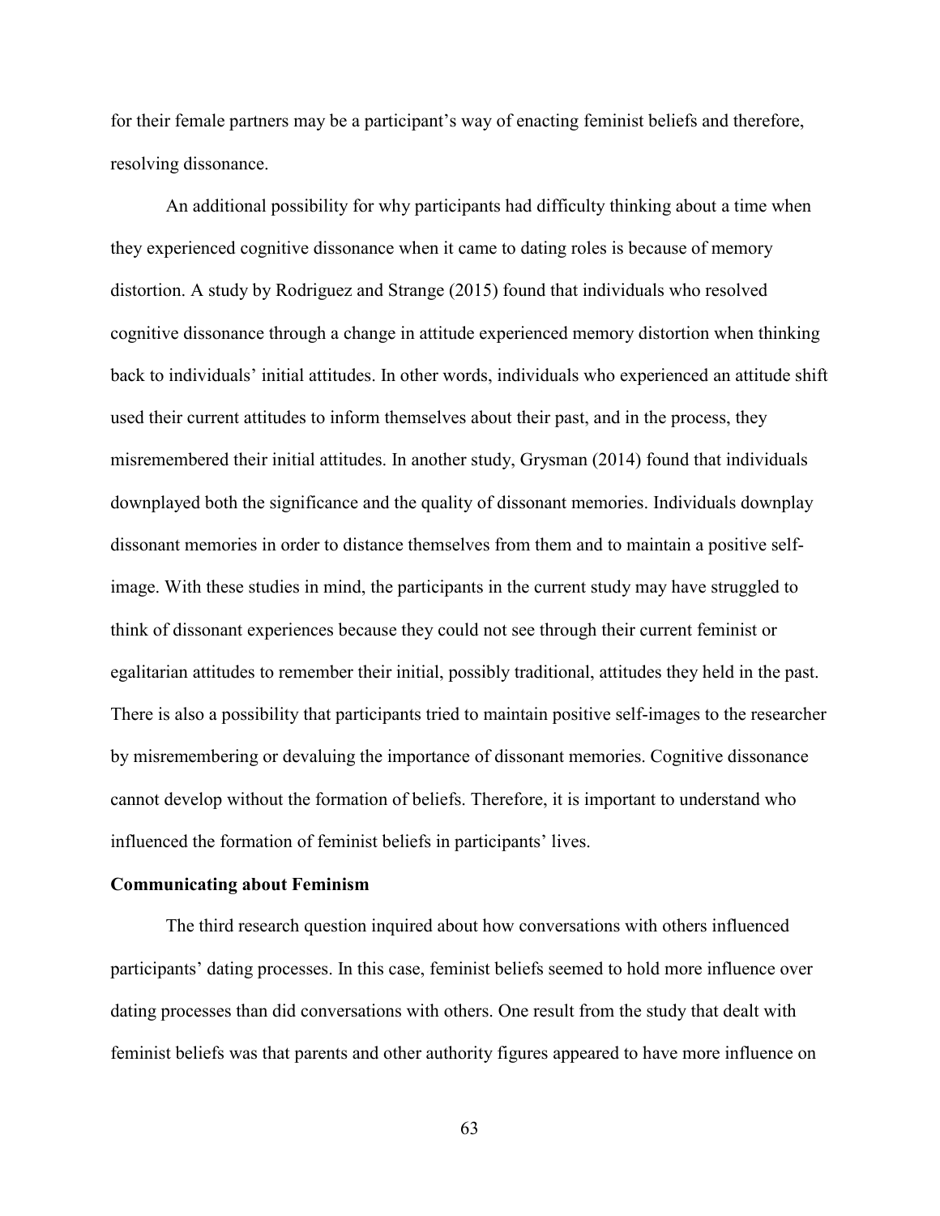for their female partners may be a participant's way of enacting feminist beliefs and therefore, resolving dissonance.

An additional possibility for why participants had difficulty thinking about a time when they experienced cognitive dissonance when it came to dating roles is because of memory distortion. A study by Rodriguez and Strange (2015) found that individuals who resolved cognitive dissonance through a change in attitude experienced memory distortion when thinking back to individuals' initial attitudes. In other words, individuals who experienced an attitude shift used their current attitudes to inform themselves about their past, and in the process, they misremembered their initial attitudes. In another study, Grysman (2014) found that individuals downplayed both the significance and the quality of dissonant memories. Individuals downplay dissonant memories in order to distance themselves from them and to maintain a positive self-image. With these studies in mind, the participants in the current study may have struggled to think of dissonant experiences because they could not see through their current feminist or egalitarian attitudes to remember their initial, possibly traditional, attitudes they held in the past. There is also a possibility that participants tried to maintain positive self-images to the researcher by misremembering or devaluing the importance of dissonant memories. Cognitive dissonance cannot develop without the formation of beliefs. Therefore, it is important to understand who influenced the formation of feminist beliefs in participants' lives.

**Communicating about Feminism**

The third research question inquired about how conversations with others influenced participants' dating processes. In this case, feminist beliefs seemed to hold more influence over dating processes than did conversations with others. One result from the study that dealt with feminist beliefs was that parents and other authority figures appeared to have more influence on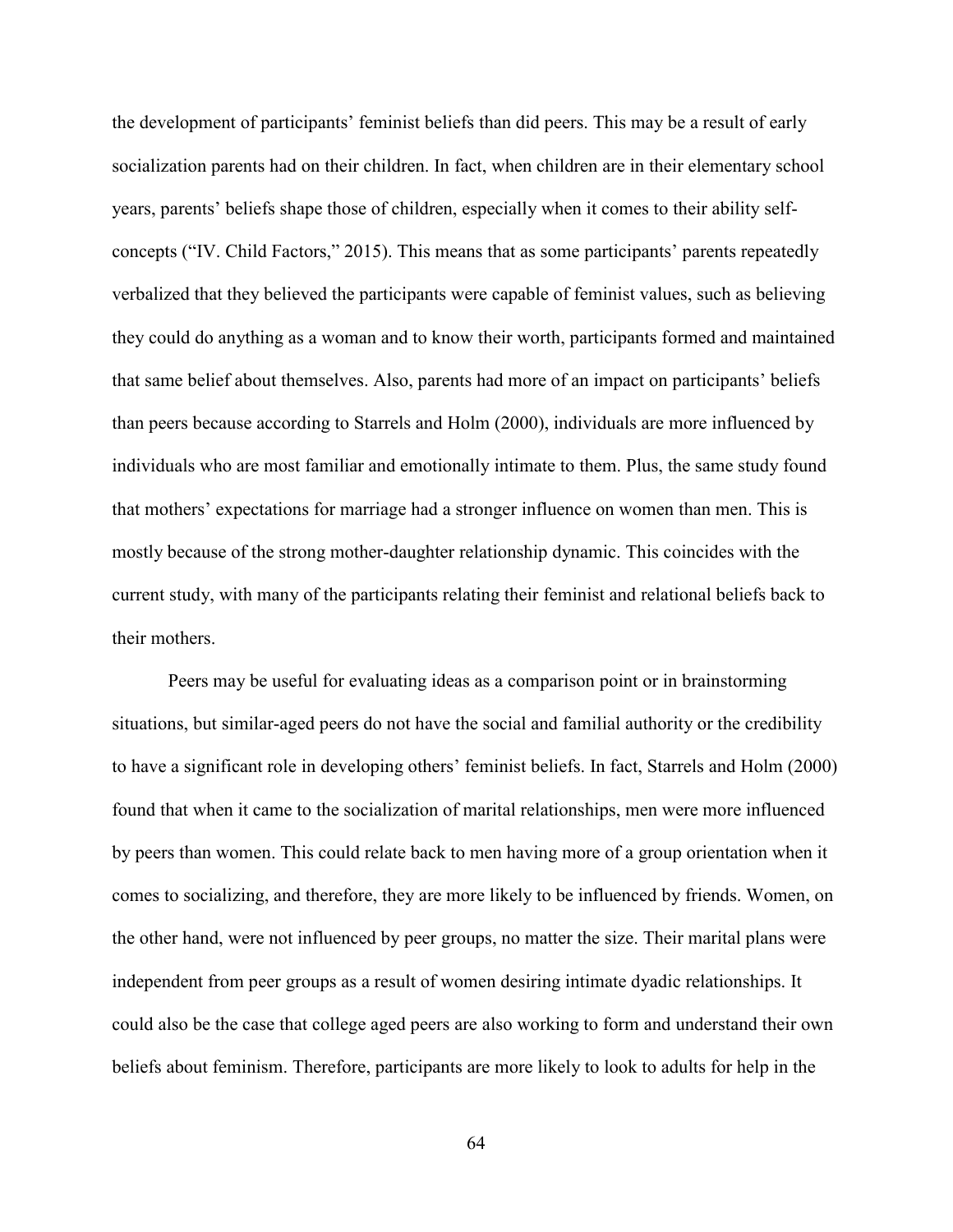the development of participants' feminist beliefs than did peers. This may be a result of early socialization parents had on their children. In fact, when children are in their elementary school years, parents' beliefs shape those of children, especially when it comes to their ability self-concepts ("IV. Child Factors," 2015). This means that as some participants' parents repeatedly verbalized that they believed the participants were capable of feminist values, such as believing they could do anything as a woman and to know their worth, participants formed and maintained that same belief about themselves. Also, parents had more of an impact on participants' beliefs than peers because according to Starrels and Holm (2000), individuals are more influenced by individuals who are most familiar and emotionally intimate to them. Plus, the same study found that mothers' expectations for marriage had a stronger influence on women than men. This is mostly because of the strong mother-daughter relationship dynamic. This coincides with the current study, with many of the participants relating their feminist and relational beliefs back to their mothers.

Peers may be useful for evaluating ideas as a comparison point or in brainstorming situations, but similar-aged peers do not have the social and familial authority or the credibility to have a significant role in developing others' feminist beliefs. In fact, Starrels and Holm (2000) found that when it came to the socialization of marital relationships, men were more influenced by peers than women. This could relate back to men having more of a group orientation when it comes to socializing, and therefore, they are more likely to be influenced by friends. Women, on the other hand, were not influenced by peer groups, no matter the size. Their marital plans were independent from peer groups as a result of women desiring intimate dyadic relationships. It could also be the case that college aged peers are also working to form and understand their own beliefs about feminism. Therefore, participants are more likely to look to adults for help in the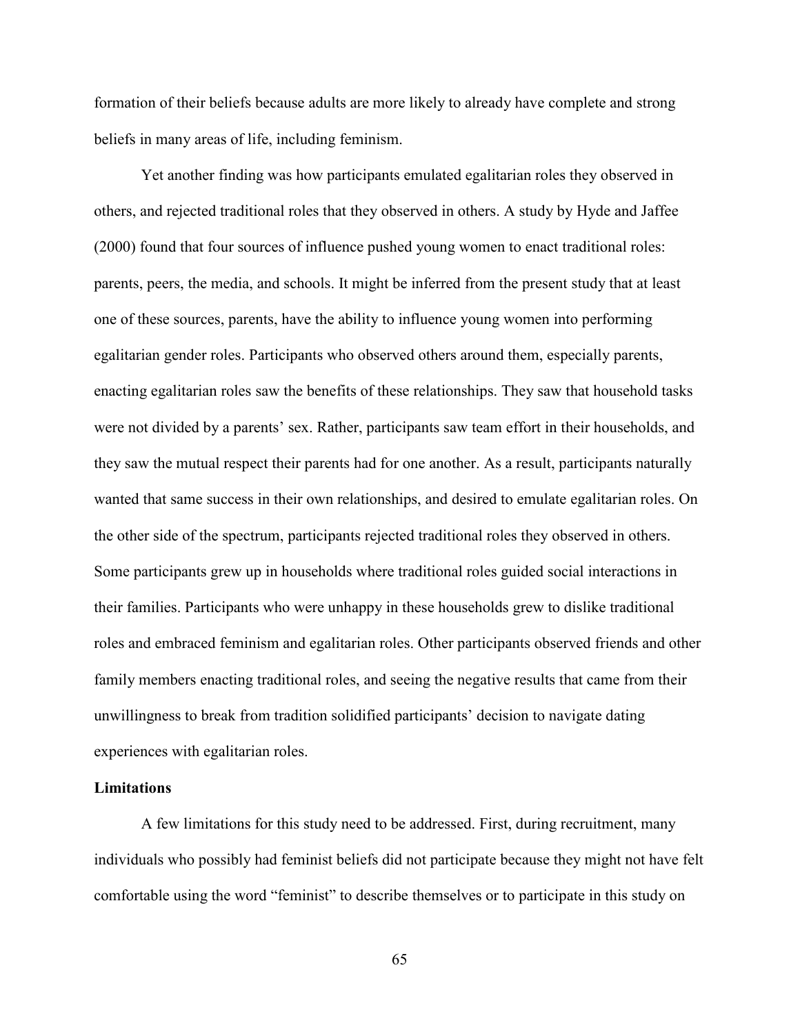formation of their beliefs because adults are more likely to already have complete and strong beliefs in many areas of life, including feminism.

Yet another finding was how participants emulated egalitarian roles they observed in others, and rejected traditional roles that they observed in others. A study by Hyde and Jaffee (2000) found that four sources of influence pushed young women to enact traditional roles: parents, peers, the media, and schools. It might be inferred from the present study that at least one of these sources, parents, have the ability to influence young women into performing egalitarian gender roles. Participants who observed others around them, especially parents, enacting egalitarian roles saw the benefits of these relationships. They saw that household tasks were not divided by a parents' sex. Rather, participants saw team effort in their households, and they saw the mutual respect their parents had for one another. As a result, participants naturally wanted that same success in their own relationships, and desired to emulate egalitarian roles. On the other side of the spectrum, participants rejected traditional roles they observed in others. Some participants grew up in households where traditional roles guided social interactions in their families. Participants who were unhappy in these households grew to dislike traditional roles and embraced feminism and egalitarian roles. Other participants observed friends and other family members enacting traditional roles, and seeing the negative results that came from their unwillingness to break from tradition solidified participants' decision to navigate dating experiences with egalitarian roles.

**Limitations**

A few limitations for this study need to be addressed. First, during recruitment, many individuals who possibly had feminist beliefs did not participate because they might not have felt comfortable using the word "feminist" to describe themselves or to participate in this study on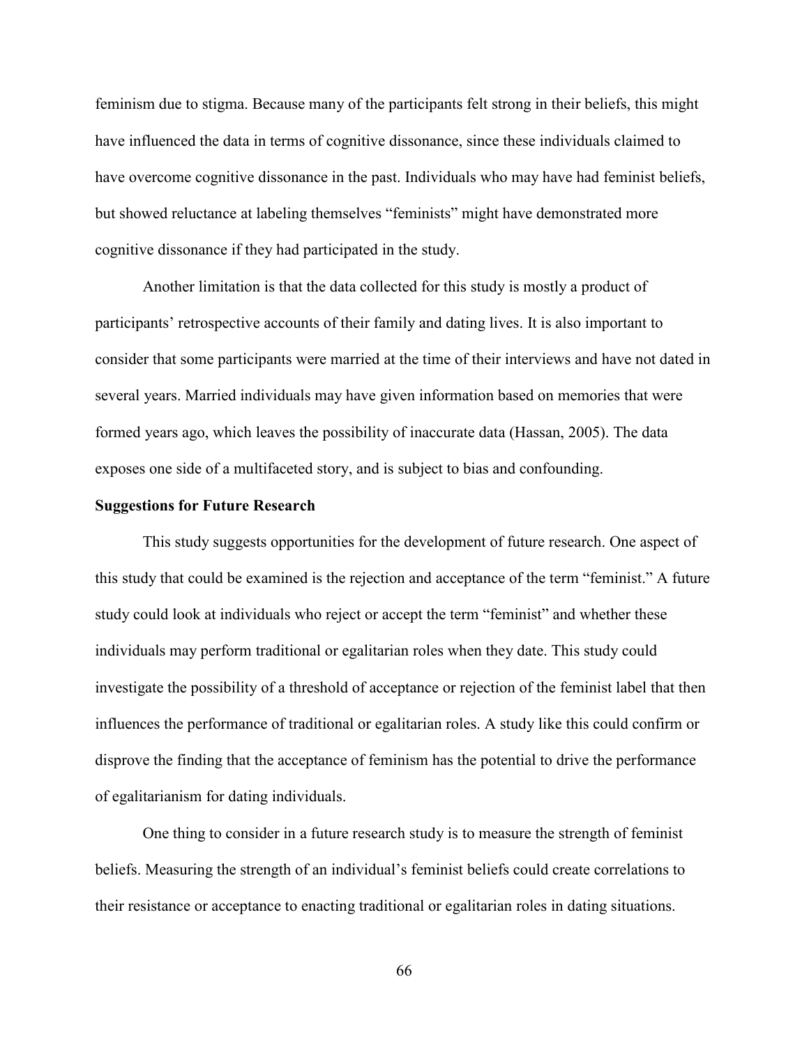feminism due to stigma. Because many of the participants felt strong in their beliefs, this might have influenced the data in terms of cognitive dissonance, since these individuals claimed to have overcome cognitive dissonance in the past. Individuals who may have had feminist beliefs, but showed reluctance at labeling themselves "feminists" might have demonstrated more cognitive dissonance if they had participated in the study.

Another limitation is that the data collected for this study is mostly a product of participants' retrospective accounts of their family and dating lives. It is also important to consider that some participants were married at the time of their interviews and have not dated in several years. Married individuals may have given information based on memories that were formed years ago, which leaves the possibility of inaccurate data (Hassan, 2005). The data exposes one side of a multifaceted story, and is subject to bias and confounding.

**Suggestions for Future Research**

This study suggests opportunities for the development of future research. One aspect of this study that could be examined is the rejection and acceptance of the term "feminist." A future study could look at individuals who reject or accept the term "feminist" and whether these individuals may perform traditional or egalitarian roles when they date. This study could investigate the possibility of a threshold of acceptance or rejection of the feminist label that then influences the performance of traditional or egalitarian roles. A study like this could confirm or disprove the finding that the acceptance of feminism has the potential to drive the performance of egalitarianism for dating individuals.

One thing to consider in a future research study is to measure the strength of feminist beliefs. Measuring the strength of an individual's feminist beliefs could create correlations to their resistance or acceptance to enacting traditional or egalitarian roles in dating situations.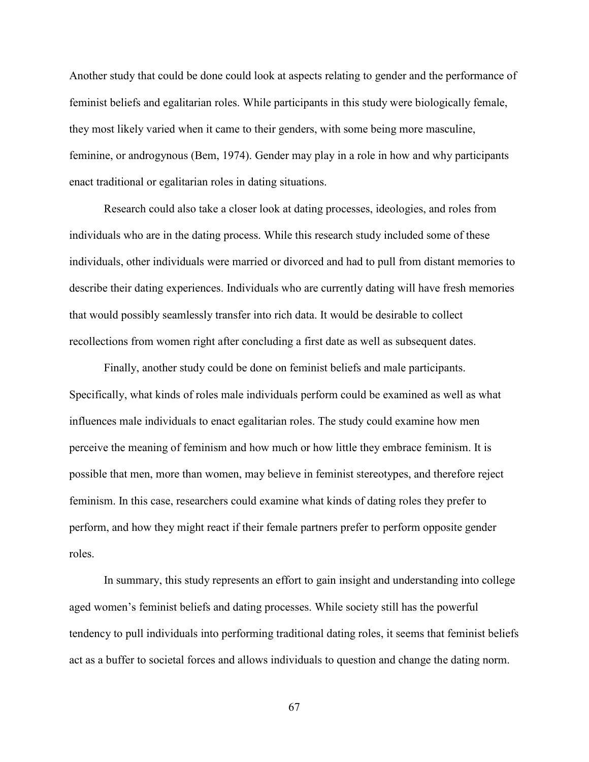Another study that could be done could look at aspects relating to gender and the performance of feminist beliefs and egalitarian roles. While participants in this study were biologically female, they most likely varied when it came to their genders, with some being more masculine, feminine, or androgynous (Bem, 1974). Gender may play in a role in how and why participants enact traditional or egalitarian roles in dating situations.

Research could also take a closer look at dating processes, ideologies, and roles from individuals who are in the dating process. While this research study included some of these individuals, other individuals were married or divorced and had to pull from distant memories to describe their dating experiences. Individuals who are currently dating will have fresh memories that would possibly seamlessly transfer into rich data. It would be desirable to collect recollections from women right after concluding a first date as well as subsequent dates.

Finally, another study could be done on feminist beliefs and male participants. Specifically, what kinds of roles male individuals perform could be examined as well as what influences male individuals to enact egalitarian roles. The study could examine how men perceive the meaning of feminism and how much or how little they embrace feminism. It is possible that men, more than women, may believe in feminist stereotypes, and therefore reject feminism. In this case, researchers could examine what kinds of dating roles they prefer to perform, and how they might react if their female partners prefer to perform opposite gender roles.

In summary, this study represents an effort to gain insight and understanding into college aged women's feminist beliefs and dating processes. While society still has the powerful tendency to pull individuals into performing traditional dating roles, it seems that feminist beliefs act as a buffer to societal forces and allows individuals to question and change the dating norm.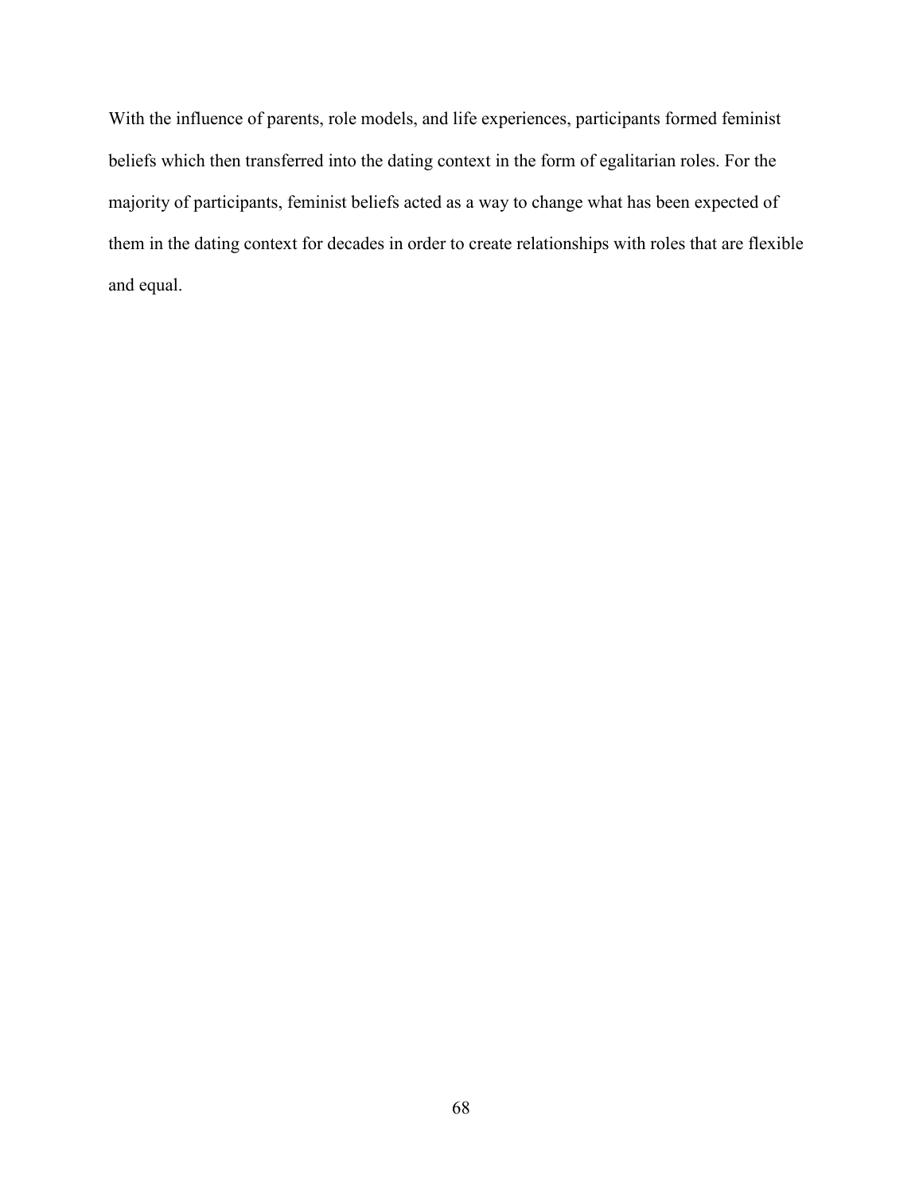With the influence of parents, role models, and life experiences, participants formed feminist beliefs which then transferred into the dating context in the form of egalitarian roles. For the majority of participants, feminist beliefs acted as a way to change what has been expected of them in the dating context for decades in order to create relationships with roles that are flexible and equal.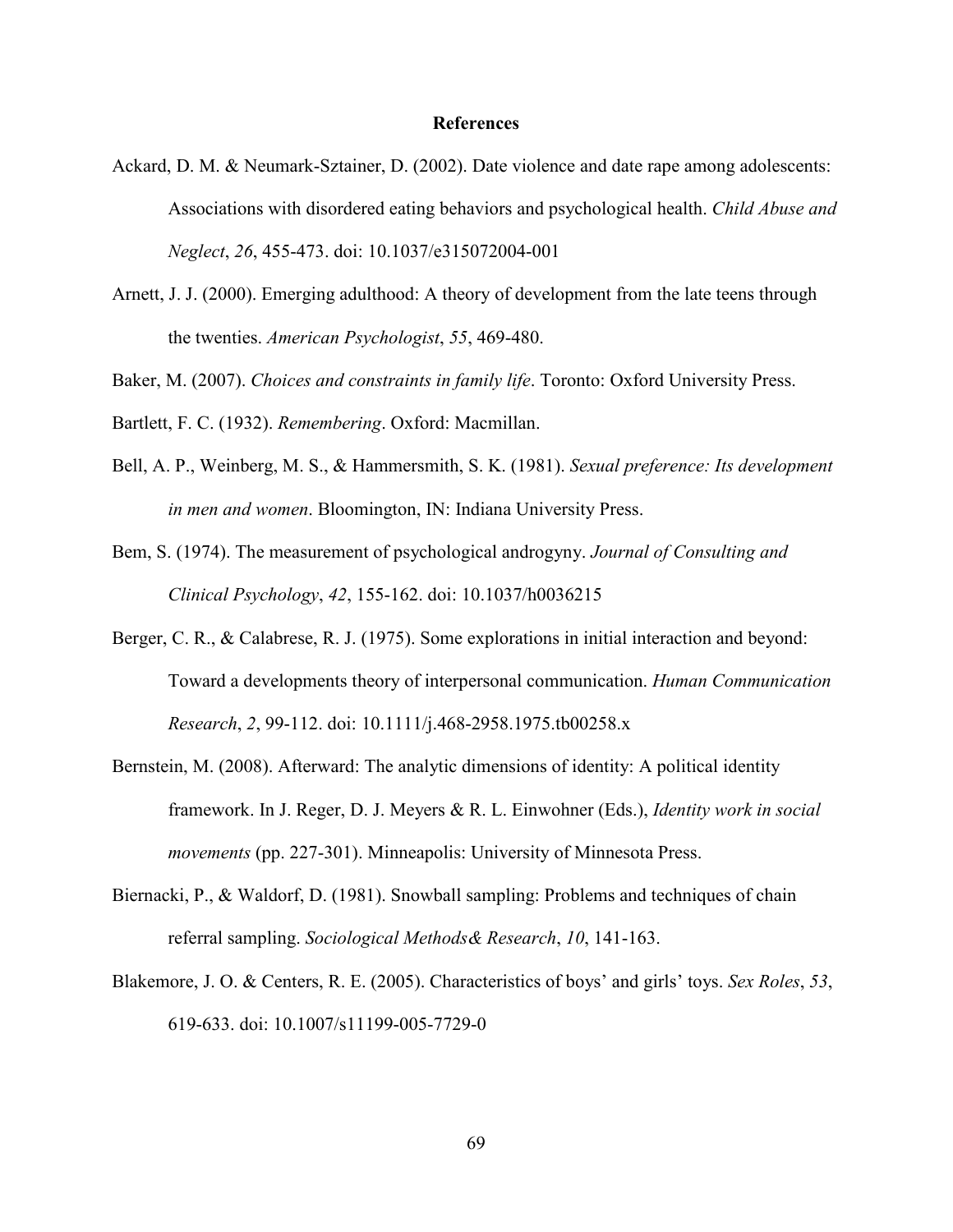# References

Ackard, D. M. & Neumark-Sztainer, D. (2002). Date violence and date rape among adolescents: Associations with disordered eating behaviors and psychological health. *Child Abuse and Neglect*, *26*, 455-473. doi: 10.1037/e315072004-001

Arnett, J. J. (2000). Emerging adulthood: A theory of development from the late teens through the twenties. *American Psychologist*, *55*, 469-480.

Baker, M. (2007). *Choices and constraints in family life*. Toronto: Oxford University Press.

Bartlett, F. C. (1932). *Remembering*. Oxford: Macmillan.

Bell, A. P., Weinberg, M. S., & Hammersmith, S. K. (1981). *Sexual preference: Its development in men and women*. Bloomington, IN: Indiana University Press.

Bem, S. (1974). The measurement of psychological androgyny. *Journal of Consulting and Clinical Psychology*, *42*, 155-162. doi: 10.1037/h0036215

Berger, C. R., & Calabrese, R. J. (1975). Some explorations in initial interaction and beyond: Toward a developments theory of interpersonal communication. *Human Communication Research*, *2*, 99-112. doi: 10.1111/j.468-2958.1975.tb00258.x

Bernstein, M. (2008). Afterward: The analytic dimensions of identity: A political identity framework. In J. Reger, D. J. Meyers & R. L. Einwohner (Eds.), *Identity work in social movements* (pp. 227-301). Minneapolis: University of Minnesota Press.

Biernacki, P., & Waldorf, D. (1981). Snowball sampling: Problems and techniques of chain referral sampling. *Sociological Methods& Research*, *10*, 141-163.

Blakemore, J. O. & Centers, R. E. (2005). Characteristics of boys' and girls' toys. *Sex Roles*, *53*, 619-633. doi: 10.1007/s11199-005-7729-0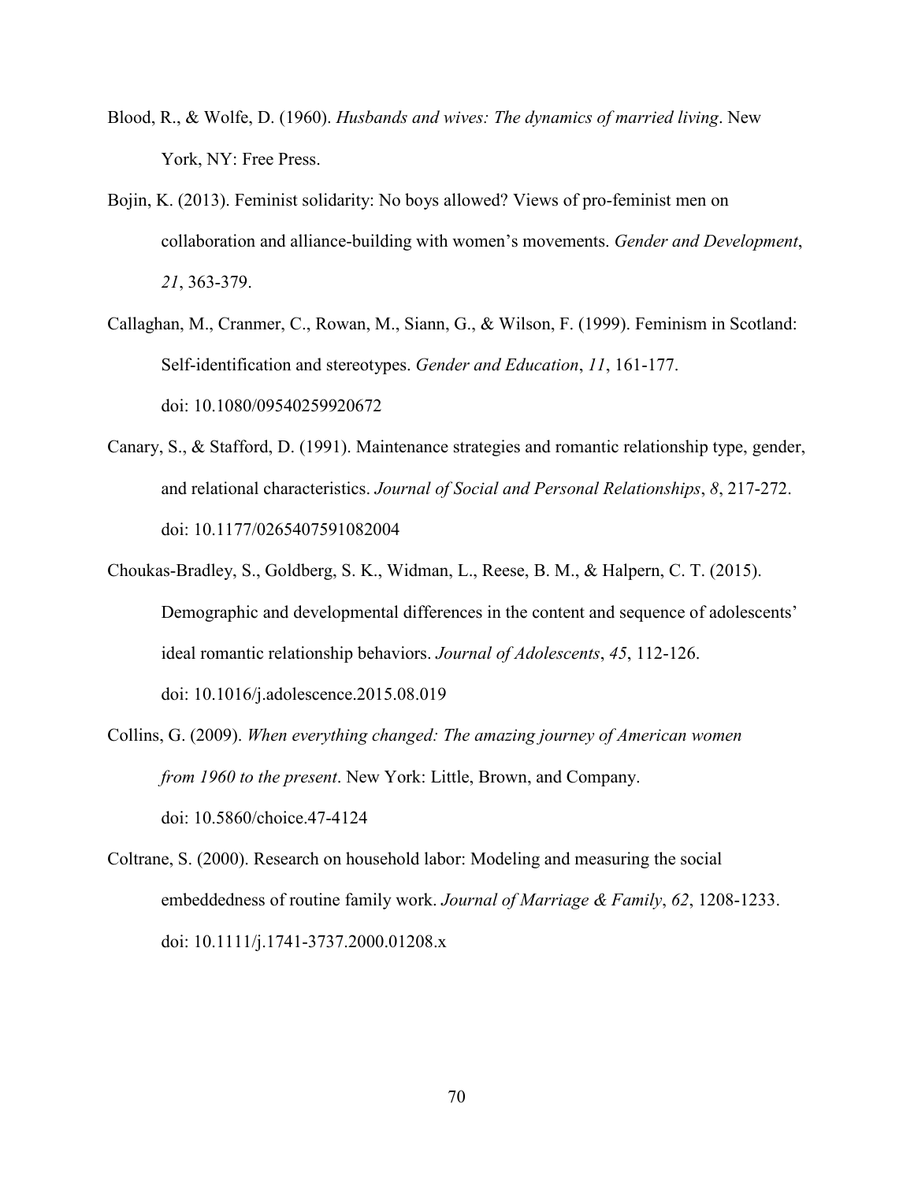Blood, R., & Wolfe, D. (1960). *Husbands and wives: The dynamics of married living*. New York, NY: Free Press.

Bojin, K. (2013). Feminist solidarity: No boys allowed? Views of pro-feminist men on collaboration and alliance-building with women's movements. *Gender and Development*, *21*, 363-379.

Callaghan, M., Cranmer, C., Rowan, M., Siann, G., & Wilson, F. (1999). Feminism in Scotland: Self-identification and stereotypes. *Gender and Education*, *11*, 161-177. doi: 10.1080/09540259920672

Canary, S., & Stafford, D. (1991). Maintenance strategies and romantic relationship type, gender, and relational characteristics. *Journal of Social and Personal Relationships*, *8*, 217-272. doi: 10.1177/0265407591082004

Choukas-Bradley, S., Goldberg, S. K., Widman, L., Reese, B. M., & Halpern, C. T. (2015). Demographic and developmental differences in the content and sequence of adolescents' ideal romantic relationship behaviors. *Journal of Adolescents*, *45*, 112-126. doi: 10.1016/j.adolescence.2015.08.019

Collins, G. (2009). *When everything changed: The amazing journey of American women from 1960 to the present*. New York: Little, Brown, and Company. doi: 10.5860/choice.47-4124

Coltrane, S. (2000). Research on household labor: Modeling and measuring the social embeddedness of routine family work. *Journal of Marriage & Family*, *62*, 1208-1233. doi: 10.1111/j.1741-3737.2000.01208.x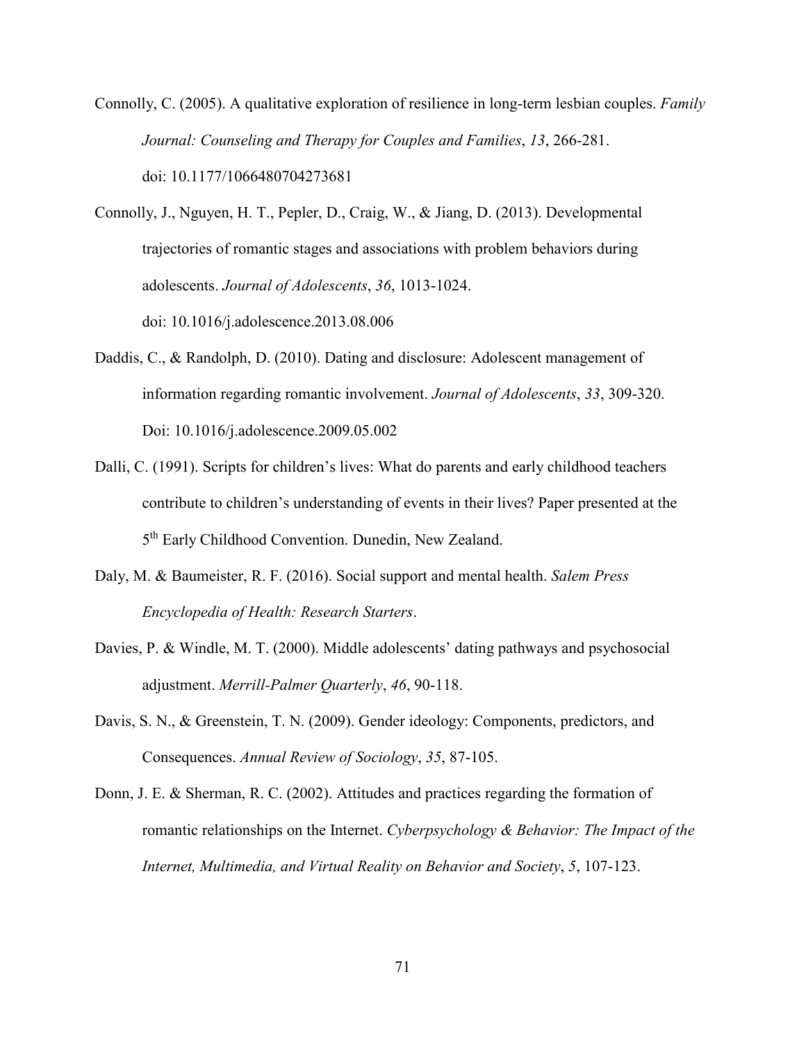Connolly, C. (2005). A qualitative exploration of resilience in long-term lesbian couples. *Family Journal: Counseling and Therapy for Couples and Families*, *13*, 266-281. doi: 10.1177/1066480704273681

Connolly, J., Nguyen, H. T., Pepler, D., Craig, W., & Jiang, D. (2013). Developmental trajectories of romantic stages and associations with problem behaviors during adolescents. *Journal of Adolescents*, *36*, 1013-1024. doi: 10.1016/j.adolescence.2013.08.006

Daddis, C., & Randolph, D. (2010). Dating and disclosure: Adolescent management of information regarding romantic involvement. *Journal of Adolescents*, *33*, 309-320. Doi: 10.1016/j.adolescence.2009.05.002

Dalli, C. (1991). Scripts for children's lives: What do parents and early childhood teachers contribute to children's understanding of events in their lives? Paper presented at the 5th Early Childhood Convention. Dunedin, New Zealand.

Daly, M. & Baumeister, R. F. (2016). Social support and mental health. *Salem Press Encyclopedia of Health: Research Starters*.

Davies, P. & Windle, M. T. (2000). Middle adolescents' dating pathways and psychosocial adjustment. *Merrill-Palmer Quarterly*, *46*, 90-118.

Davis, S. N., & Greenstein, T. N. (2009). Gender ideology: Components, predictors, and Consequences. *Annual Review of Sociology*, *35*, 87-105.

Donn, J. E. & Sherman, R. C. (2002). Attitudes and practices regarding the formation of romantic relationships on the Internet. *Cyberpsychology & Behavior: The Impact of the Internet, Multimedia, and Virtual Reality on Behavior and Society*, *5*, 107-123.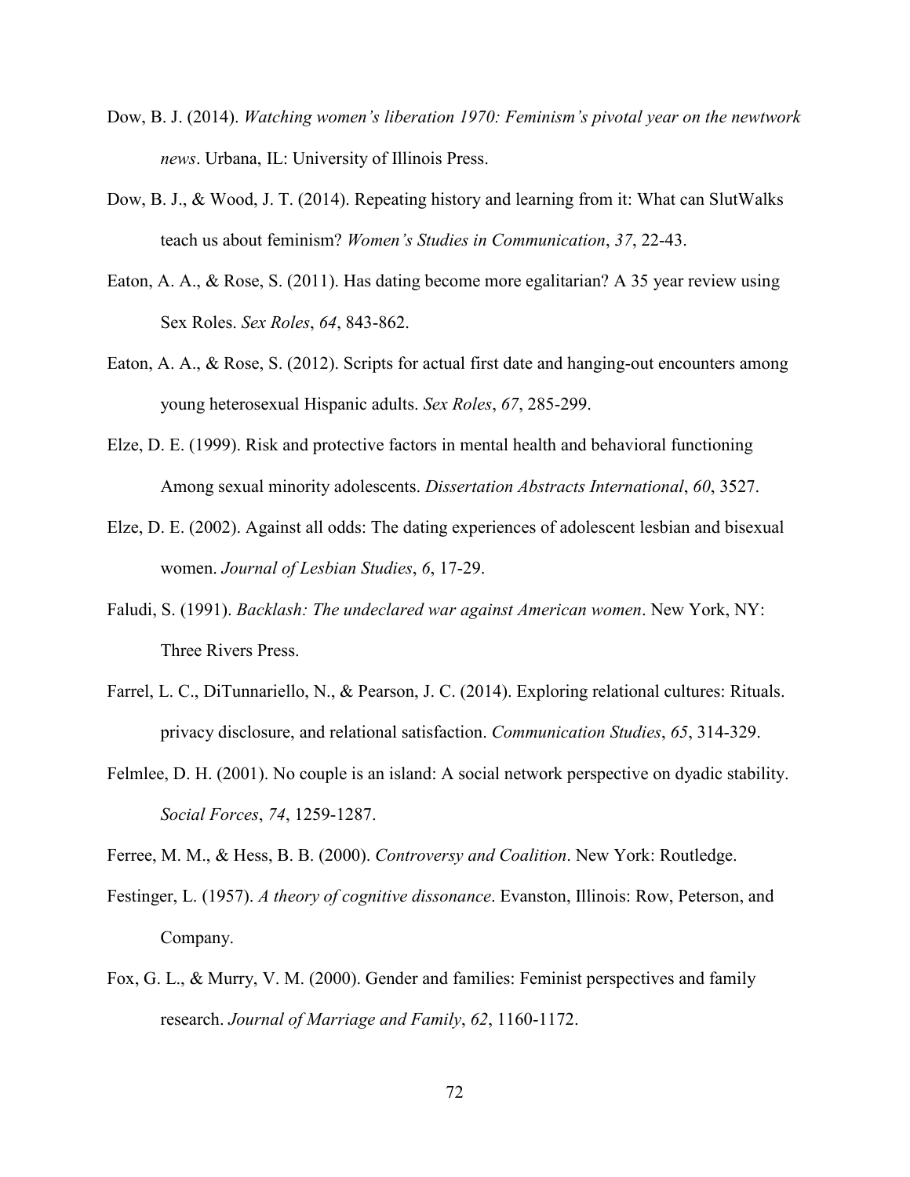Dow, B. J. (2014). *Watching women's liberation 1970: Feminism's pivotal year on the newtwork news*. Urbana, IL: University of Illinois Press.

Dow, B. J., & Wood, J. T. (2014). Repeating history and learning from it: What can SlutWalks teach us about feminism? *Women's Studies in Communication*, *37*, 22-43.

Eaton, A. A., & Rose, S. (2011). Has dating become more egalitarian? A 35 year review using Sex Roles. *Sex Roles*, *64*, 843-862.

Eaton, A. A., & Rose, S. (2012). Scripts for actual first date and hanging-out encounters among young heterosexual Hispanic adults. *Sex Roles*, *67*, 285-299.

Elze, D. E. (1999). Risk and protective factors in mental health and behavioral functioning Among sexual minority adolescents. *Dissertation Abstracts International*, *60*, 3527.

Elze, D. E. (2002). Against all odds: The dating experiences of adolescent lesbian and bisexual women. *Journal of Lesbian Studies*, *6*, 17-29.

Faludi, S. (1991). *Backlash: The undeclared war against American women*. New York, NY: Three Rivers Press.

Farrel, L. C., DiTunnariello, N., & Pearson, J. C. (2014). Exploring relational cultures: Rituals. privacy disclosure, and relational satisfaction. *Communication Studies*, *65*, 314-329.

Felmlee, D. H. (2001). No couple is an island: A social network perspective on dyadic stability. *Social Forces*, *74*, 1259-1287.

Ferree, M. M., & Hess, B. B. (2000). *Controversy and Coalition*. New York: Routledge.

Festinger, L. (1957). *A theory of cognitive dissonance*. Evanston, Illinois: Row, Peterson, and Company.

Fox, G. L., & Murry, V. M. (2000). Gender and families: Feminist perspectives and family research. *Journal of Marriage and Family*, *62*, 1160-1172.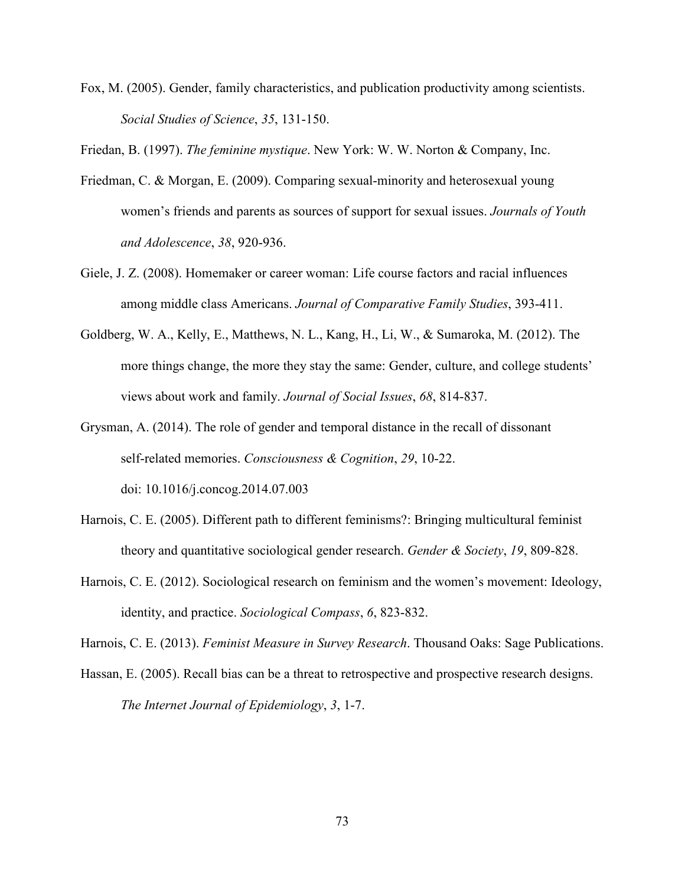Fox, M. (2005). Gender, family characteristics, and publication productivity among scientists. *Social Studies of Science*, *35*, 131-150.

Friedan, B. (1997). *The feminine mystique*. New York: W. W. Norton & Company, Inc.

Friedman, C. & Morgan, E. (2009). Comparing sexual-minority and heterosexual young women's friends and parents as sources of support for sexual issues. *Journals of Youth and Adolescence*, *38*, 920-936.

Giele, J. Z. (2008). Homemaker or career woman: Life course factors and racial influences among middle class Americans. *Journal of Comparative Family Studies*, 393-411.

Goldberg, W. A., Kelly, E., Matthews, N. L., Kang, H., Li, W., & Sumaroka, M. (2012). The more things change, the more they stay the same: Gender, culture, and college students' views about work and family. *Journal of Social Issues*, *68*, 814-837.

Grysman, A. (2014). The role of gender and temporal distance in the recall of dissonant self-related memories. *Consciousness & Cognition*, *29*, 10-22. doi: 10.1016/j.concog.2014.07.003

Harnois, C. E. (2005). Different path to different feminisms?: Bringing multicultural feminist theory and quantitative sociological gender research. *Gender & Society*, *19*, 809-828.

Harnois, C. E. (2012). Sociological research on feminism and the women's movement: Ideology, identity, and practice. *Sociological Compass*, *6*, 823-832.

Harnois, C. E. (2013). *Feminist Measure in Survey Research*. Thousand Oaks: Sage Publications.

Hassan, E. (2005). Recall bias can be a threat to retrospective and prospective research designs. *The Internet Journal of Epidemiology*, *3*, 1-7.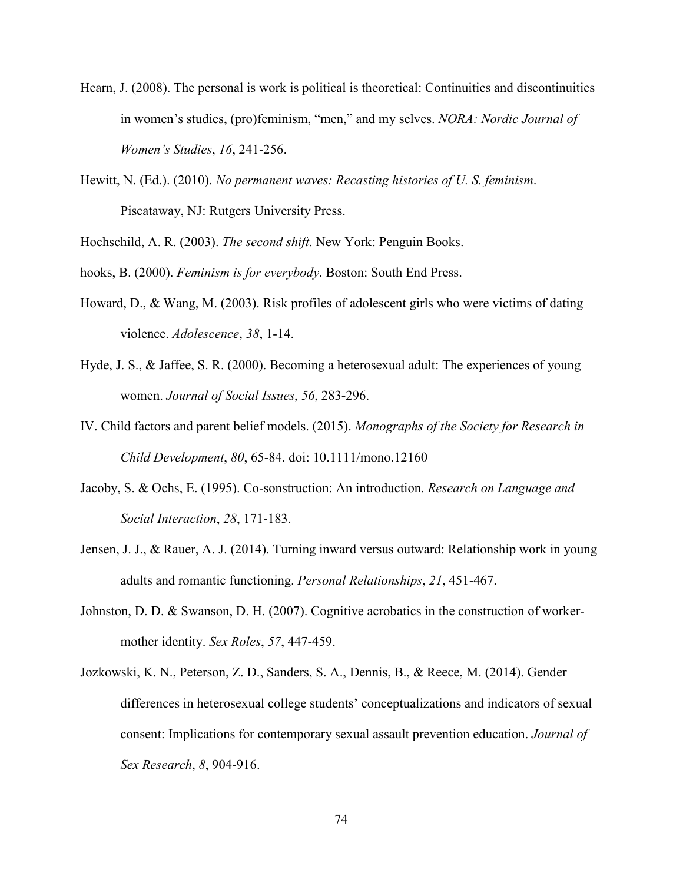Hearn, J. (2008). The personal is work is political is theoretical: Continuities and discontinuities in women's studies, (pro)feminism, "men," and my selves. *NORA: Nordic Journal of Women's Studies*, *16*, 241-256.

Hewitt, N. (Ed.). (2010). *No permanent waves: Recasting histories of U. S. feminism*. Piscataway, NJ: Rutgers University Press.

Hochschild, A. R. (2003). *The second shift*. New York: Penguin Books.

hooks, B. (2000). *Feminism is for everybody*. Boston: South End Press.

Howard, D., & Wang, M. (2003). Risk profiles of adolescent girls who were victims of dating violence. *Adolescence*, *38*, 1-14.

Hyde, J. S., & Jaffee, S. R. (2000). Becoming a heterosexual adult: The experiences of young women. *Journal of Social Issues*, *56*, 283-296.

IV. Child factors and parent belief models. (2015). *Monographs of the Society for Research in Child Development*, *80*, 65-84. doi: 10.1111/mono.12160

Jacoby, S. & Ochs, E. (1995). Co-sonstruction: An introduction. *Research on Language and Social Interaction*, *28*, 171-183.

Jensen, J. J., & Rauer, A. J. (2014). Turning inward versus outward: Relationship work in young adults and romantic functioning. *Personal Relationships*, *21*, 451-467.

Johnston, D. D. & Swanson, D. H. (2007). Cognitive acrobatics in the construction of worker-mother identity. *Sex Roles*, *57*, 447-459.

Jozkowski, K. N., Peterson, Z. D., Sanders, S. A., Dennis, B., & Reece, M. (2014). Gender differences in heterosexual college students' conceptualizations and indicators of sexual consent: Implications for contemporary sexual assault prevention education. *Journal of Sex Research*, *8*, 904-916.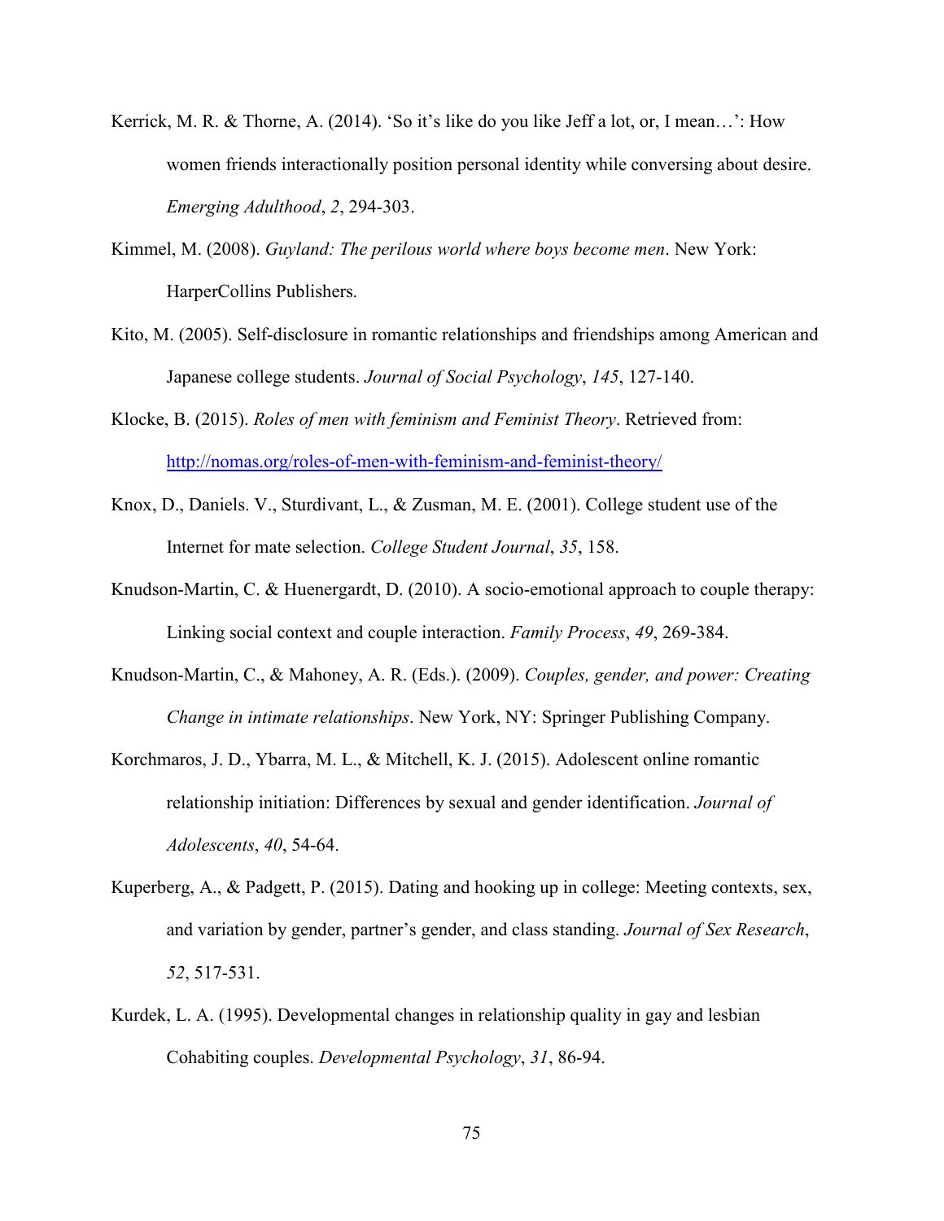Kerrick, M. R. & Thorne, A. (2014). 'So it's like do you like Jeff a lot, or, I mean…': How women friends interactionally position personal identity while conversing about desire. *Emerging Adulthood*, *2*, 294-303.

Kimmel, M. (2008). *Guyland: The perilous world where boys become men*. New York: HarperCollins Publishers.

Kito, M. (2005). Self-disclosure in romantic relationships and friendships among American and Japanese college students. *Journal of Social Psychology*, *145*, 127-140.

Klocke, B. (2015). *Roles of men with feminism and Feminist Theory*. Retrieved from: [http://nomas.org/roles-of-men-with-feminism-and-feminist-theory/](http://nomas.org/roles-of-men-with-feminism-and-feminist-theory/)

Knox, D., Daniels. V., Sturdivant, L., & Zusman, M. E. (2001). College student use of the Internet for mate selection. *College Student Journal*, *35*, 158.

Knudson-Martin, C. & Huenergardt, D. (2010). A socio-emotional approach to couple therapy: Linking social context and couple interaction. *Family Process*, *49*, 269-384.

Knudson-Martin, C., & Mahoney, A. R. (Eds.). (2009). *Couples, gender, and power: Creating Change in intimate relationships*. New York, NY: Springer Publishing Company.

Korchmaros, J. D., Ybarra, M. L., & Mitchell, K. J. (2015). Adolescent online romantic relationship initiation: Differences by sexual and gender identification. *Journal of Adolescents*, *40*, 54-64.

Kuperberg, A., & Padgett, P. (2015). Dating and hooking up in college: Meeting contexts, sex, and variation by gender, partner's gender, and class standing. *Journal of Sex Research*, *52*, 517-531.

Kurdek, L. A. (1995). Developmental changes in relationship quality in gay and lesbian Cohabiting couples. *Developmental Psychology*, *31*, 86-94.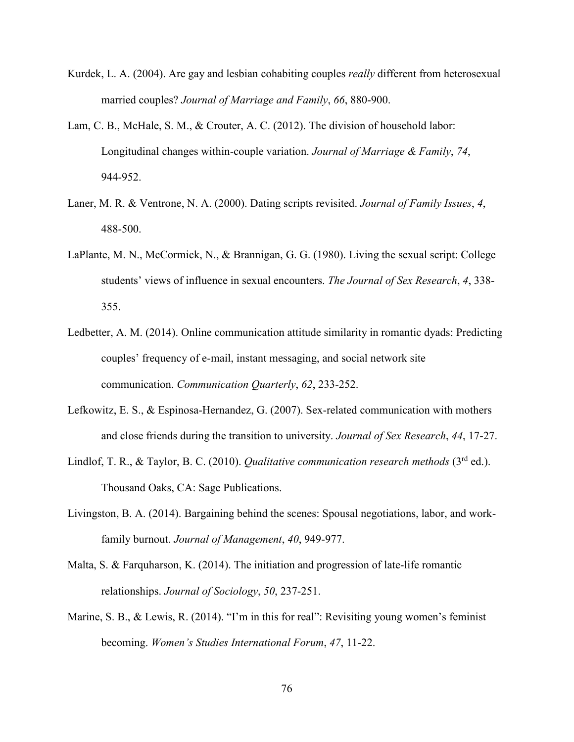Kurdek, L. A. (2004). Are gay and lesbian cohabiting couples *really* different from heterosexual married couples? *Journal of Marriage and Family*, *66*, 880-900.

Lam, C. B., McHale, S. M., & Crouter, A. C. (2012). The division of household labor: Longitudinal changes within-couple variation. *Journal of Marriage & Family*, *74*, 944-952.

Laner, M. R. & Ventrone, N. A. (2000). Dating scripts revisited. *Journal of Family Issues*, *4*, 488-500.

LaPlante, M. N., McCormick, N., & Brannigan, G. G. (1980). Living the sexual script: College students' views of influence in sexual encounters. *The Journal of Sex Research*, *4*, 338-355.

Ledbetter, A. M. (2014). Online communication attitude similarity in romantic dyads: Predicting couples' frequency of e-mail, instant messaging, and social network site communication. *Communication Quarterly*, *62*, 233-252.

Lefkowitz, E. S., & Espinosa-Hernandez, G. (2007). Sex-related communication with mothers and close friends during the transition to university. *Journal of Sex Research*, *44*, 17-27.

Lindlof, T. R., & Taylor, B. C. (2010). *Qualitative communication research methods* (3rd ed.). Thousand Oaks, CA: Sage Publications.

Livingston, B. A. (2014). Bargaining behind the scenes: Spousal negotiations, labor, and work-family burnout. *Journal of Management*, *40*, 949-977.

Malta, S. & Farquharson, K. (2014). The initiation and progression of late-life romantic relationships. *Journal of Sociology*, *50*, 237-251.

Marine, S. B., & Lewis, R. (2014). "I'm in this for real": Revisiting young women's feminist becoming. *Women's Studies International Forum*, *47*, 11-22.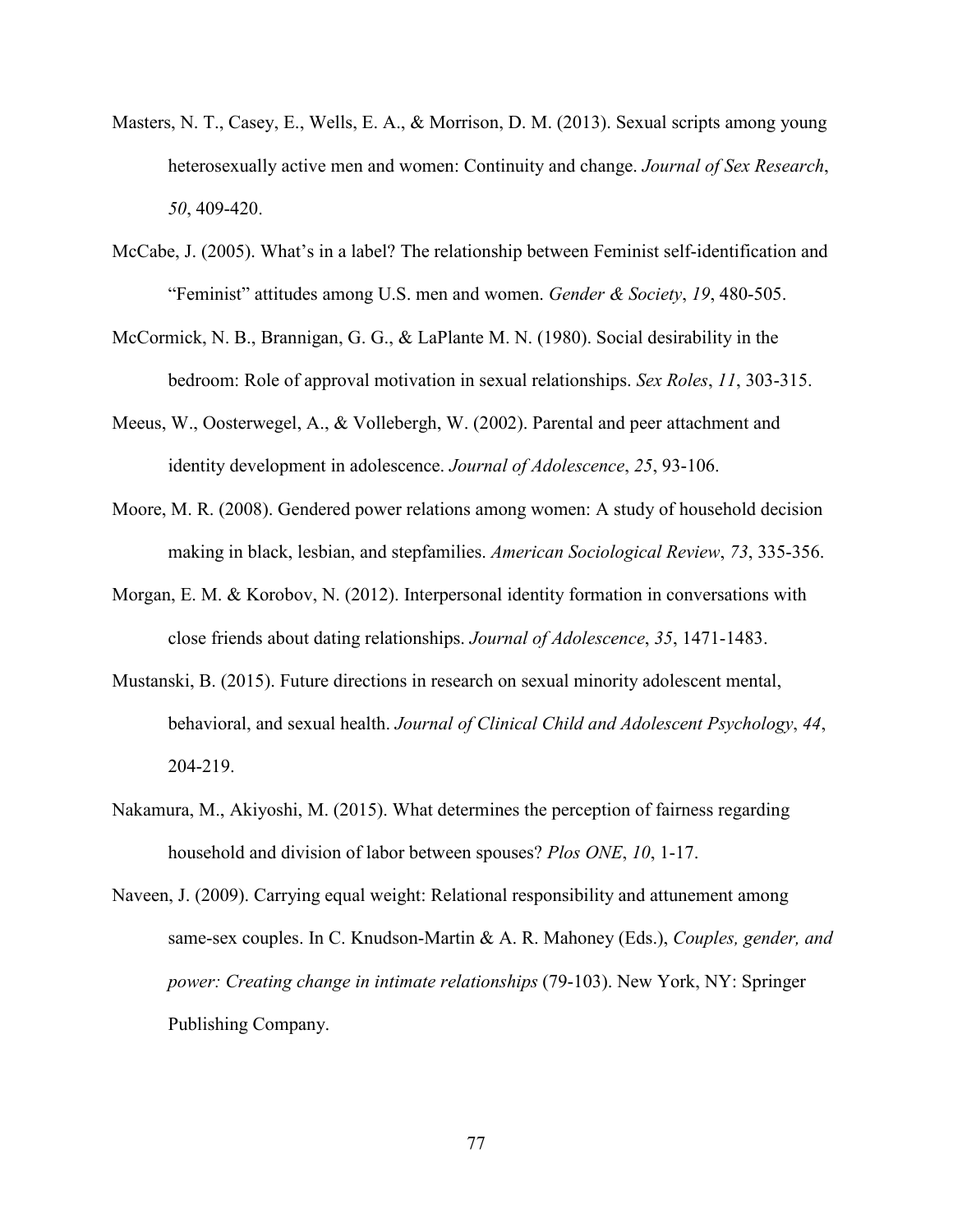Masters, N. T., Casey, E., Wells, E. A., & Morrison, D. M. (2013). Sexual scripts among young heterosexually active men and women: Continuity and change. *Journal of Sex Research*, *50*, 409-420.

McCabe, J. (2005). What's in a label? The relationship between Feminist self-identification and "Feminist" attitudes among U.S. men and women. *Gender & Society*, *19*, 480-505.

McCormick, N. B., Brannigan, G. G., & LaPlante M. N. (1980). Social desirability in the bedroom: Role of approval motivation in sexual relationships. *Sex Roles*, *11*, 303-315.

Meeus, W., Oosterwegel, A., & Vollebergh, W. (2002). Parental and peer attachment and identity development in adolescence. *Journal of Adolescence*, *25*, 93-106.

Moore, M. R. (2008). Gendered power relations among women: A study of household decision making in black, lesbian, and stepfamilies. *American Sociological Review*, *73*, 335-356.

Morgan, E. M. & Korobov, N. (2012). Interpersonal identity formation in conversations with close friends about dating relationships. *Journal of Adolescence*, *35*, 1471-1483.

Mustanski, B. (2015). Future directions in research on sexual minority adolescent mental, behavioral, and sexual health. *Journal of Clinical Child and Adolescent Psychology*, *44*, 204-219.

Nakamura, M., Akiyoshi, M. (2015). What determines the perception of fairness regarding household and division of labor between spouses? *Plos ONE*, *10*, 1-17.

Naveen, J. (2009). Carrying equal weight: Relational responsibility and attunement among same-sex couples. In C. Knudson-Martin & A. R. Mahoney (Eds.), *Couples, gender, and power: Creating change in intimate relationships* (79-103). New York, NY: Springer Publishing Company.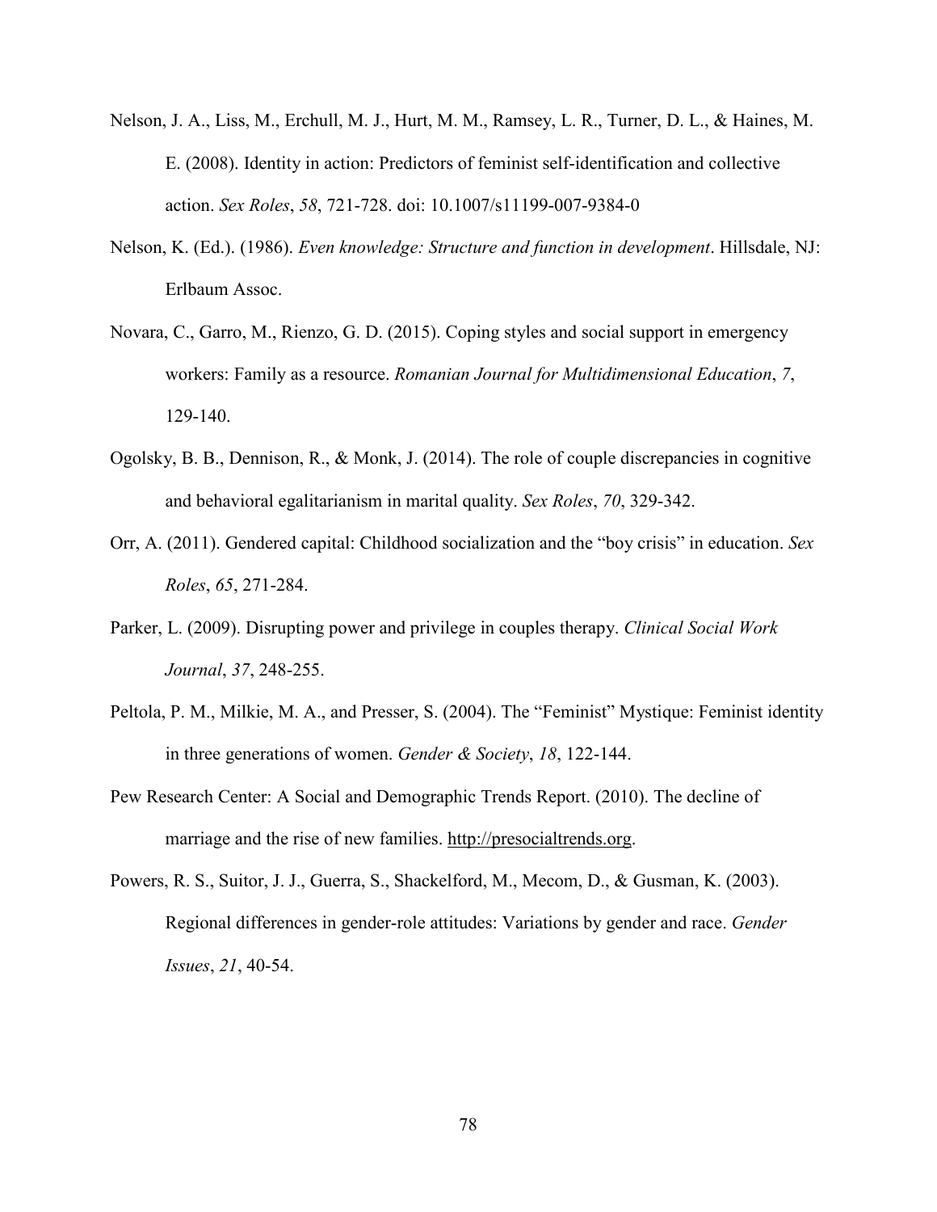Nelson, J. A., Liss, M., Erchull, M. J., Hurt, M. M., Ramsey, L. R., Turner, D. L., & Haines, M. E. (2008). Identity in action: Predictors of feminist self-identification and collective action. *Sex Roles*, *58*, 721-728. doi: 10.1007/s11199-007-9384-0

Nelson, K. (Ed.). (1986). *Even knowledge: Structure and function in development*. Hillsdale, NJ: Erlbaum Assoc.

Novara, C., Garro, M., Rienzo, G. D. (2015). Coping styles and social support in emergency workers: Family as a resource. *Romanian Journal for Multidimensional Education*, *7*, 129-140.

Ogolsky, B. B., Dennison, R., & Monk, J. (2014). The role of couple discrepancies in cognitive and behavioral egalitarianism in marital quality. *Sex Roles*, *70*, 329-342.

Orr, A. (2011). Gendered capital: Childhood socialization and the "boy crisis" in education. *Sex Roles*, *65*, 271-284.

Parker, L. (2009). Disrupting power and privilege in couples therapy. *Clinical Social Work Journal*, *37*, 248-255.

Peltola, P. M., Milkie, M. A., and Presser, S. (2004). The "Feminist" Mystique: Feminist identity in three generations of women. *Gender & Society*, *18*, 122-144.

Pew Research Center: A Social and Demographic Trends Report. (2010). The decline of marriage and the rise of new families. http://presocialtrends.org.

Powers, R. S., Suitor, J. J., Guerra, S., Shackelford, M., Mecom, D., & Gusman, K. (2003). Regional differences in gender-role attitudes: Variations by gender and race. *Gender Issues*, *21*, 40-54.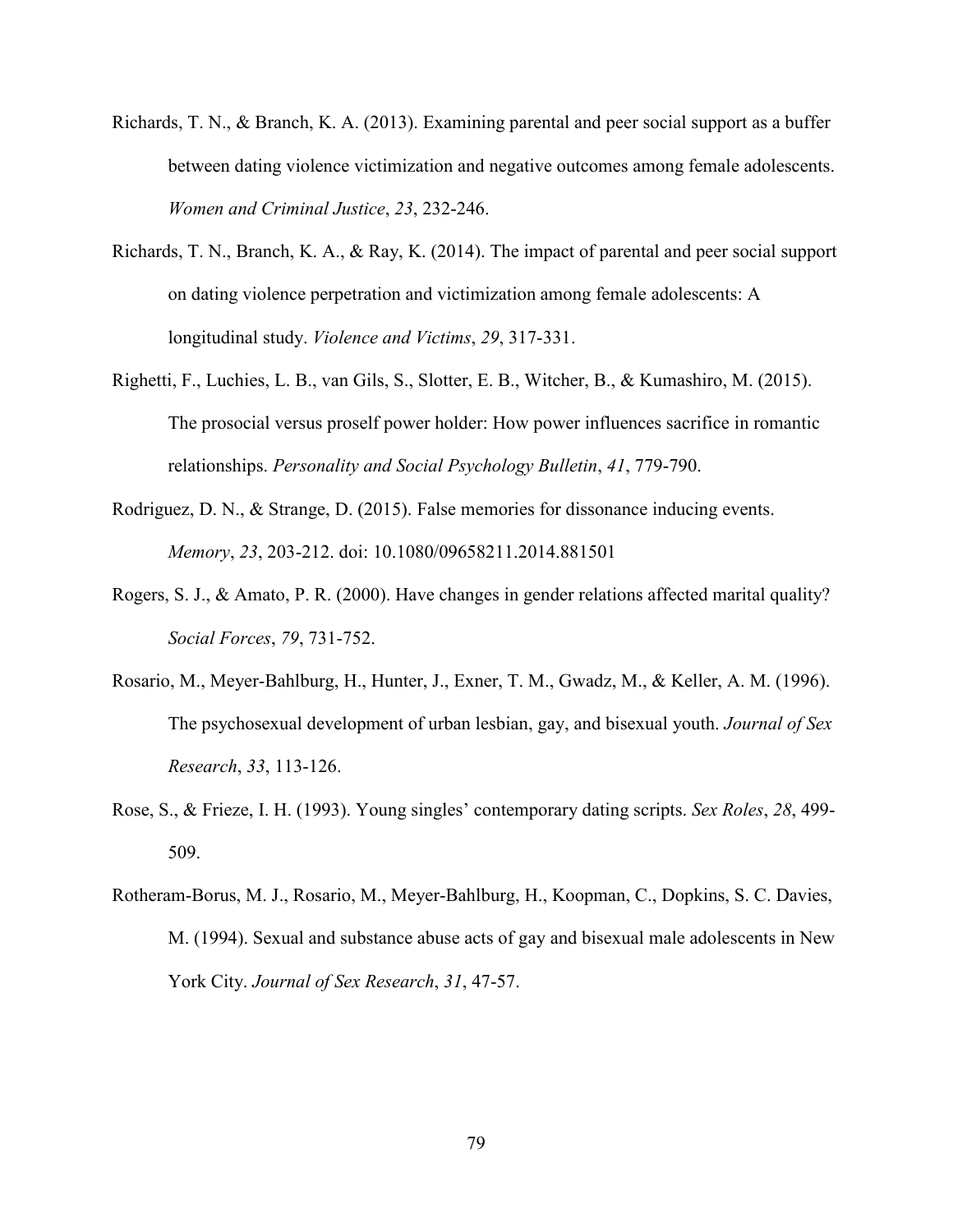Richards, T. N., & Branch, K. A. (2013). Examining parental and peer social support as a buffer between dating violence victimization and negative outcomes among female adolescents. *Women and Criminal Justice*, *23*, 232-246.

Richards, T. N., Branch, K. A., & Ray, K. (2014). The impact of parental and peer social support on dating violence perpetration and victimization among female adolescents: A longitudinal study. *Violence and Victims*, *29*, 317-331.

Righetti, F., Luchies, L. B., van Gils, S., Slotter, E. B., Witcher, B., & Kumashiro, M. (2015). The prosocial versus proself power holder: How power influences sacrifice in romantic relationships. *Personality and Social Psychology Bulletin*, *41*, 779-790.

Rodriguez, D. N., & Strange, D. (2015). False memories for dissonance inducing events. *Memory*, *23*, 203-212. doi: 10.1080/09658211.2014.881501

Rogers, S. J., & Amato, P. R. (2000). Have changes in gender relations affected marital quality? *Social Forces*, *79*, 731-752.

Rosario, M., Meyer-Bahlburg, H., Hunter, J., Exner, T. M., Gwadz, M., & Keller, A. M. (1996). The psychosexual development of urban lesbian, gay, and bisexual youth. *Journal of Sex Research*, *33*, 113-126.

Rose, S., & Frieze, I. H. (1993). Young singles' contemporary dating scripts. *Sex Roles*, *28*, 499-509.

Rotheram-Borus, M. J., Rosario, M., Meyer-Bahlburg, H., Koopman, C., Dopkins, S. C. Davies, M. (1994). Sexual and substance abuse acts of gay and bisexual male adolescents in New York City. *Journal of Sex Research*, *31*, 47-57.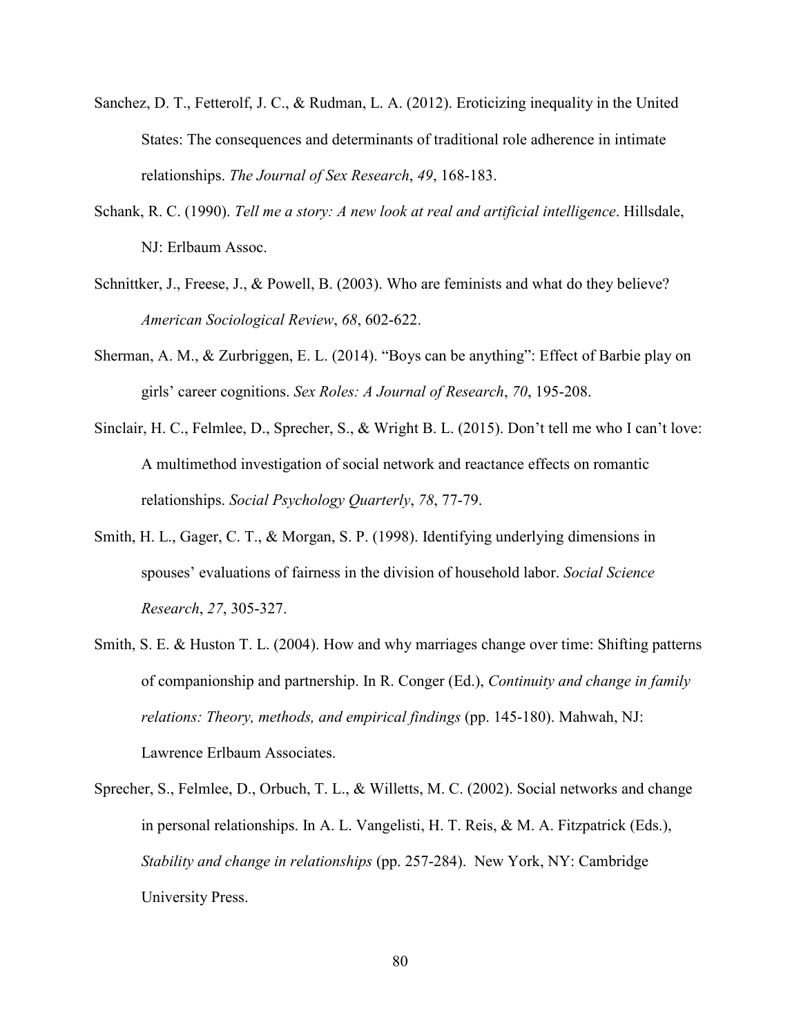Sanchez, D. T., Fetterolf, J. C., & Rudman, L. A. (2012). Eroticizing inequality in the United States: The consequences and determinants of traditional role adherence in intimate relationships. *The Journal of Sex Research*, *49*, 168-183.

Schank, R. C. (1990). *Tell me a story: A new look at real and artificial intelligence*. Hillsdale, NJ: Erlbaum Assoc.

Schnittker, J., Freese, J., & Powell, B. (2003). Who are feminists and what do they believe? *American Sociological Review*, *68*, 602-622.

Sherman, A. M., & Zurbriggen, E. L. (2014). "Boys can be anything": Effect of Barbie play on girls' career cognitions. *Sex Roles: A Journal of Research*, *70*, 195-208.

Sinclair, H. C., Felmlee, D., Sprecher, S., & Wright B. L. (2015). Don't tell me who I can't love: A multimethod investigation of social network and reactance effects on romantic relationships. *Social Psychology Quarterly*, *78*, 77-79.

Smith, H. L., Gager, C. T., & Morgan, S. P. (1998). Identifying underlying dimensions in spouses' evaluations of fairness in the division of household labor. *Social Science Research*, *27*, 305-327.

Smith, S. E. & Huston T. L. (2004). How and why marriages change over time: Shifting patterns of companionship and partnership. In R. Conger (Ed.), *Continuity and change in family relations: Theory, methods, and empirical findings* (pp. 145-180). Mahwah, NJ: Lawrence Erlbaum Associates.

Sprecher, S., Felmlee, D., Orbuch, T. L., & Willetts, M. C. (2002). Social networks and change in personal relationships. In A. L. Vangelisti, H. T. Reis, & M. A. Fitzpatrick (Eds.), *Stability and change in relationships* (pp. 257-284). New York, NY: Cambridge University Press.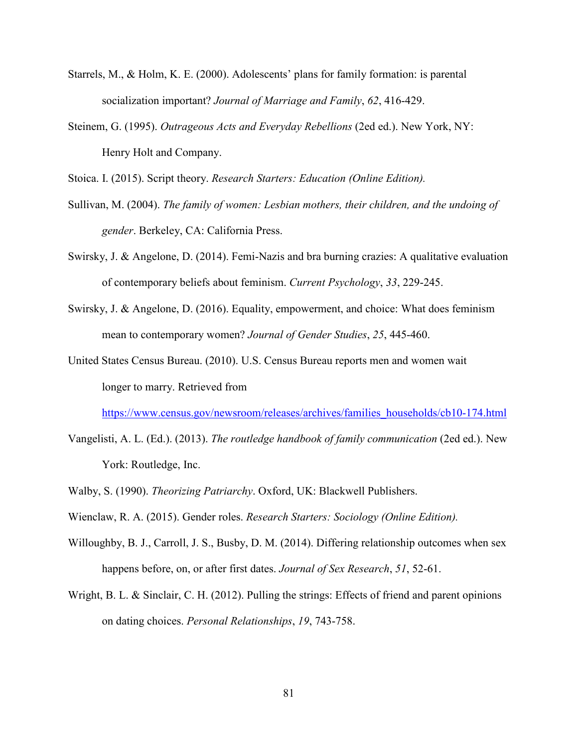Starrels, M., & Holm, K. E. (2000). Adolescents' plans for family formation: is parental socialization important? *Journal of Marriage and Family*, *62*, 416-429.

Steinem, G. (1995). *Outrageous Acts and Everyday Rebellions* (2ed ed.). New York, NY: Henry Holt and Company.

Stoica. I. (2015). Script theory. *Research Starters: Education (Online Edition).*

Sullivan, M. (2004). *The family of women: Lesbian mothers, their children, and the undoing of gender*. Berkeley, CA: California Press.

Swirsky, J. & Angelone, D. (2014). Femi-Nazis and bra burning crazies: A qualitative evaluation of contemporary beliefs about feminism. *Current Psychology*, *33*, 229-245.

Swirsky, J. & Angelone, D. (2016). Equality, empowerment, and choice: What does feminism mean to contemporary women? *Journal of Gender Studies*, *25*, 445-460.

United States Census Bureau. (2010). U.S. Census Bureau reports men and women wait longer to marry. Retrieved from https://www.census.gov/newsroom/releases/archives/families_households/cb10-174.html

Vangelisti, A. L. (Ed.). (2013). *The routledge handbook of family communication* (2ed ed.). New York: Routledge, Inc.

Walby, S. (1990). *Theorizing Patriarchy*. Oxford, UK: Blackwell Publishers.

Wienclaw, R. A. (2015). Gender roles. *Research Starters: Sociology (Online Edition).*

Willoughby, B. J., Carroll, J. S., Busby, D. M. (2014). Differing relationship outcomes when sex happens before, on, or after first dates. *Journal of Sex Research*, *51*, 52-61.

Wright, B. L. & Sinclair, C. H. (2012). Pulling the strings: Effects of friend and parent opinions on dating choices. *Personal Relationships*, *19*, 743-758.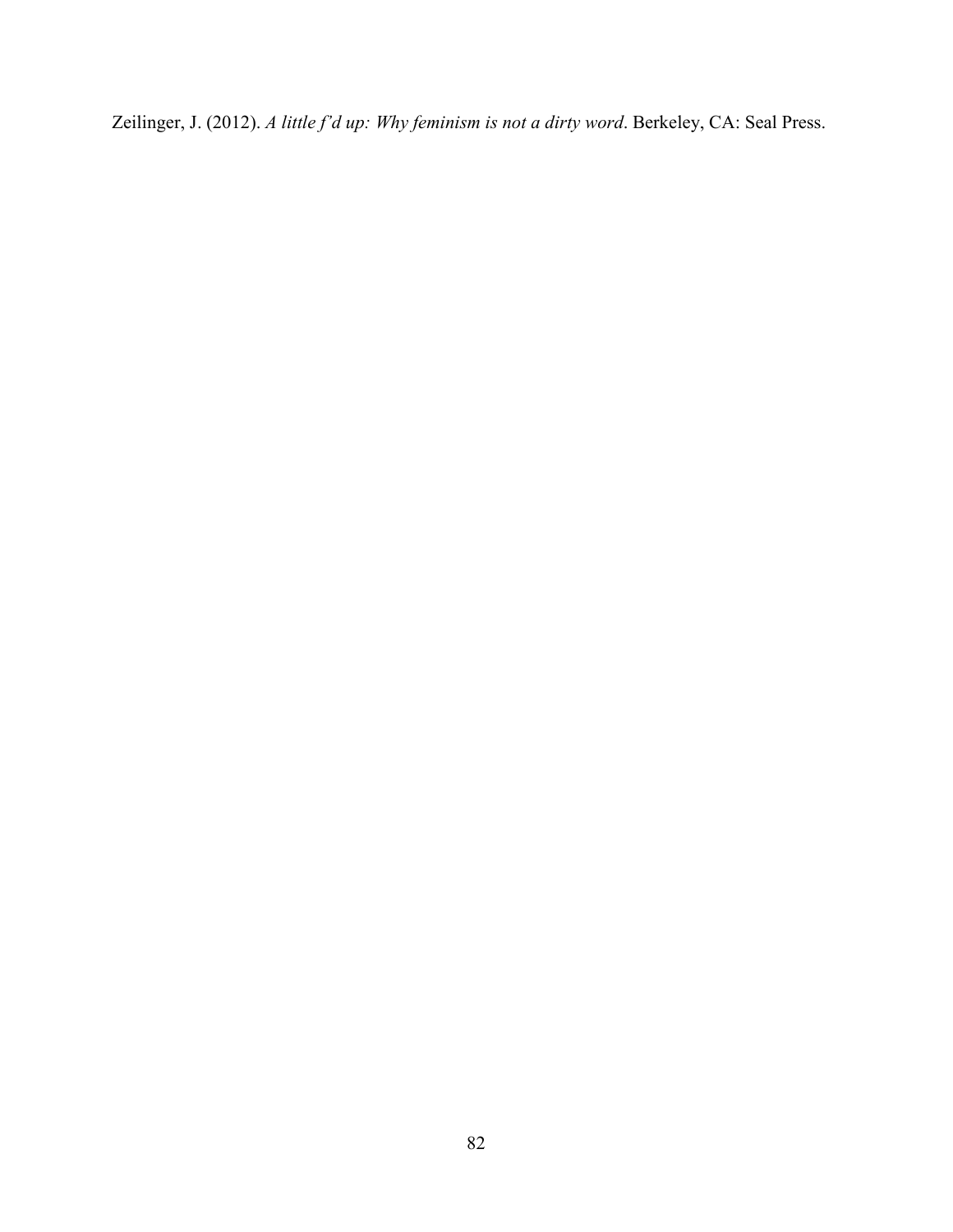Zeilinger, J. (2012). *A little f'd up: Why feminism is not a dirty word*. Berkeley, CA: Seal Press.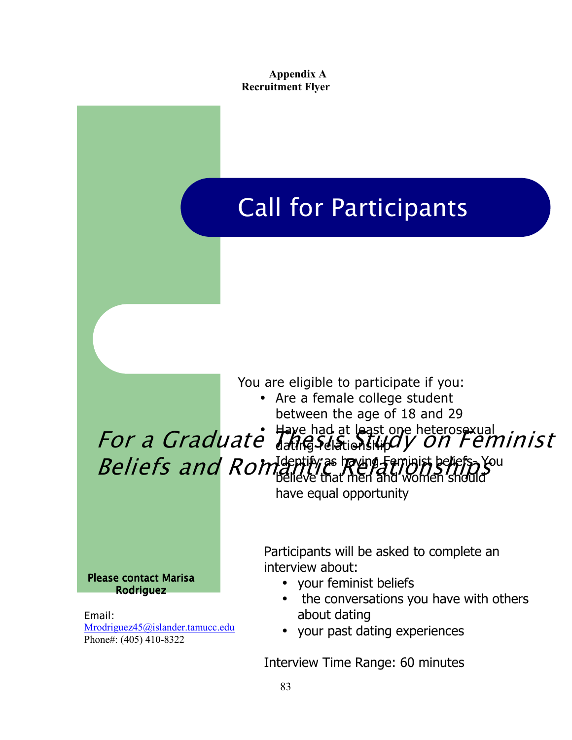**Appendix A**
**Recruitment Flyer**

# Call for Participants

*For a Graduate Thesis Study on Feminist Beliefs and Romantic Relationships*

You are eligible to participate if you:

- Are a female college student between the age of 18 and 29
- Have had at least one heterosexual dating relationship
- Identify as having Feminist beliefs- You believe that men and women should have equal opportunity

Participants will be asked to complete an interview about:

- your feminist beliefs
- the conversations you have with others about dating
- your past dating experiences

Interview Time Range: 60 minutes

**Please contact Marisa Rodriguez**

Email: Mrodriguez45@islander.tamucc.edu
Phone#: (405) 410-8322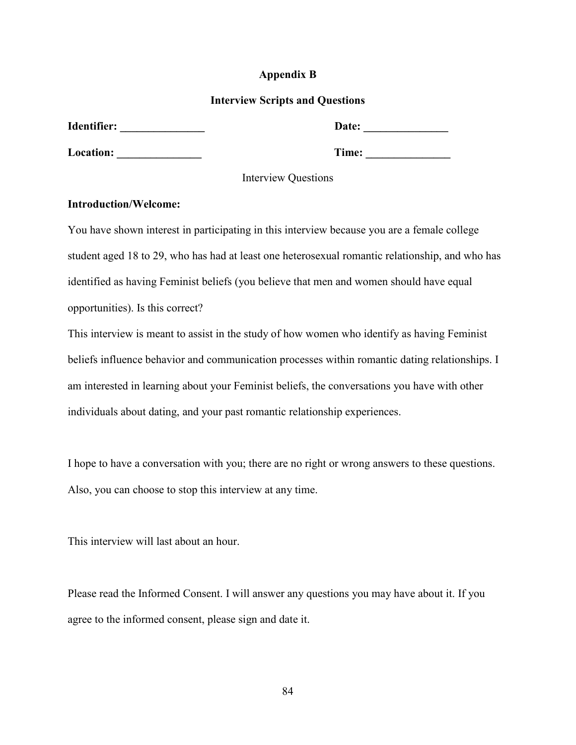**Appendix B**

**Interview Scripts and Questions**

**Identifier: _______________** **Date: _______________**

**Location: _______________** **Time: _______________**

Interview Questions

**Introduction/Welcome:**

You have shown interest in participating in this interview because you are a female college student aged 18 to 29, who has had at least one heterosexual romantic relationship, and who has identified as having Feminist beliefs (you believe that men and women should have equal opportunities). Is this correct?

This interview is meant to assist in the study of how women who identify as having Feminist beliefs influence behavior and communication processes within romantic dating relationships. I am interested in learning about your Feminist beliefs, the conversations you have with other individuals about dating, and your past romantic relationship experiences.

I hope to have a conversation with you; there are no right or wrong answers to these questions. Also, you can choose to stop this interview at any time.

This interview will last about an hour.

Please read the Informed Consent. I will answer any questions you may have about it. If you agree to the informed consent, please sign and date it.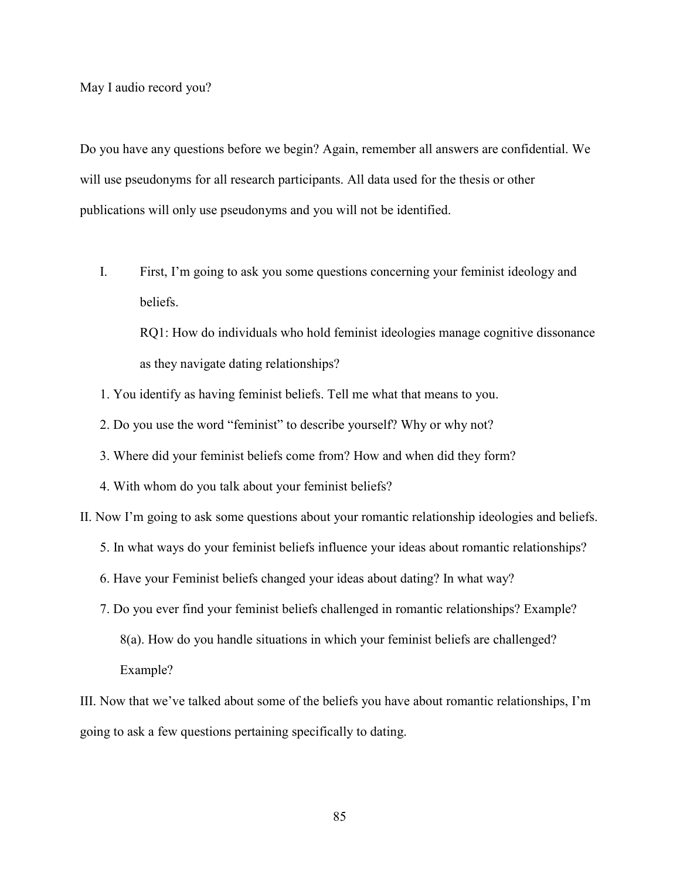May I audio record you?

Do you have any questions before we begin? Again, remember all answers are confidential. We will use pseudonyms for all research participants. All data used for the thesis or other publications will only use pseudonyms and you will not be identified.

I. First, I'm going to ask you some questions concerning your feminist ideology and beliefs.

   RQ1: How do individuals who hold feminist ideologies manage cognitive dissonance as they navigate dating relationships?

1. You identify as having feminist beliefs. Tell me what that means to you.
2. Do you use the word "feminist" to describe yourself? Why or why not?
3. Where did your feminist beliefs come from? How and when did they form?
4. With whom do you talk about your feminist beliefs?

II. Now I'm going to ask some questions about your romantic relationship ideologies and beliefs.

5. In what ways do your feminist beliefs influence your ideas about romantic relationships?
6. Have your Feminist beliefs changed your ideas about dating? In what way?
7. Do you ever find your feminist beliefs challenged in romantic relationships? Example?

   8(a). How do you handle situations in which your feminist beliefs are challenged? Example?

III. Now that we've talked about some of the beliefs you have about romantic relationships, I'm going to ask a few questions pertaining specifically to dating.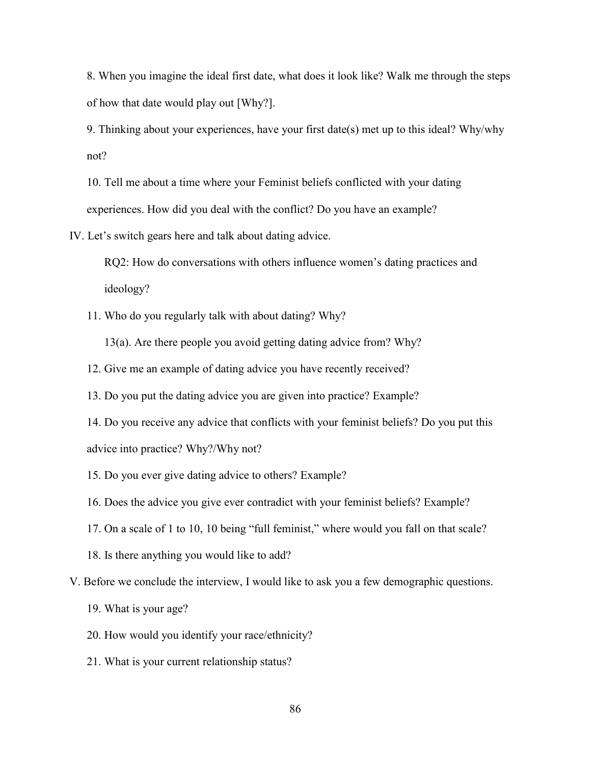8. When you imagine the ideal first date, what does it look like? Walk me through the steps of how that date would play out [Why?].

9. Thinking about your experiences, have your first date(s) met up to this ideal? Why/why not?

10. Tell me about a time where your Feminist beliefs conflicted with your dating experiences. How did you deal with the conflict? Do you have an example?

IV. Let's switch gears here and talk about dating advice.

RQ2: How do conversations with others influence women's dating practices and ideology?

11. Who do you regularly talk with about dating? Why?

13(a). Are there people you avoid getting dating advice from? Why?

12. Give me an example of dating advice you have recently received?

13. Do you put the dating advice you are given into practice? Example?

14. Do you receive any advice that conflicts with your feminist beliefs? Do you put this advice into practice? Why?/Why not?

15. Do you ever give dating advice to others? Example?

16. Does the advice you give ever contradict with your feminist beliefs? Example?

17. On a scale of 1 to 10, 10 being "full feminist," where would you fall on that scale?

18. Is there anything you would like to add?

V. Before we conclude the interview, I would like to ask you a few demographic questions.

19. What is your age?

20. How would you identify your race/ethnicity?

21. What is your current relationship status?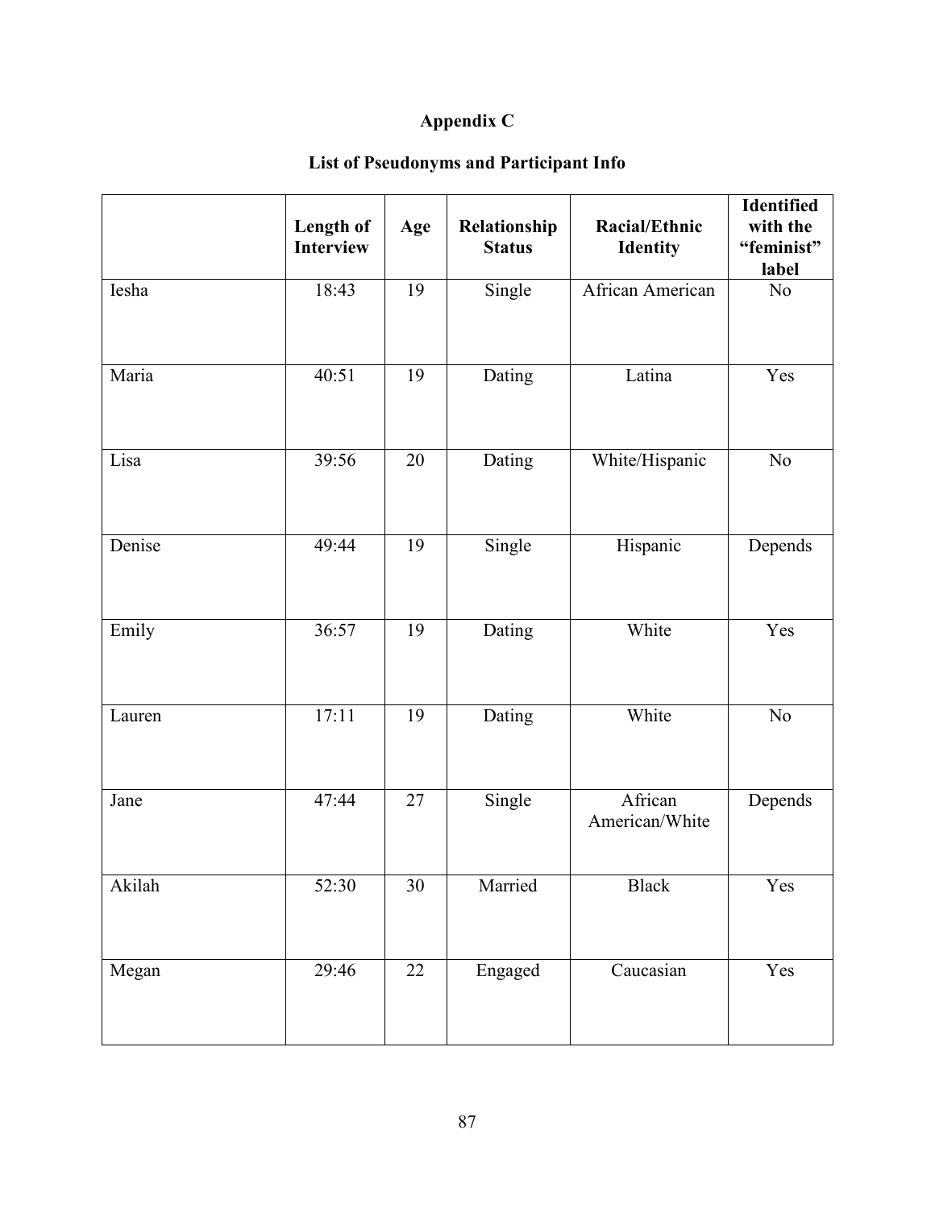# Appendix C

## List of Pseudonyms and Participant Info

| | Length of Interview | Age | Relationship Status | Racial/Ethnic Identity | Identified with the "feminist" label |
|---|---|---|---|---|---|
| Iesha | 18:43 | 19 | Single | African American | No |
| Maria | 40:51 | 19 | Dating | Latina | Yes |
| Lisa | 39:56 | 20 | Dating | White/Hispanic | No |
| Denise | 49:44 | 19 | Single | Hispanic | Depends |
| Emily | 36:57 | 19 | Dating | White | Yes |
| Lauren | 17:11 | 19 | Dating | White | No |
| Jane | 47:44 | 27 | Single | African American/White | Depends |
| Akilah | 52:30 | 30 | Married | Black | Yes |
| Megan | 29:46 | 22 | Engaged | Caucasian | Yes |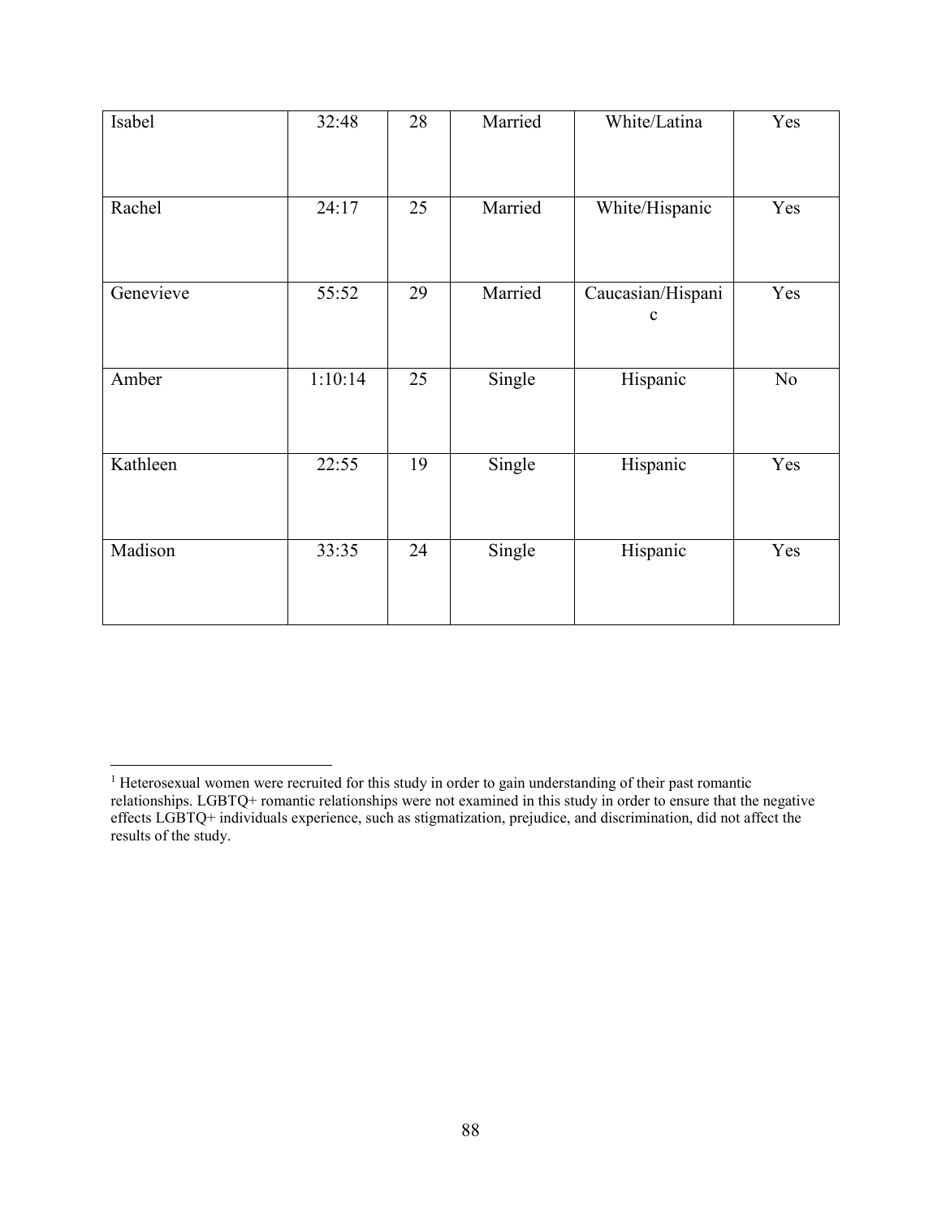| | | | | | |
|---|---|---|---|---|---|
| Isabel | 32:48 | 28 | Married | White/Latina | Yes |
| Rachel | 24:17 | 25 | Married | White/Hispanic | Yes |
| Genevieve | 55:52 | 29 | Married | Caucasian/Hispanic | Yes |
| Amber | 1:10:14 | 25 | Single | Hispanic | No |
| Kathleen | 22:55 | 19 | Single | Hispanic | Yes |
| Madison | 33:35 | 24 | Single | Hispanic | Yes |

[1] Heterosexual women were recruited for this study in order to gain understanding of their past romantic relationships. LGBTQ+ romantic relationships were not examined in this study in order to ensure that the negative effects LGBTQ+ individuals experience, such as stigmatization, prejudice, and discrimination, did not affect the results of the study.